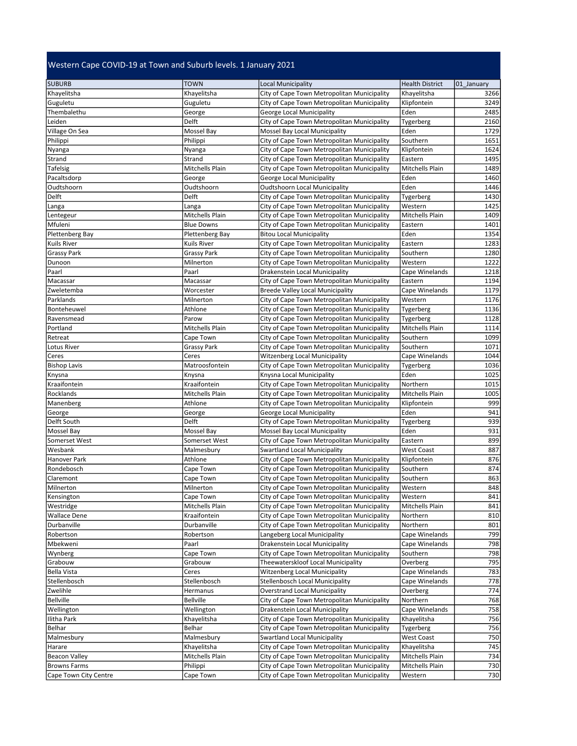# Western Cape COVID-19 at Town and Suburb levels. 1 January 2021

| SUBURB | TOWN | Local Municipality | Health District | 01_January |
|---|---|---|---|---|
| Khayelitsha | Khayelitsha | City of Cape Town Metropolitan Municipality | Khayelitsha | 3266 |
| Guguletu | Guguletu | City of Cape Town Metropolitan Municipality | Klipfontein | 3249 |
| Thembalethu | George | George Local Municipality | Eden | 2485 |
| Leiden | Delft | City of Cape Town Metropolitan Municipality | Tygerberg | 2160 |
| Village On Sea | Mossel Bay | Mossel Bay Local Municipality | Eden | 1729 |
| Philippi | Philippi | City of Cape Town Metropolitan Municipality | Southern | 1651 |
| Nyanga | Nyanga | City of Cape Town Metropolitan Municipality | Klipfontein | 1624 |
| Strand | Strand | City of Cape Town Metropolitan Municipality | Eastern | 1495 |
| Tafelsig | Mitchells Plain | City of Cape Town Metropolitan Municipality | Mitchells Plain | 1489 |
| Pacaltsdorp | George | George Local Municipality | Eden | 1460 |
| Oudtshoorn | Oudtshoorn | Oudtshoorn Local Municipality | Eden | 1446 |
| Delft | Delft | City of Cape Town Metropolitan Municipality | Tygerberg | 1430 |
| Langa | Langa | City of Cape Town Metropolitan Municipality | Western | 1425 |
| Lentegeur | Mitchells Plain | City of Cape Town Metropolitan Municipality | Mitchells Plain | 1409 |
| Mfuleni | Blue Downs | City of Cape Town Metropolitan Municipality | Eastern | 1401 |
| Plettenberg Bay | Plettenberg Bay | Bitou Local Municipality | Eden | 1354 |
| Kuils River | Kuils River | City of Cape Town Metropolitan Municipality | Eastern | 1283 |
| Grassy Park | Grassy Park | City of Cape Town Metropolitan Municipality | Southern | 1280 |
| Dunoon | Milnerton | City of Cape Town Metropolitan Municipality | Western | 1222 |
| Paarl | Paarl | Drakenstein Local Municipality | Cape Winelands | 1218 |
| Macassar | Macassar | City of Cape Town Metropolitan Municipality | Eastern | 1194 |
| Zweletemba | Worcester | Breede Valley Local Municipality | Cape Winelands | 1179 |
| Parklands | Milnerton | City of Cape Town Metropolitan Municipality | Western | 1176 |
| Bonteheuwel | Athlone | City of Cape Town Metropolitan Municipality | Tygerberg | 1136 |
| Ravensmead | Parow | City of Cape Town Metropolitan Municipality | Tygerberg | 1128 |
| Portland | Mitchells Plain | City of Cape Town Metropolitan Municipality | Mitchells Plain | 1114 |
| Retreat | Cape Town | City of Cape Town Metropolitan Municipality | Southern | 1099 |
| Lotus River | Grassy Park | City of Cape Town Metropolitan Municipality | Southern | 1071 |
| Ceres | Ceres | Witzenberg Local Municipality | Cape Winelands | 1044 |
| Bishop Lavis | Matroosfontein | City of Cape Town Metropolitan Municipality | Tygerberg | 1036 |
| Knysna | Knysna | Knysna Local Municipality | Eden | 1025 |
| Kraaifontein | Kraaifontein | City of Cape Town Metropolitan Municipality | Northern | 1015 |
| Rocklands | Mitchells Plain | City of Cape Town Metropolitan Municipality | Mitchells Plain | 1005 |
| Manenberg | Athlone | City of Cape Town Metropolitan Municipality | Klipfontein | 999 |
| George | George | George Local Municipality | Eden | 941 |
| Delft South | Delft | City of Cape Town Metropolitan Municipality | Tygerberg | 939 |
| Mossel Bay | Mossel Bay | Mossel Bay Local Municipality | Eden | 931 |
| Somerset West | Somerset West | City of Cape Town Metropolitan Municipality | Eastern | 899 |
| Wesbank | Malmesbury | Swartland Local Municipality | West Coast | 887 |
| Hanover Park | Athlone | City of Cape Town Metropolitan Municipality | Klipfontein | 876 |
| Rondebosch | Cape Town | City of Cape Town Metropolitan Municipality | Southern | 874 |
| Claremont | Cape Town | City of Cape Town Metropolitan Municipality | Southern | 863 |
| Milnerton | Milnerton | City of Cape Town Metropolitan Municipality | Western | 848 |
| Kensington | Cape Town | City of Cape Town Metropolitan Municipality | Western | 841 |
| Westridge | Mitchells Plain | City of Cape Town Metropolitan Municipality | Mitchells Plain | 841 |
| Wallace Dene | Kraaifontein | City of Cape Town Metropolitan Municipality | Northern | 810 |
| Durbanville | Durbanville | City of Cape Town Metropolitan Municipality | Northern | 801 |
| Robertson | Robertson | Langeberg Local Municipality | Cape Winelands | 799 |
| Mbekweni | Paarl | Drakenstein Local Municipality | Cape Winelands | 798 |
| Wynberg | Cape Town | City of Cape Town Metropolitan Municipality | Southern | 798 |
| Grabouw | Grabouw | Theewaterskloof Local Municipality | Overberg | 795 |
| Bella Vista | Ceres | Witzenberg Local Municipality | Cape Winelands | 783 |
| Stellenbosch | Stellenbosch | Stellenbosch Local Municipality | Cape Winelands | 778 |
| Zwelihle | Hermanus | Overstrand Local Municipality | Overberg | 774 |
| Bellville | Bellville | City of Cape Town Metropolitan Municipality | Northern | 768 |
| Wellington | Wellington | Drakenstein Local Municipality | Cape Winelands | 758 |
| Ilitha Park | Khayelitsha | City of Cape Town Metropolitan Municipality | Khayelitsha | 756 |
| Belhar | Belhar | City of Cape Town Metropolitan Municipality | Tygerberg | 756 |
| Malmesbury | Malmesbury | Swartland Local Municipality | West Coast | 750 |
| Harare | Khayelitsha | City of Cape Town Metropolitan Municipality | Khayelitsha | 745 |
| Beacon Valley | Mitchells Plain | City of Cape Town Metropolitan Municipality | Mitchells Plain | 734 |
| Browns Farms | Philippi | City of Cape Town Metropolitan Municipality | Mitchells Plain | 730 |
| Cape Town City Centre | Cape Town | City of Cape Town Metropolitan Municipality | Western | 730 |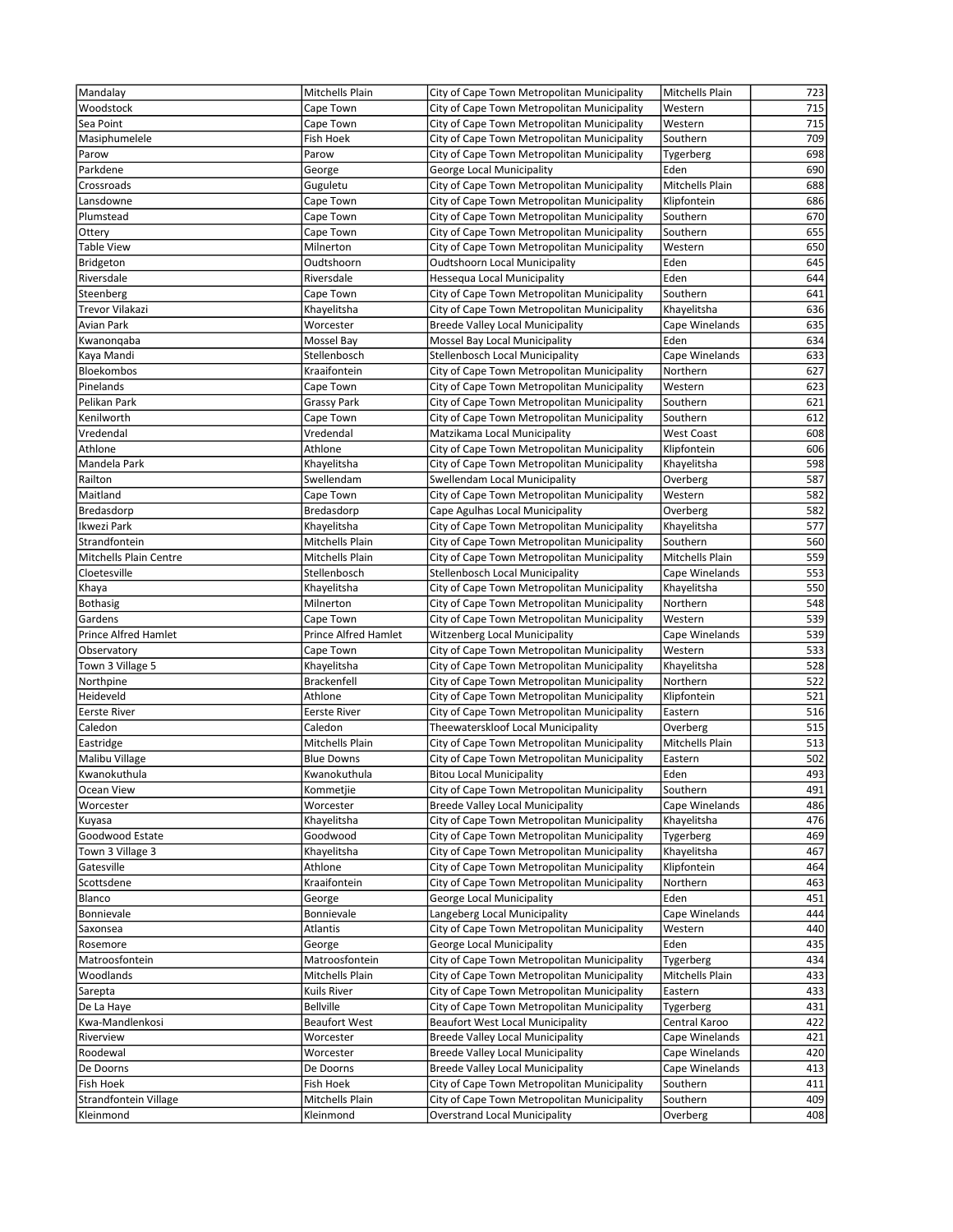| | | | | |
|---|---|---|---|---|
| Mandalay | Mitchells Plain | City of Cape Town Metropolitan Municipality | Mitchells Plain | 723 |
| Woodstock | Cape Town | City of Cape Town Metropolitan Municipality | Western | 715 |
| Sea Point | Cape Town | City of Cape Town Metropolitan Municipality | Western | 715 |
| Masiphumelele | Fish Hoek | City of Cape Town Metropolitan Municipality | Southern | 709 |
| Parow | Parow | City of Cape Town Metropolitan Municipality | Tygerberg | 698 |
| Parkdene | George | George Local Municipality | Eden | 690 |
| Crossroads | Guguletu | City of Cape Town Metropolitan Municipality | Mitchells Plain | 688 |
| Lansdowne | Cape Town | City of Cape Town Metropolitan Municipality | Klipfontein | 686 |
| Plumstead | Cape Town | City of Cape Town Metropolitan Municipality | Southern | 670 |
| Ottery | Cape Town | City of Cape Town Metropolitan Municipality | Southern | 655 |
| Table View | Milnerton | City of Cape Town Metropolitan Municipality | Western | 650 |
| Bridgeton | Oudtshoorn | Oudtshoorn Local Municipality | Eden | 645 |
| Riversdale | Riversdale | Hessequa Local Municipality | Eden | 644 |
| Steenberg | Cape Town | City of Cape Town Metropolitan Municipality | Southern | 641 |
| Trevor Vilakazi | Khayelitsha | City of Cape Town Metropolitan Municipality | Khayelitsha | 636 |
| Avian Park | Worcester | Breede Valley Local Municipality | Cape Winelands | 635 |
| Kwanonqaba | Mossel Bay | Mossel Bay Local Municipality | Eden | 634 |
| Kaya Mandi | Stellenbosch | Stellenbosch Local Municipality | Cape Winelands | 633 |
| Bloekombos | Kraaifontein | City of Cape Town Metropolitan Municipality | Northern | 627 |
| Pinelands | Cape Town | City of Cape Town Metropolitan Municipality | Western | 623 |
| Pelikan Park | Grassy Park | City of Cape Town Metropolitan Municipality | Southern | 621 |
| Kenilworth | Cape Town | City of Cape Town Metropolitan Municipality | Southern | 612 |
| Vredendal | Vredendal | Matzikama Local Municipality | West Coast | 608 |
| Athlone | Athlone | City of Cape Town Metropolitan Municipality | Klipfontein | 606 |
| Mandela Park | Khayelitsha | City of Cape Town Metropolitan Municipality | Khayelitsha | 598 |
| Railton | Swellendam | Swellendam Local Municipality | Overberg | 587 |
| Maitland | Cape Town | City of Cape Town Metropolitan Municipality | Western | 582 |
| Bredasdorp | Bredasdorp | Cape Agulhas Local Municipality | Overberg | 582 |
| Ikwezi Park | Khayelitsha | City of Cape Town Metropolitan Municipality | Khayelitsha | 577 |
| Strandfontein | Mitchells Plain | City of Cape Town Metropolitan Municipality | Southern | 560 |
| Mitchells Plain Centre | Mitchells Plain | City of Cape Town Metropolitan Municipality | Mitchells Plain | 559 |
| Cloetesville | Stellenbosch | Stellenbosch Local Municipality | Cape Winelands | 553 |
| Khaya | Khayelitsha | City of Cape Town Metropolitan Municipality | Khayelitsha | 550 |
| Bothasig | Milnerton | City of Cape Town Metropolitan Municipality | Northern | 548 |
| Gardens | Cape Town | City of Cape Town Metropolitan Municipality | Western | 539 |
| Prince Alfred Hamlet | Prince Alfred Hamlet | Witzenberg Local Municipality | Cape Winelands | 539 |
| Observatory | Cape Town | City of Cape Town Metropolitan Municipality | Western | 533 |
| Town 3 Village 5 | Khayelitsha | City of Cape Town Metropolitan Municipality | Khayelitsha | 528 |
| Northpine | Brackenfell | City of Cape Town Metropolitan Municipality | Northern | 522 |
| Heideveld | Athlone | City of Cape Town Metropolitan Municipality | Klipfontein | 521 |
| Eerste River | Eerste River | City of Cape Town Metropolitan Municipality | Eastern | 516 |
| Caledon | Caledon | Theewaterskloof Local Municipality | Overberg | 515 |
| Eastridge | Mitchells Plain | City of Cape Town Metropolitan Municipality | Mitchells Plain | 513 |
| Malibu Village | Blue Downs | City of Cape Town Metropolitan Municipality | Eastern | 502 |
| Kwanokuthula | Kwanokuthula | Bitou Local Municipality | Eden | 493 |
| Ocean View | Kommetjie | City of Cape Town Metropolitan Municipality | Southern | 491 |
| Worcester | Worcester | Breede Valley Local Municipality | Cape Winelands | 486 |
| Kuyasa | Khayelitsha | City of Cape Town Metropolitan Municipality | Khayelitsha | 476 |
| Goodwood Estate | Goodwood | City of Cape Town Metropolitan Municipality | Tygerberg | 469 |
| Town 3 Village 3 | Khayelitsha | City of Cape Town Metropolitan Municipality | Khayelitsha | 467 |
| Gatesville | Athlone | City of Cape Town Metropolitan Municipality | Klipfontein | 464 |
| Scottsdene | Kraaifontein | City of Cape Town Metropolitan Municipality | Northern | 463 |
| Blanco | George | George Local Municipality | Eden | 451 |
| Bonnievale | Bonnievale | Langeberg Local Municipality | Cape Winelands | 444 |
| Saxonsea | Atlantis | City of Cape Town Metropolitan Municipality | Western | 440 |
| Rosemore | George | George Local Municipality | Eden | 435 |
| Matroosfontein | Matroosfontein | City of Cape Town Metropolitan Municipality | Tygerberg | 434 |
| Woodlands | Mitchells Plain | City of Cape Town Metropolitan Municipality | Mitchells Plain | 433 |
| Sarepta | Kuils River | City of Cape Town Metropolitan Municipality | Eastern | 433 |
| De La Haye | Bellville | City of Cape Town Metropolitan Municipality | Tygerberg | 431 |
| Kwa-Mandlenkosi | Beaufort West | Beaufort West Local Municipality | Central Karoo | 422 |
| Riverview | Worcester | Breede Valley Local Municipality | Cape Winelands | 421 |
| Roodewal | Worcester | Breede Valley Local Municipality | Cape Winelands | 420 |
| De Doorns | De Doorns | Breede Valley Local Municipality | Cape Winelands | 413 |
| Fish Hoek | Fish Hoek | City of Cape Town Metropolitan Municipality | Southern | 411 |
| Strandfontein Village | Mitchells Plain | City of Cape Town Metropolitan Municipality | Southern | 409 |
| Kleinmond | Kleinmond | Overstrand Local Municipality | Overberg | 408 |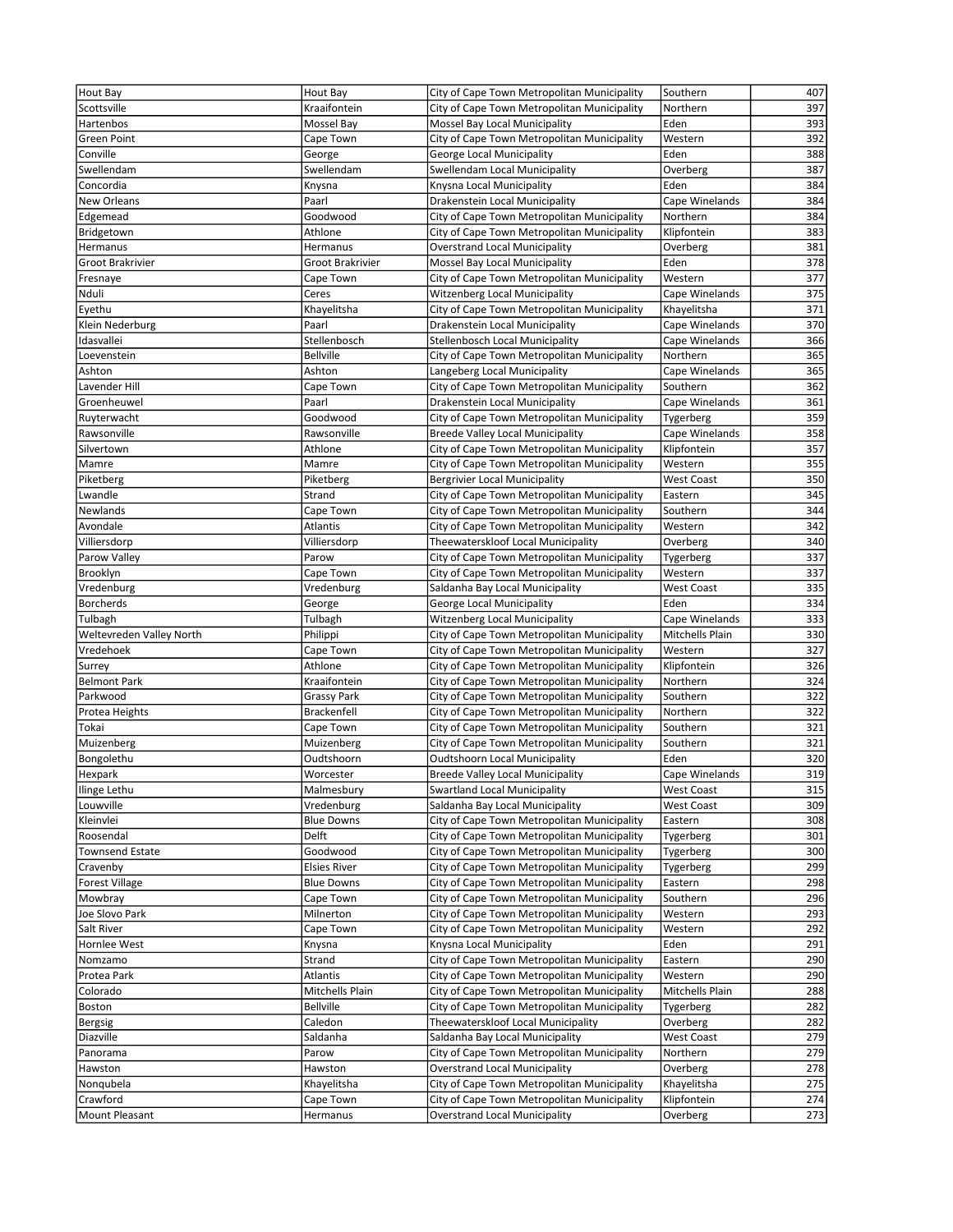| | | | | |
|---|---|---|---|---|
| Hout Bay | Hout Bay | City of Cape Town Metropolitan Municipality | Southern | 407 |
| Scottsville | Kraaifontein | City of Cape Town Metropolitan Municipality | Northern | 397 |
| Hartenbos | Mossel Bay | Mossel Bay Local Municipality | Eden | 393 |
| Green Point | Cape Town | City of Cape Town Metropolitan Municipality | Western | 392 |
| Conville | George | George Local Municipality | Eden | 388 |
| Swellendam | Swellendam | Swellendam Local Municipality | Overberg | 387 |
| Concordia | Knysna | Knysna Local Municipality | Eden | 384 |
| New Orleans | Paarl | Drakenstein Local Municipality | Cape Winelands | 384 |
| Edgemead | Goodwood | City of Cape Town Metropolitan Municipality | Northern | 384 |
| Bridgetown | Athlone | City of Cape Town Metropolitan Municipality | Klipfontein | 383 |
| Hermanus | Hermanus | Overstrand Local Municipality | Overberg | 381 |
| Groot Brakrivier | Groot Brakrivier | Mossel Bay Local Municipality | Eden | 378 |
| Fresnaye | Cape Town | City of Cape Town Metropolitan Municipality | Western | 377 |
| Nduli | Ceres | Witzenberg Local Municipality | Cape Winelands | 375 |
| Eyethu | Khayelitsha | City of Cape Town Metropolitan Municipality | Khayelitsha | 371 |
| Klein Nederburg | Paarl | Drakenstein Local Municipality | Cape Winelands | 370 |
| Idasvallei | Stellenbosch | Stellenbosch Local Municipality | Cape Winelands | 366 |
| Loevenstein | Bellville | City of Cape Town Metropolitan Municipality | Northern | 365 |
| Ashton | Ashton | Langeberg Local Municipality | Cape Winelands | 365 |
| Lavender Hill | Cape Town | City of Cape Town Metropolitan Municipality | Southern | 362 |
| Groenheuwel | Paarl | Drakenstein Local Municipality | Cape Winelands | 361 |
| Ruyterwacht | Goodwood | City of Cape Town Metropolitan Municipality | Tygerberg | 359 |
| Rawsonville | Rawsonville | Breede Valley Local Municipality | Cape Winelands | 358 |
| Silvertown | Athlone | City of Cape Town Metropolitan Municipality | Klipfontein | 357 |
| Mamre | Mamre | City of Cape Town Metropolitan Municipality | Western | 355 |
| Piketberg | Piketberg | Bergrivier Local Municipality | West Coast | 350 |
| Lwandle | Strand | City of Cape Town Metropolitan Municipality | Eastern | 345 |
| Newlands | Cape Town | City of Cape Town Metropolitan Municipality | Southern | 344 |
| Avondale | Atlantis | City of Cape Town Metropolitan Municipality | Western | 342 |
| Villiersdorp | Villiersdorp | Theewaterskloof Local Municipality | Overberg | 340 |
| Parow Valley | Parow | City of Cape Town Metropolitan Municipality | Tygerberg | 337 |
| Brooklyn | Cape Town | City of Cape Town Metropolitan Municipality | Western | 337 |
| Vredenburg | Vredenburg | Saldanha Bay Local Municipality | West Coast | 335 |
| Borcherds | George | George Local Municipality | Eden | 334 |
| Tulbagh | Tulbagh | Witzenberg Local Municipality | Cape Winelands | 333 |
| Weltevreden Valley North | Philippi | City of Cape Town Metropolitan Municipality | Mitchells Plain | 330 |
| Vredehoek | Cape Town | City of Cape Town Metropolitan Municipality | Western | 327 |
| Surrey | Athlone | City of Cape Town Metropolitan Municipality | Klipfontein | 326 |
| Belmont Park | Kraaifontein | City of Cape Town Metropolitan Municipality | Northern | 324 |
| Parkwood | Grassy Park | City of Cape Town Metropolitan Municipality | Southern | 322 |
| Protea Heights | Brackenfell | City of Cape Town Metropolitan Municipality | Northern | 322 |
| Tokai | Cape Town | City of Cape Town Metropolitan Municipality | Southern | 321 |
| Muizenberg | Muizenberg | City of Cape Town Metropolitan Municipality | Southern | 321 |
| Bongolethu | Oudtshoorn | Oudtshoorn Local Municipality | Eden | 320 |
| Hexpark | Worcester | Breede Valley Local Municipality | Cape Winelands | 319 |
| Ilinge Lethu | Malmesbury | Swartland Local Municipality | West Coast | 315 |
| Louwville | Vredenburg | Saldanha Bay Local Municipality | West Coast | 309 |
| Kleinvlei | Blue Downs | City of Cape Town Metropolitan Municipality | Eastern | 308 |
| Roosendal | Delft | City of Cape Town Metropolitan Municipality | Tygerberg | 301 |
| Townsend Estate | Goodwood | City of Cape Town Metropolitan Municipality | Tygerberg | 300 |
| Cravenby | Elsies River | City of Cape Town Metropolitan Municipality | Tygerberg | 299 |
| Forest Village | Blue Downs | City of Cape Town Metropolitan Municipality | Eastern | 298 |
| Mowbray | Cape Town | City of Cape Town Metropolitan Municipality | Southern | 296 |
| Joe Slovo Park | Milnerton | City of Cape Town Metropolitan Municipality | Western | 293 |
| Salt River | Cape Town | City of Cape Town Metropolitan Municipality | Western | 292 |
| Hornlee West | Knysna | Knysna Local Municipality | Eden | 291 |
| Nomzamo | Strand | City of Cape Town Metropolitan Municipality | Eastern | 290 |
| Protea Park | Atlantis | City of Cape Town Metropolitan Municipality | Western | 290 |
| Colorado | Mitchells Plain | City of Cape Town Metropolitan Municipality | Mitchells Plain | 288 |
| Boston | Bellville | City of Cape Town Metropolitan Municipality | Tygerberg | 282 |
| Bergsig | Caledon | Theewaterskloof Local Municipality | Overberg | 282 |
| Diazville | Saldanha | Saldanha Bay Local Municipality | West Coast | 279 |
| Panorama | Parow | City of Cape Town Metropolitan Municipality | Northern | 279 |
| Hawston | Hawston | Overstrand Local Municipality | Overberg | 278 |
| Nonqubela | Khayelitsha | City of Cape Town Metropolitan Municipality | Khayelitsha | 275 |
| Crawford | Cape Town | City of Cape Town Metropolitan Municipality | Klipfontein | 274 |
| Mount Pleasant | Hermanus | Overstrand Local Municipality | Overberg | 273 |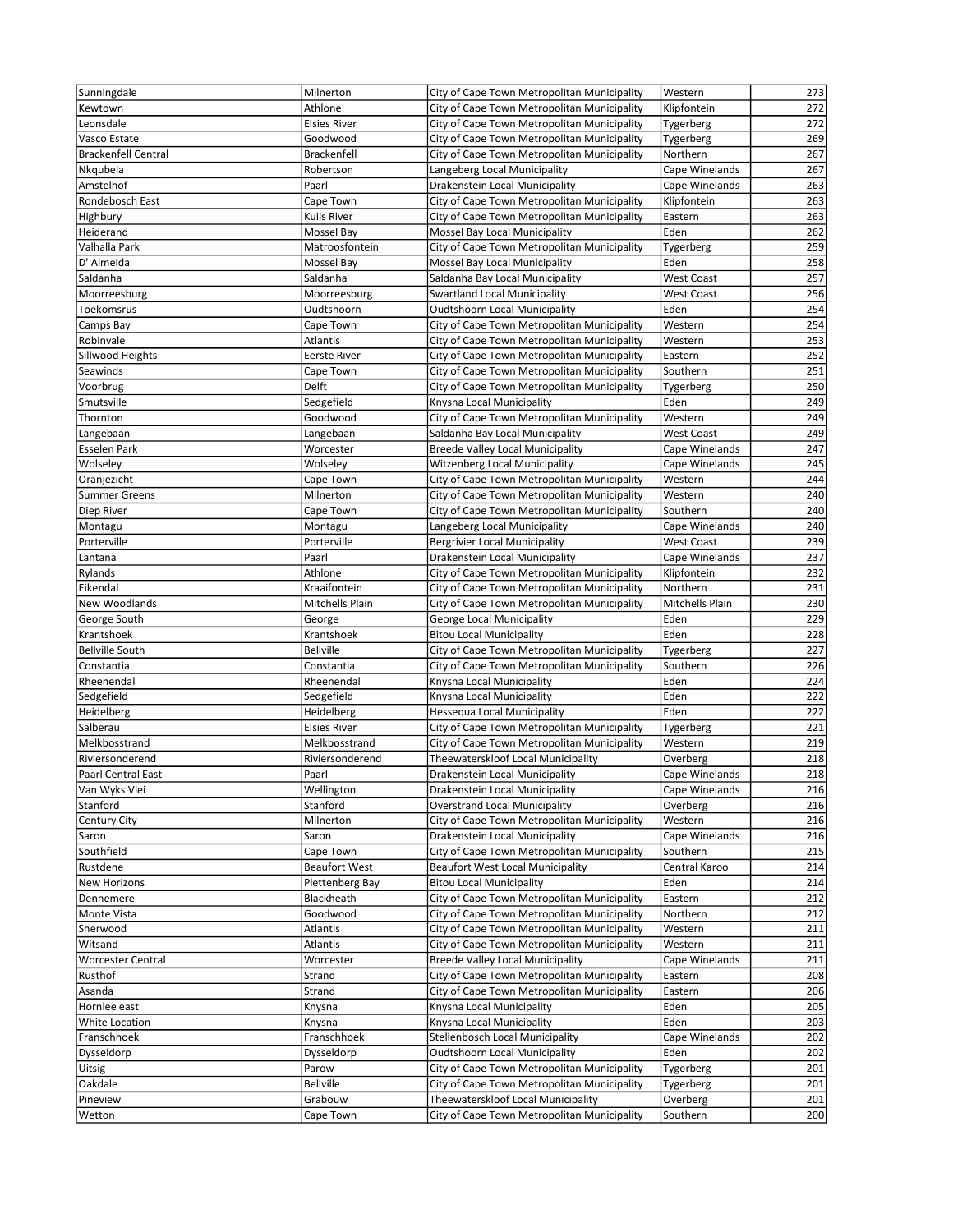| | | | | |
|---|---|---|---|---|
| Sunningdale | Milnerton | City of Cape Town Metropolitan Municipality | Western | 273 |
| Kewtown | Athlone | City of Cape Town Metropolitan Municipality | Klipfontein | 272 |
| Leonsdale | Elsies River | City of Cape Town Metropolitan Municipality | Tygerberg | 272 |
| Vasco Estate | Goodwood | City of Cape Town Metropolitan Municipality | Tygerberg | 269 |
| Brackenfell Central | Brackenfell | City of Cape Town Metropolitan Municipality | Northern | 267 |
| Nkqubela | Robertson | Langeberg Local Municipality | Cape Winelands | 267 |
| Amstelhof | Paarl | Drakenstein Local Municipality | Cape Winelands | 263 |
| Rondebosch East | Cape Town | City of Cape Town Metropolitan Municipality | Klipfontein | 263 |
| Highbury | Kuils River | City of Cape Town Metropolitan Municipality | Eastern | 263 |
| Heiderand | Mossel Bay | Mossel Bay Local Municipality | Eden | 262 |
| Valhalla Park | Matroosfontein | City of Cape Town Metropolitan Municipality | Tygerberg | 259 |
| D' Almeida | Mossel Bay | Mossel Bay Local Municipality | Eden | 258 |
| Saldanha | Saldanha | Saldanha Bay Local Municipality | West Coast | 257 |
| Moorreesburg | Moorreesburg | Swartland Local Municipality | West Coast | 256 |
| Toekomsrus | Oudtshoorn | Oudtshoorn Local Municipality | Eden | 254 |
| Camps Bay | Cape Town | City of Cape Town Metropolitan Municipality | Western | 254 |
| Robinvale | Atlantis | City of Cape Town Metropolitan Municipality | Western | 253 |
| Sillwood Heights | Eerste River | City of Cape Town Metropolitan Municipality | Eastern | 252 |
| Seawinds | Cape Town | City of Cape Town Metropolitan Municipality | Southern | 251 |
| Voorbrug | Delft | City of Cape Town Metropolitan Municipality | Tygerberg | 250 |
| Smutsville | Sedgefield | Knysna Local Municipality | Eden | 249 |
| Thornton | Goodwood | City of Cape Town Metropolitan Municipality | Western | 249 |
| Langebaan | Langebaan | Saldanha Bay Local Municipality | West Coast | 249 |
| Esselen Park | Worcester | Breede Valley Local Municipality | Cape Winelands | 247 |
| Wolseley | Wolseley | Witzenberg Local Municipality | Cape Winelands | 245 |
| Oranjezicht | Cape Town | City of Cape Town Metropolitan Municipality | Western | 244 |
| Summer Greens | Milnerton | City of Cape Town Metropolitan Municipality | Western | 240 |
| Diep River | Cape Town | City of Cape Town Metropolitan Municipality | Southern | 240 |
| Montagu | Montagu | Langeberg Local Municipality | Cape Winelands | 240 |
| Porterville | Porterville | Bergrivier Local Municipality | West Coast | 239 |
| Lantana | Paarl | Drakenstein Local Municipality | Cape Winelands | 237 |
| Rylands | Athlone | City of Cape Town Metropolitan Municipality | Klipfontein | 232 |
| Eikendal | Kraaifontein | City of Cape Town Metropolitan Municipality | Northern | 231 |
| New Woodlands | Mitchells Plain | City of Cape Town Metropolitan Municipality | Mitchells Plain | 230 |
| George South | George | George Local Municipality | Eden | 229 |
| Krantshoek | Krantshoek | Bitou Local Municipality | Eden | 228 |
| Bellville South | Bellville | City of Cape Town Metropolitan Municipality | Tygerberg | 227 |
| Constantia | Constantia | City of Cape Town Metropolitan Municipality | Southern | 226 |
| Rheenendal | Rheenendal | Knysna Local Municipality | Eden | 224 |
| Sedgefield | Sedgefield | Knysna Local Municipality | Eden | 222 |
| Heidelberg | Heidelberg | Hessequa Local Municipality | Eden | 222 |
| Salberau | Elsies River | City of Cape Town Metropolitan Municipality | Tygerberg | 221 |
| Melkbosstrand | Melkbosstrand | City of Cape Town Metropolitan Municipality | Western | 219 |
| Riviersonderend | Riviersonderend | Theewaterskloof Local Municipality | Overberg | 218 |
| Paarl Central East | Paarl | Drakenstein Local Municipality | Cape Winelands | 218 |
| Van Wyks Vlei | Wellington | Drakenstein Local Municipality | Cape Winelands | 216 |
| Stanford | Stanford | Overstrand Local Municipality | Overberg | 216 |
| Century City | Milnerton | City of Cape Town Metropolitan Municipality | Western | 216 |
| Saron | Saron | Drakenstein Local Municipality | Cape Winelands | 216 |
| Southfield | Cape Town | City of Cape Town Metropolitan Municipality | Southern | 215 |
| Rustdene | Beaufort West | Beaufort West Local Municipality | Central Karoo | 214 |
| New Horizons | Plettenberg Bay | Bitou Local Municipality | Eden | 214 |
| Dennemere | Blackheath | City of Cape Town Metropolitan Municipality | Eastern | 212 |
| Monte Vista | Goodwood | City of Cape Town Metropolitan Municipality | Northern | 212 |
| Sherwood | Atlantis | City of Cape Town Metropolitan Municipality | Western | 211 |
| Witsand | Atlantis | City of Cape Town Metropolitan Municipality | Western | 211 |
| Worcester Central | Worcester | Breede Valley Local Municipality | Cape Winelands | 211 |
| Rusthof | Strand | City of Cape Town Metropolitan Municipality | Eastern | 208 |
| Asanda | Strand | City of Cape Town Metropolitan Municipality | Eastern | 206 |
| Hornlee east | Knysna | Knysna Local Municipality | Eden | 205 |
| White Location | Knysna | Knysna Local Municipality | Eden | 203 |
| Franschhoek | Franschhoek | Stellenbosch Local Municipality | Cape Winelands | 202 |
| Dysseldorp | Dysseldorp | Oudtshoorn Local Municipality | Eden | 202 |
| Uitsig | Parow | City of Cape Town Metropolitan Municipality | Tygerberg | 201 |
| Oakdale | Bellville | City of Cape Town Metropolitan Municipality | Tygerberg | 201 |
| Pineview | Grabouw | Theewaterskloof Local Municipality | Overberg | 201 |
| Wetton | Cape Town | City of Cape Town Metropolitan Municipality | Southern | 200 |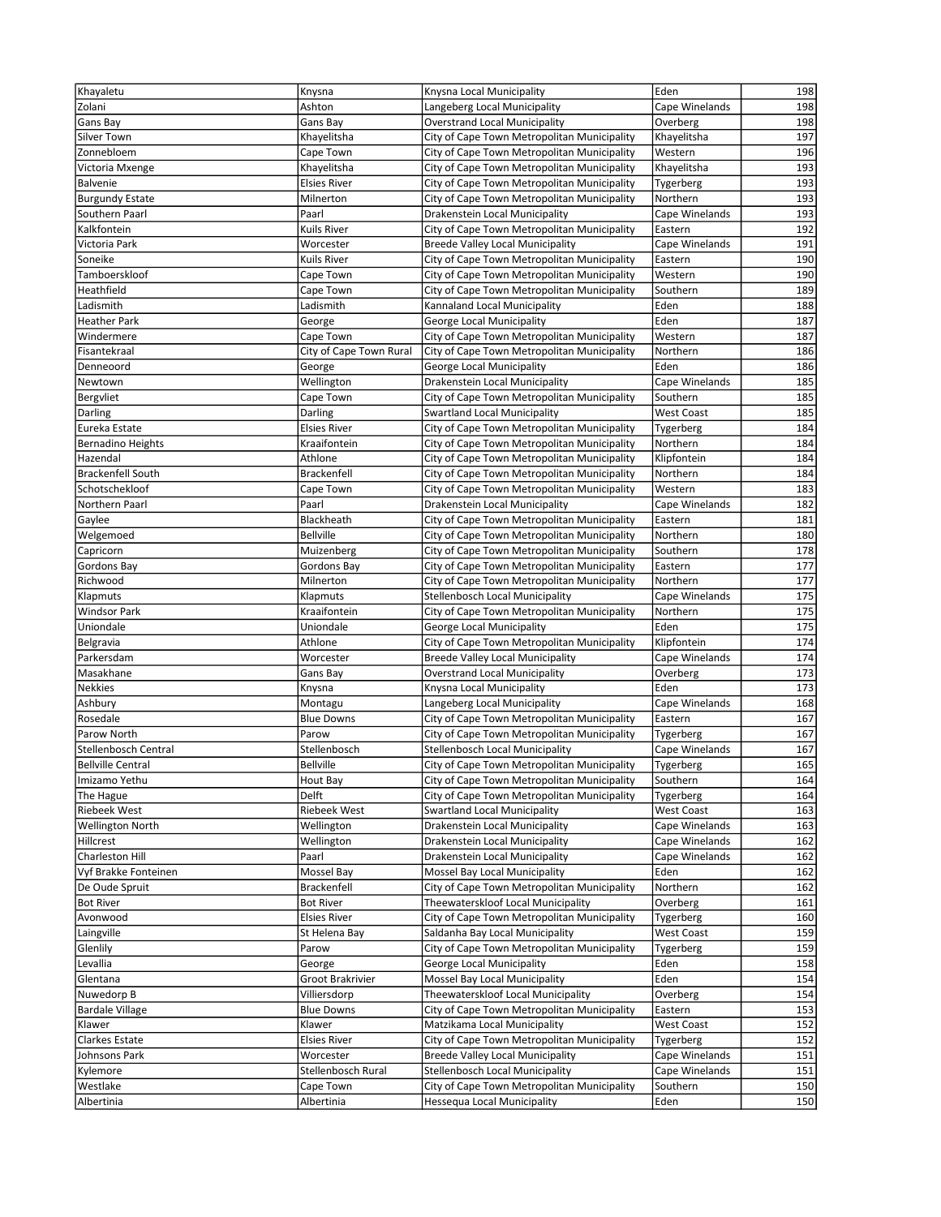| Khayaletu | Knysna | Knysna Local Municipality | Eden | 198 |
|---|---|---|---|---|
| Zolani | Ashton | Langeberg Local Municipality | Cape Winelands | 198 |
| Gans Bay | Gans Bay | Overstrand Local Municipality | Overberg | 198 |
| Silver Town | Khayelitsha | City of Cape Town Metropolitan Municipality | Khayelitsha | 197 |
| Zonnebloem | Cape Town | City of Cape Town Metropolitan Municipality | Western | 196 |
| Victoria Mxenge | Khayelitsha | City of Cape Town Metropolitan Municipality | Khayelitsha | 193 |
| Balvenie | Elsies River | City of Cape Town Metropolitan Municipality | Tygerberg | 193 |
| Burgundy Estate | Milnerton | City of Cape Town Metropolitan Municipality | Northern | 193 |
| Southern Paarl | Paarl | Drakenstein Local Municipality | Cape Winelands | 193 |
| Kalkfontein | Kuils River | City of Cape Town Metropolitan Municipality | Eastern | 192 |
| Victoria Park | Worcester | Breede Valley Local Municipality | Cape Winelands | 191 |
| Soneike | Kuils River | City of Cape Town Metropolitan Municipality | Eastern | 190 |
| Tamboerskloof | Cape Town | City of Cape Town Metropolitan Municipality | Western | 190 |
| Heathfield | Cape Town | City of Cape Town Metropolitan Municipality | Southern | 189 |
| Ladismith | Ladismith | Kannaland Local Municipality | Eden | 188 |
| Heather Park | George | George Local Municipality | Eden | 187 |
| Windermere | Cape Town | City of Cape Town Metropolitan Municipality | Western | 187 |
| Fisantekraal | City of Cape Town Rural | City of Cape Town Metropolitan Municipality | Northern | 186 |
| Denneoord | George | George Local Municipality | Eden | 186 |
| Newtown | Wellington | Drakenstein Local Municipality | Cape Winelands | 185 |
| Bergvliet | Cape Town | City of Cape Town Metropolitan Municipality | Southern | 185 |
| Darling | Darling | Swartland Local Municipality | West Coast | 185 |
| Eureka Estate | Elsies River | City of Cape Town Metropolitan Municipality | Tygerberg | 184 |
| Bernadino Heights | Kraaifontein | City of Cape Town Metropolitan Municipality | Northern | 184 |
| Hazendal | Athlone | City of Cape Town Metropolitan Municipality | Klipfontein | 184 |
| Brackenfell South | Brackenfell | City of Cape Town Metropolitan Municipality | Northern | 184 |
| Schotschekloof | Cape Town | City of Cape Town Metropolitan Municipality | Western | 183 |
| Northern Paarl | Paarl | Drakenstein Local Municipality | Cape Winelands | 182 |
| Gaylee | Blackheath | City of Cape Town Metropolitan Municipality | Eastern | 181 |
| Welgemoed | Bellville | City of Cape Town Metropolitan Municipality | Northern | 180 |
| Capricorn | Muizenberg | City of Cape Town Metropolitan Municipality | Southern | 178 |
| Gordons Bay | Gordons Bay | City of Cape Town Metropolitan Municipality | Eastern | 177 |
| Richwood | Milnerton | City of Cape Town Metropolitan Municipality | Northern | 177 |
| Klapmuts | Klapmuts | Stellenbosch Local Municipality | Cape Winelands | 175 |
| Windsor Park | Kraaifontein | City of Cape Town Metropolitan Municipality | Northern | 175 |
| Uniondale | Uniondale | George Local Municipality | Eden | 175 |
| Belgravia | Athlone | City of Cape Town Metropolitan Municipality | Klipfontein | 174 |
| Parkersdam | Worcester | Breede Valley Local Municipality | Cape Winelands | 174 |
| Masakhane | Gans Bay | Overstrand Local Municipality | Overberg | 173 |
| Nekkies | Knysna | Knysna Local Municipality | Eden | 173 |
| Ashbury | Montagu | Langeberg Local Municipality | Cape Winelands | 168 |
| Rosedale | Blue Downs | City of Cape Town Metropolitan Municipality | Eastern | 167 |
| Parow North | Parow | City of Cape Town Metropolitan Municipality | Tygerberg | 167 |
| Stellenbosch Central | Stellenbosch | Stellenbosch Local Municipality | Cape Winelands | 167 |
| Bellville Central | Bellville | City of Cape Town Metropolitan Municipality | Tygerberg | 165 |
| Imizamo Yethu | Hout Bay | City of Cape Town Metropolitan Municipality | Southern | 164 |
| The Hague | Delft | City of Cape Town Metropolitan Municipality | Tygerberg | 164 |
| Riebeek West | Riebeek West | Swartland Local Municipality | West Coast | 163 |
| Wellington North | Wellington | Drakenstein Local Municipality | Cape Winelands | 163 |
| Hillcrest | Wellington | Drakenstein Local Municipality | Cape Winelands | 162 |
| Charleston Hill | Paarl | Drakenstein Local Municipality | Cape Winelands | 162 |
| Vyf Brakke Fonteinen | Mossel Bay | Mossel Bay Local Municipality | Eden | 162 |
| De Oude Spruit | Brackenfell | City of Cape Town Metropolitan Municipality | Northern | 162 |
| Bot River | Bot River | Theewaterskloof Local Municipality | Overberg | 161 |
| Avonwood | Elsies River | City of Cape Town Metropolitan Municipality | Tygerberg | 160 |
| Laingville | St Helena Bay | Saldanha Bay Local Municipality | West Coast | 159 |
| Glenlily | Parow | City of Cape Town Metropolitan Municipality | Tygerberg | 159 |
| Levallia | George | George Local Municipality | Eden | 158 |
| Glentana | Groot Brakrivier | Mossel Bay Local Municipality | Eden | 154 |
| Nuwedorp B | Villiersdorp | Theewaterskloof Local Municipality | Overberg | 154 |
| Bardale Village | Blue Downs | City of Cape Town Metropolitan Municipality | Eastern | 153 |
| Klawer | Klawer | Matzikama Local Municipality | West Coast | 152 |
| Clarkes Estate | Elsies River | City of Cape Town Metropolitan Municipality | Tygerberg | 152 |
| Johnsons Park | Worcester | Breede Valley Local Municipality | Cape Winelands | 151 |
| Kylemore | Stellenbosch Rural | Stellenbosch Local Municipality | Cape Winelands | 151 |
| Westlake | Cape Town | City of Cape Town Metropolitan Municipality | Southern | 150 |
| Albertinia | Albertinia | Hessequa Local Municipality | Eden | 150 |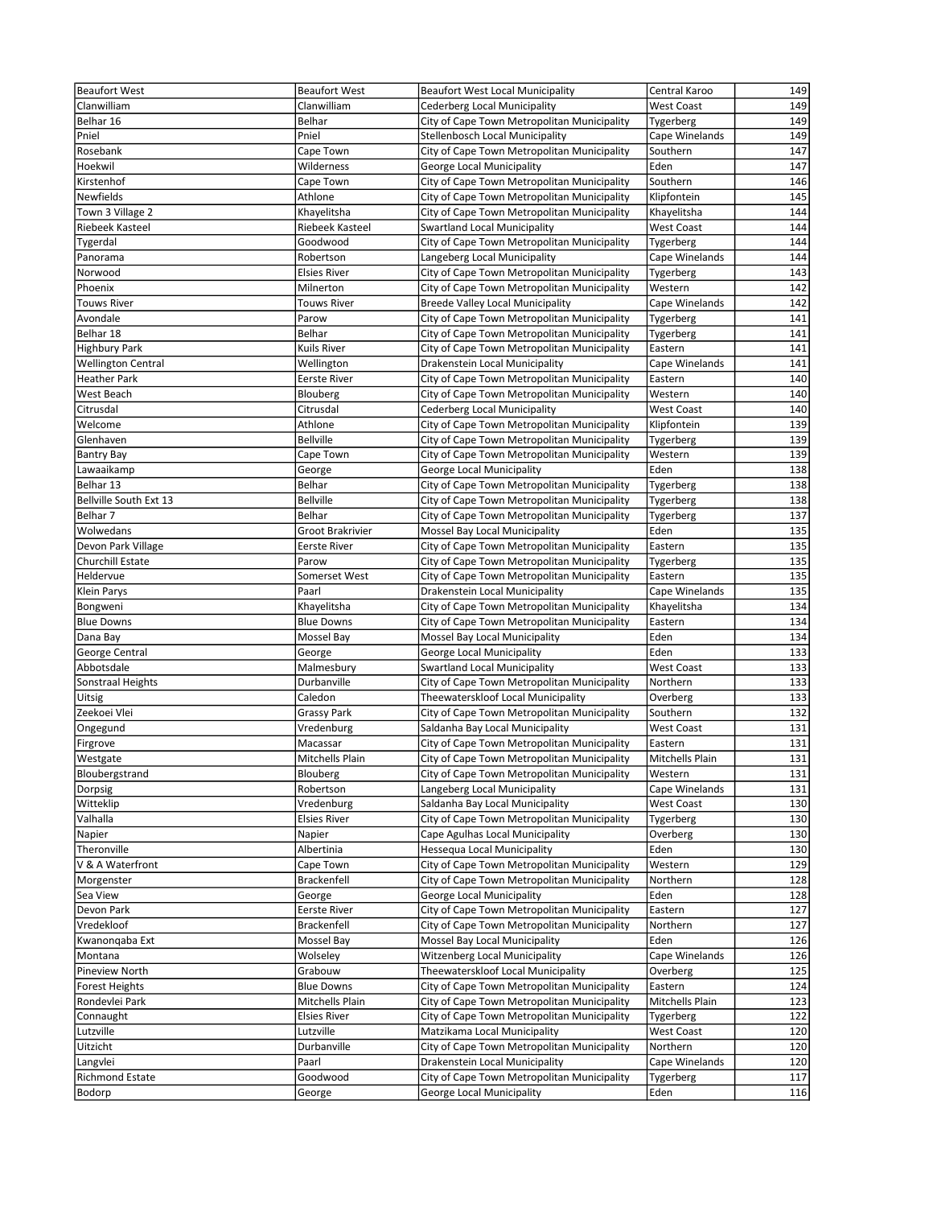| Beaufort West | Beaufort West | Beaufort West Local Municipality | Central Karoo | 149 |
|---|---|---|---|---|
| Clanwilliam | Clanwilliam | Cederberg Local Municipality | West Coast | 149 |
| Belhar 16 | Belhar | City of Cape Town Metropolitan Municipality | Tygerberg | 149 |
| Pniel | Pniel | Stellenbosch Local Municipality | Cape Winelands | 149 |
| Rosebank | Cape Town | City of Cape Town Metropolitan Municipality | Southern | 147 |
| Hoekwil | Wilderness | George Local Municipality | Eden | 147 |
| Kirstenhof | Cape Town | City of Cape Town Metropolitan Municipality | Southern | 146 |
| Newfields | Athlone | City of Cape Town Metropolitan Municipality | Klipfontein | 145 |
| Town 3 Village 2 | Khayelitsha | City of Cape Town Metropolitan Municipality | Khayelitsha | 144 |
| Riebeek Kasteel | Riebeek Kasteel | Swartland Local Municipality | West Coast | 144 |
| Tygerdal | Goodwood | City of Cape Town Metropolitan Municipality | Tygerberg | 144 |
| Panorama | Robertson | Langeberg Local Municipality | Cape Winelands | 144 |
| Norwood | Elsies River | City of Cape Town Metropolitan Municipality | Tygerberg | 143 |
| Phoenix | Milnerton | City of Cape Town Metropolitan Municipality | Western | 142 |
| Touws River | Touws River | Breede Valley Local Municipality | Cape Winelands | 142 |
| Avondale | Parow | City of Cape Town Metropolitan Municipality | Tygerberg | 141 |
| Belhar 18 | Belhar | City of Cape Town Metropolitan Municipality | Tygerberg | 141 |
| Highbury Park | Kuils River | City of Cape Town Metropolitan Municipality | Eastern | 141 |
| Wellington Central | Wellington | Drakenstein Local Municipality | Cape Winelands | 141 |
| Heather Park | Eerste River | City of Cape Town Metropolitan Municipality | Eastern | 140 |
| West Beach | Blouberg | City of Cape Town Metropolitan Municipality | Western | 140 |
| Citrusdal | Citrusdal | Cederberg Local Municipality | West Coast | 140 |
| Welcome | Athlone | City of Cape Town Metropolitan Municipality | Klipfontein | 139 |
| Glenhaven | Bellville | City of Cape Town Metropolitan Municipality | Tygerberg | 139 |
| Bantry Bay | Cape Town | City of Cape Town Metropolitan Municipality | Western | 139 |
| Lawaaikamp | George | George Local Municipality | Eden | 138 |
| Belhar 13 | Belhar | City of Cape Town Metropolitan Municipality | Tygerberg | 138 |
| Bellville South Ext 13 | Bellville | City of Cape Town Metropolitan Municipality | Tygerberg | 138 |
| Belhar 7 | Belhar | City of Cape Town Metropolitan Municipality | Tygerberg | 137 |
| Wolwedans | Groot Brakrivier | Mossel Bay Local Municipality | Eden | 135 |
| Devon Park Village | Eerste River | City of Cape Town Metropolitan Municipality | Eastern | 135 |
| Churchill Estate | Parow | City of Cape Town Metropolitan Municipality | Tygerberg | 135 |
| Heldervue | Somerset West | City of Cape Town Metropolitan Municipality | Eastern | 135 |
| Klein Parys | Paarl | Drakenstein Local Municipality | Cape Winelands | 135 |
| Bongweni | Khayelitsha | City of Cape Town Metropolitan Municipality | Khayelitsha | 134 |
| Blue Downs | Blue Downs | City of Cape Town Metropolitan Municipality | Eastern | 134 |
| Dana Bay | Mossel Bay | Mossel Bay Local Municipality | Eden | 134 |
| George Central | George | George Local Municipality | Eden | 133 |
| Abbotsdale | Malmesbury | Swartland Local Municipality | West Coast | 133 |
| Sonstraal Heights | Durbanville | City of Cape Town Metropolitan Municipality | Northern | 133 |
| Uitsig | Caledon | Theewaterskloof Local Municipality | Overberg | 133 |
| Zeekoei Vlei | Grassy Park | City of Cape Town Metropolitan Municipality | Southern | 132 |
| Ongegund | Vredenburg | Saldanha Bay Local Municipality | West Coast | 131 |
| Firgrove | Macassar | City of Cape Town Metropolitan Municipality | Eastern | 131 |
| Westgate | Mitchells Plain | City of Cape Town Metropolitan Municipality | Mitchells Plain | 131 |
| Bloubergstrand | Blouberg | City of Cape Town Metropolitan Municipality | Western | 131 |
| Dorpsig | Robertson | Langeberg Local Municipality | Cape Winelands | 131 |
| Witteklip | Vredenburg | Saldanha Bay Local Municipality | West Coast | 130 |
| Valhalla | Elsies River | City of Cape Town Metropolitan Municipality | Tygerberg | 130 |
| Napier | Napier | Cape Agulhas Local Municipality | Overberg | 130 |
| Theronville | Albertinia | Hessequa Local Municipality | Eden | 130 |
| V & A Waterfront | Cape Town | City of Cape Town Metropolitan Municipality | Western | 129 |
| Morgenster | Brackenfell | City of Cape Town Metropolitan Municipality | Northern | 128 |
| Sea View | George | George Local Municipality | Eden | 128 |
| Devon Park | Eerste River | City of Cape Town Metropolitan Municipality | Eastern | 127 |
| Vredekloof | Brackenfell | City of Cape Town Metropolitan Municipality | Northern | 127 |
| Kwanonqaba Ext | Mossel Bay | Mossel Bay Local Municipality | Eden | 126 |
| Montana | Wolseley | Witzenberg Local Municipality | Cape Winelands | 126 |
| Pineview North | Grabouw | Theewaterskloof Local Municipality | Overberg | 125 |
| Forest Heights | Blue Downs | City of Cape Town Metropolitan Municipality | Eastern | 124 |
| Rondevlei Park | Mitchells Plain | City of Cape Town Metropolitan Municipality | Mitchells Plain | 123 |
| Connaught | Elsies River | City of Cape Town Metropolitan Municipality | Tygerberg | 122 |
| Lutzville | Lutzville | Matzikama Local Municipality | West Coast | 120 |
| Uitzicht | Durbanville | City of Cape Town Metropolitan Municipality | Northern | 120 |
| Langvlei | Paarl | Drakenstein Local Municipality | Cape Winelands | 120 |
| Richmond Estate | Goodwood | City of Cape Town Metropolitan Municipality | Tygerberg | 117 |
| Bodorp | George | George Local Municipality | Eden | 116 |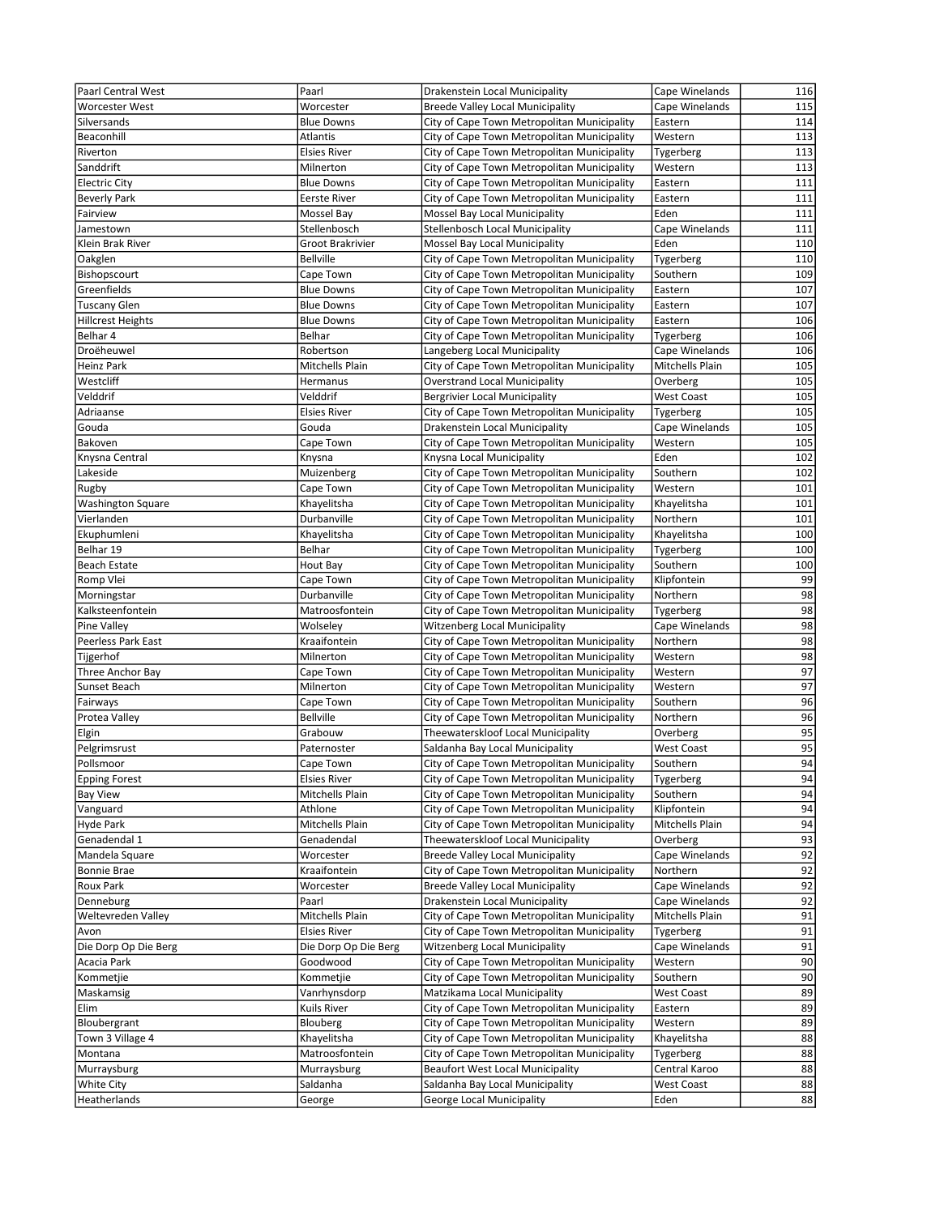| Paarl Central West | Paarl | Drakenstein Local Municipality | Cape Winelands | 116 |
|---|---|---|---|---|
| Worcester West | Worcester | Breede Valley Local Municipality | Cape Winelands | 115 |
| Silversands | Blue Downs | City of Cape Town Metropolitan Municipality | Eastern | 114 |
| Beaconhill | Atlantis | City of Cape Town Metropolitan Municipality | Western | 113 |
| Riverton | Elsies River | City of Cape Town Metropolitan Municipality | Tygerberg | 113 |
| Sanddrift | Milnerton | City of Cape Town Metropolitan Municipality | Western | 113 |
| Electric City | Blue Downs | City of Cape Town Metropolitan Municipality | Eastern | 111 |
| Beverly Park | Eerste River | City of Cape Town Metropolitan Municipality | Eastern | 111 |
| Fairview | Mossel Bay | Mossel Bay Local Municipality | Eden | 111 |
| Jamestown | Stellenbosch | Stellenbosch Local Municipality | Cape Winelands | 111 |
| Klein Brak River | Groot Brakrivier | Mossel Bay Local Municipality | Eden | 110 |
| Oakglen | Bellville | City of Cape Town Metropolitan Municipality | Tygerberg | 110 |
| Bishopscourt | Cape Town | City of Cape Town Metropolitan Municipality | Southern | 109 |
| Greenfields | Blue Downs | City of Cape Town Metropolitan Municipality | Eastern | 107 |
| Tuscany Glen | Blue Downs | City of Cape Town Metropolitan Municipality | Eastern | 107 |
| Hillcrest Heights | Blue Downs | City of Cape Town Metropolitan Municipality | Eastern | 106 |
| Belhar 4 | Belhar | City of Cape Town Metropolitan Municipality | Tygerberg | 106 |
| Droëheuwel | Robertson | Langeberg Local Municipality | Cape Winelands | 106 |
| Heinz Park | Mitchells Plain | City of Cape Town Metropolitan Municipality | Mitchells Plain | 105 |
| Westcliff | Hermanus | Overstrand Local Municipality | Overberg | 105 |
| Velddrif | Velddrif | Bergrivier Local Municipality | West Coast | 105 |
| Adriaanse | Elsies River | City of Cape Town Metropolitan Municipality | Tygerberg | 105 |
| Gouda | Gouda | Drakenstein Local Municipality | Cape Winelands | 105 |
| Bakoven | Cape Town | City of Cape Town Metropolitan Municipality | Western | 105 |
| Knysna Central | Knysna | Knysna Local Municipality | Eden | 102 |
| Lakeside | Muizenberg | City of Cape Town Metropolitan Municipality | Southern | 102 |
| Rugby | Cape Town | City of Cape Town Metropolitan Municipality | Western | 101 |
| Washington Square | Khayelitsha | City of Cape Town Metropolitan Municipality | Khayelitsha | 101 |
| Vierlanden | Durbanville | City of Cape Town Metropolitan Municipality | Northern | 101 |
| Ekuphumleni | Khayelitsha | City of Cape Town Metropolitan Municipality | Khayelitsha | 100 |
| Belhar 19 | Belhar | City of Cape Town Metropolitan Municipality | Tygerberg | 100 |
| Beach Estate | Hout Bay | City of Cape Town Metropolitan Municipality | Southern | 100 |
| Romp Vlei | Cape Town | City of Cape Town Metropolitan Municipality | Klipfontein | 99 |
| Morningstar | Durbanville | City of Cape Town Metropolitan Municipality | Northern | 98 |
| Kalksteenfontein | Matroosfontein | City of Cape Town Metropolitan Municipality | Tygerberg | 98 |
| Pine Valley | Wolseley | Witzenberg Local Municipality | Cape Winelands | 98 |
| Peerless Park East | Kraaifontein | City of Cape Town Metropolitan Municipality | Northern | 98 |
| Tijgerhof | Milnerton | City of Cape Town Metropolitan Municipality | Western | 98 |
| Three Anchor Bay | Cape Town | City of Cape Town Metropolitan Municipality | Western | 97 |
| Sunset Beach | Milnerton | City of Cape Town Metropolitan Municipality | Western | 97 |
| Fairways | Cape Town | City of Cape Town Metropolitan Municipality | Southern | 96 |
| Protea Valley | Bellville | City of Cape Town Metropolitan Municipality | Northern | 96 |
| Elgin | Grabouw | Theewaterskloof Local Municipality | Overberg | 95 |
| Pelgrimsrust | Paternoster | Saldanha Bay Local Municipality | West Coast | 95 |
| Pollsmoor | Cape Town | City of Cape Town Metropolitan Municipality | Southern | 94 |
| Epping Forest | Elsies River | City of Cape Town Metropolitan Municipality | Tygerberg | 94 |
| Bay View | Mitchells Plain | City of Cape Town Metropolitan Municipality | Southern | 94 |
| Vanguard | Athlone | City of Cape Town Metropolitan Municipality | Klipfontein | 94 |
| Hyde Park | Mitchells Plain | City of Cape Town Metropolitan Municipality | Mitchells Plain | 94 |
| Genadendal 1 | Genadendal | Theewaterskloof Local Municipality | Overberg | 93 |
| Mandela Square | Worcester | Breede Valley Local Municipality | Cape Winelands | 92 |
| Bonnie Brae | Kraaifontein | City of Cape Town Metropolitan Municipality | Northern | 92 |
| Roux Park | Worcester | Breede Valley Local Municipality | Cape Winelands | 92 |
| Denneburg | Paarl | Drakenstein Local Municipality | Cape Winelands | 92 |
| Weltevreden Valley | Mitchells Plain | City of Cape Town Metropolitan Municipality | Mitchells Plain | 91 |
| Avon | Elsies River | City of Cape Town Metropolitan Municipality | Tygerberg | 91 |
| Die Dorp Op Die Berg | Die Dorp Op Die Berg | Witzenberg Local Municipality | Cape Winelands | 91 |
| Acacia Park | Goodwood | City of Cape Town Metropolitan Municipality | Western | 90 |
| Kommetjie | Kommetjie | City of Cape Town Metropolitan Municipality | Southern | 90 |
| Maskamsig | Vanrhynsdorp | Matzikama Local Municipality | West Coast | 89 |
| Elim | Kuils River | City of Cape Town Metropolitan Municipality | Eastern | 89 |
| Bloubergrant | Blouberg | City of Cape Town Metropolitan Municipality | Western | 89 |
| Town 3 Village 4 | Khayelitsha | City of Cape Town Metropolitan Municipality | Khayelitsha | 88 |
| Montana | Matroosfontein | City of Cape Town Metropolitan Municipality | Tygerberg | 88 |
| Murraysburg | Murraysburg | Beaufort West Local Municipality | Central Karoo | 88 |
| White City | Saldanha | Saldanha Bay Local Municipality | West Coast | 88 |
| Heatherlands | George | George Local Municipality | Eden | 88 |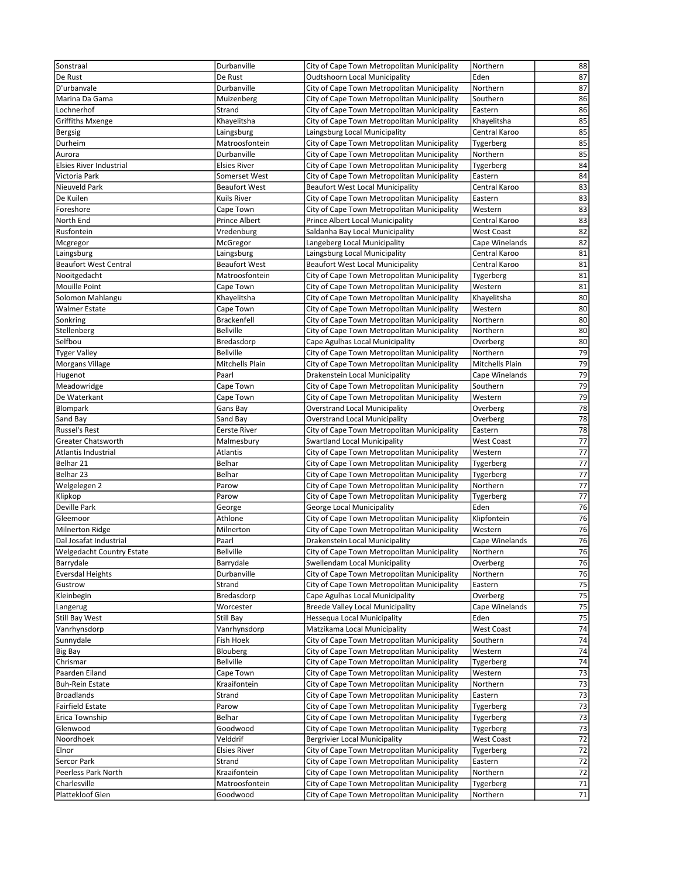| Sonstraal | Durbanville | City of Cape Town Metropolitan Municipality | Northern | 88 |
|---|---|---|---|---|
| De Rust | De Rust | Oudtshoorn Local Municipality | Eden | 87 |
| D'urbanvale | Durbanville | City of Cape Town Metropolitan Municipality | Northern | 87 |
| Marina Da Gama | Muizenberg | City of Cape Town Metropolitan Municipality | Southern | 86 |
| Lochnerhof | Strand | City of Cape Town Metropolitan Municipality | Eastern | 86 |
| Griffiths Mxenge | Khayelitsha | City of Cape Town Metropolitan Municipality | Khayelitsha | 85 |
| Bergsig | Laingsburg | Laingsburg Local Municipality | Central Karoo | 85 |
| Durheim | Matroosfontein | City of Cape Town Metropolitan Municipality | Tygerberg | 85 |
| Aurora | Durbanville | City of Cape Town Metropolitan Municipality | Northern | 85 |
| Elsies River Industrial | Elsies River | City of Cape Town Metropolitan Municipality | Tygerberg | 84 |
| Victoria Park | Somerset West | City of Cape Town Metropolitan Municipality | Eastern | 84 |
| Nieuveld Park | Beaufort West | Beaufort West Local Municipality | Central Karoo | 83 |
| De Kuilen | Kuils River | City of Cape Town Metropolitan Municipality | Eastern | 83 |
| Foreshore | Cape Town | City of Cape Town Metropolitan Municipality | Western | 83 |
| North End | Prince Albert | Prince Albert Local Municipality | Central Karoo | 83 |
| Rusfontein | Vredenburg | Saldanha Bay Local Municipality | West Coast | 82 |
| Mcgregor | McGregor | Langeberg Local Municipality | Cape Winelands | 82 |
| Laingsburg | Laingsburg | Laingsburg Local Municipality | Central Karoo | 81 |
| Beaufort West Central | Beaufort West | Beaufort West Local Municipality | Central Karoo | 81 |
| Nooitgedacht | Matroosfontein | City of Cape Town Metropolitan Municipality | Tygerberg | 81 |
| Mouille Point | Cape Town | City of Cape Town Metropolitan Municipality | Western | 81 |
| Solomon Mahlangu | Khayelitsha | City of Cape Town Metropolitan Municipality | Khayelitsha | 80 |
| Walmer Estate | Cape Town | City of Cape Town Metropolitan Municipality | Western | 80 |
| Sonkring | Brackenfell | City of Cape Town Metropolitan Municipality | Northern | 80 |
| Stellenberg | Bellville | City of Cape Town Metropolitan Municipality | Northern | 80 |
| Selfbou | Bredasdorp | Cape Agulhas Local Municipality | Overberg | 80 |
| Tyger Valley | Bellville | City of Cape Town Metropolitan Municipality | Northern | 79 |
| Morgans Village | Mitchells Plain | City of Cape Town Metropolitan Municipality | Mitchells Plain | 79 |
| Hugenot | Paarl | Drakenstein Local Municipality | Cape Winelands | 79 |
| Meadowridge | Cape Town | City of Cape Town Metropolitan Municipality | Southern | 79 |
| De Waterkant | Cape Town | City of Cape Town Metropolitan Municipality | Western | 79 |
| Blompark | Gans Bay | Overstrand Local Municipality | Overberg | 78 |
| Sand Bay | Sand Bay | Overstrand Local Municipality | Overberg | 78 |
| Russel's Rest | Eerste River | City of Cape Town Metropolitan Municipality | Eastern | 78 |
| Greater Chatsworth | Malmesbury | Swartland Local Municipality | West Coast | 77 |
| Atlantis Industrial | Atlantis | City of Cape Town Metropolitan Municipality | Western | 77 |
| Belhar 21 | Belhar | City of Cape Town Metropolitan Municipality | Tygerberg | 77 |
| Belhar 23 | Belhar | City of Cape Town Metropolitan Municipality | Tygerberg | 77 |
| Welgelegen 2 | Parow | City of Cape Town Metropolitan Municipality | Northern | 77 |
| Klipkop | Parow | City of Cape Town Metropolitan Municipality | Tygerberg | 77 |
| Deville Park | George | George Local Municipality | Eden | 76 |
| Gleemoor | Athlone | City of Cape Town Metropolitan Municipality | Klipfontein | 76 |
| Milnerton Ridge | Milnerton | City of Cape Town Metropolitan Municipality | Western | 76 |
| Dal Josafat Industrial | Paarl | Drakenstein Local Municipality | Cape Winelands | 76 |
| Welgedacht Country Estate | Bellville | City of Cape Town Metropolitan Municipality | Northern | 76 |
| Barrydale | Barrydale | Swellendam Local Municipality | Overberg | 76 |
| Eversdal Heights | Durbanville | City of Cape Town Metropolitan Municipality | Northern | 76 |
| Gustrow | Strand | City of Cape Town Metropolitan Municipality | Eastern | 75 |
| Kleinbegin | Bredasdorp | Cape Agulhas Local Municipality | Overberg | 75 |
| Langerug | Worcester | Breede Valley Local Municipality | Cape Winelands | 75 |
| Still Bay West | Still Bay | Hessequa Local Municipality | Eden | 75 |
| Vanrhynsdorp | Vanrhynsdorp | Matzikama Local Municipality | West Coast | 74 |
| Sunnydale | Fish Hoek | City of Cape Town Metropolitan Municipality | Southern | 74 |
| Big Bay | Blouberg | City of Cape Town Metropolitan Municipality | Western | 74 |
| Chrismar | Bellville | City of Cape Town Metropolitan Municipality | Tygerberg | 74 |
| Paarden Eiland | Cape Town | City of Cape Town Metropolitan Municipality | Western | 73 |
| Buh-Rein Estate | Kraaifontein | City of Cape Town Metropolitan Municipality | Northern | 73 |
| Broadlands | Strand | City of Cape Town Metropolitan Municipality | Eastern | 73 |
| Fairfield Estate | Parow | City of Cape Town Metropolitan Municipality | Tygerberg | 73 |
| Erica Township | Belhar | City of Cape Town Metropolitan Municipality | Tygerberg | 73 |
| Glenwood | Goodwood | City of Cape Town Metropolitan Municipality | Tygerberg | 73 |
| Noordhoek | Velddrif | Bergrivier Local Municipality | West Coast | 72 |
| Elnor | Elsies River | City of Cape Town Metropolitan Municipality | Tygerberg | 72 |
| Sercor Park | Strand | City of Cape Town Metropolitan Municipality | Eastern | 72 |
| Peerless Park North | Kraaifontein | City of Cape Town Metropolitan Municipality | Northern | 72 |
| Charlesville | Matroosfontein | City of Cape Town Metropolitan Municipality | Tygerberg | 71 |
| Plattekloof Glen | Goodwood | City of Cape Town Metropolitan Municipality | Northern | 71 |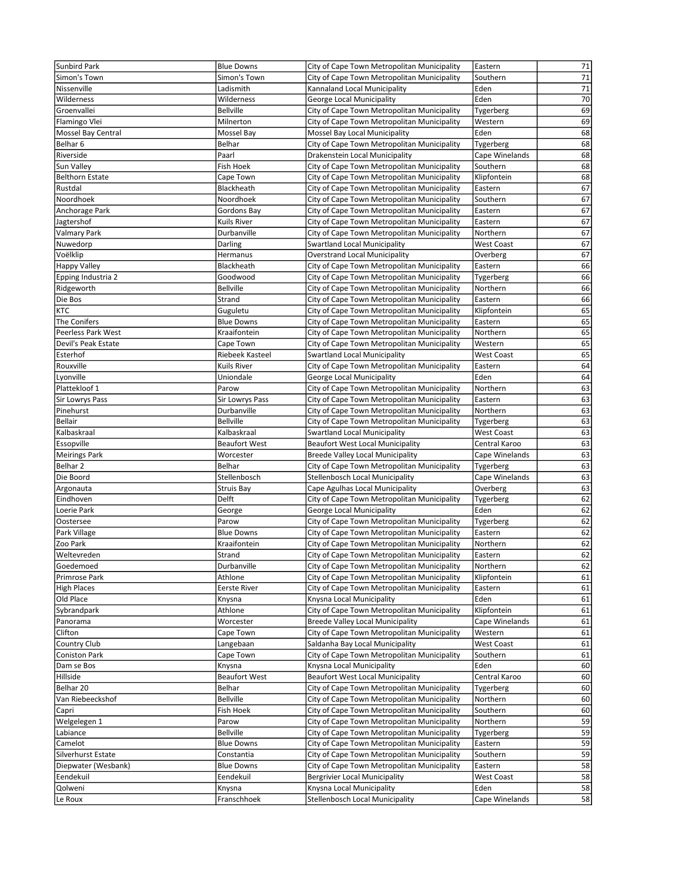| | | | | |
|---|---|---|---|---|
| Sunbird Park | Blue Downs | City of Cape Town Metropolitan Municipality | Eastern | 71 |
| Simon's Town | Simon's Town | City of Cape Town Metropolitan Municipality | Southern | 71 |
| Nissenville | Ladismith | Kannaland Local Municipality | Eden | 71 |
| Wilderness | Wilderness | George Local Municipality | Eden | 70 |
| Groenvallei | Bellville | City of Cape Town Metropolitan Municipality | Tygerberg | 69 |
| Flamingo Vlei | Milnerton | City of Cape Town Metropolitan Municipality | Western | 69 |
| Mossel Bay Central | Mossel Bay | Mossel Bay Local Municipality | Eden | 68 |
| Belhar 6 | Belhar | City of Cape Town Metropolitan Municipality | Tygerberg | 68 |
| Riverside | Paarl | Drakenstein Local Municipality | Cape Winelands | 68 |
| Sun Valley | Fish Hoek | City of Cape Town Metropolitan Municipality | Southern | 68 |
| Belthorn Estate | Cape Town | City of Cape Town Metropolitan Municipality | Klipfontein | 68 |
| Rustdal | Blackheath | City of Cape Town Metropolitan Municipality | Eastern | 67 |
| Noordhoek | Noordhoek | City of Cape Town Metropolitan Municipality | Southern | 67 |
| Anchorage Park | Gordons Bay | City of Cape Town Metropolitan Municipality | Eastern | 67 |
| Jagtershof | Kuils River | City of Cape Town Metropolitan Municipality | Eastern | 67 |
| Valmary Park | Durbanville | City of Cape Town Metropolitan Municipality | Northern | 67 |
| Nuwedorp | Darling | Swartland Local Municipality | West Coast | 67 |
| Voëlklip | Hermanus | Overstrand Local Municipality | Overberg | 67 |
| Happy Valley | Blackheath | City of Cape Town Metropolitan Municipality | Eastern | 66 |
| Epping Industria 2 | Goodwood | City of Cape Town Metropolitan Municipality | Tygerberg | 66 |
| Ridgeworth | Bellville | City of Cape Town Metropolitan Municipality | Northern | 66 |
| Die Bos | Strand | City of Cape Town Metropolitan Municipality | Eastern | 66 |
| KTC | Guguletu | City of Cape Town Metropolitan Municipality | Klipfontein | 65 |
| The Conifers | Blue Downs | City of Cape Town Metropolitan Municipality | Eastern | 65 |
| Peerless Park West | Kraaifontein | City of Cape Town Metropolitan Municipality | Northern | 65 |
| Devil's Peak Estate | Cape Town | City of Cape Town Metropolitan Municipality | Western | 65 |
| Esterhof | Riebeek Kasteel | Swartland Local Municipality | West Coast | 65 |
| Rouxville | Kuils River | City of Cape Town Metropolitan Municipality | Eastern | 64 |
| Lyonville | Uniondale | George Local Municipality | Eden | 64 |
| Plattekloof 1 | Parow | City of Cape Town Metropolitan Municipality | Northern | 63 |
| Sir Lowrys Pass | Sir Lowrys Pass | City of Cape Town Metropolitan Municipality | Eastern | 63 |
| Pinehurst | Durbanville | City of Cape Town Metropolitan Municipality | Northern | 63 |
| Bellair | Bellville | City of Cape Town Metropolitan Municipality | Tygerberg | 63 |
| Kalbaskraal | Kalbaskraal | Swartland Local Municipality | West Coast | 63 |
| Essopville | Beaufort West | Beaufort West Local Municipality | Central Karoo | 63 |
| Meirings Park | Worcester | Breede Valley Local Municipality | Cape Winelands | 63 |
| Belhar 2 | Belhar | City of Cape Town Metropolitan Municipality | Tygerberg | 63 |
| Die Boord | Stellenbosch | Stellenbosch Local Municipality | Cape Winelands | 63 |
| Argonauta | Struis Bay | Cape Agulhas Local Municipality | Overberg | 63 |
| Eindhoven | Delft | City of Cape Town Metropolitan Municipality | Tygerberg | 62 |
| Loerie Park | George | George Local Municipality | Eden | 62 |
| Oostersee | Parow | City of Cape Town Metropolitan Municipality | Tygerberg | 62 |
| Park Village | Blue Downs | City of Cape Town Metropolitan Municipality | Eastern | 62 |
| Zoo Park | Kraaifontein | City of Cape Town Metropolitan Municipality | Northern | 62 |
| Weltevreden | Strand | City of Cape Town Metropolitan Municipality | Eastern | 62 |
| Goedemoed | Durbanville | City of Cape Town Metropolitan Municipality | Northern | 62 |
| Primrose Park | Athlone | City of Cape Town Metropolitan Municipality | Klipfontein | 61 |
| High Places | Eerste River | City of Cape Town Metropolitan Municipality | Eastern | 61 |
| Old Place | Knysna | Knysna Local Municipality | Eden | 61 |
| Sybrandpark | Athlone | City of Cape Town Metropolitan Municipality | Klipfontein | 61 |
| Panorama | Worcester | Breede Valley Local Municipality | Cape Winelands | 61 |
| Clifton | Cape Town | City of Cape Town Metropolitan Municipality | Western | 61 |
| Country Club | Langebaan | Saldanha Bay Local Municipality | West Coast | 61 |
| Coniston Park | Cape Town | City of Cape Town Metropolitan Municipality | Southern | 61 |
| Dam se Bos | Knysna | Knysna Local Municipality | Eden | 60 |
| Hillside | Beaufort West | Beaufort West Local Municipality | Central Karoo | 60 |
| Belhar 20 | Belhar | City of Cape Town Metropolitan Municipality | Tygerberg | 60 |
| Van Riebeeckshof | Bellville | City of Cape Town Metropolitan Municipality | Northern | 60 |
| Capri | Fish Hoek | City of Cape Town Metropolitan Municipality | Southern | 60 |
| Welgelegen 1 | Parow | City of Cape Town Metropolitan Municipality | Northern | 59 |
| Labiance | Bellville | City of Cape Town Metropolitan Municipality | Tygerberg | 59 |
| Camelot | Blue Downs | City of Cape Town Metropolitan Municipality | Eastern | 59 |
| Silverhurst Estate | Constantia | City of Cape Town Metropolitan Municipality | Southern | 59 |
| Diepwater (Wesbank) | Blue Downs | City of Cape Town Metropolitan Municipality | Eastern | 58 |
| Eendekuil | Eendekuil | Bergrivier Local Municipality | West Coast | 58 |
| Qolweni | Knysna | Knysna Local Municipality | Eden | 58 |
| Le Roux | Franschhoek | Stellenbosch Local Municipality | Cape Winelands | 58 |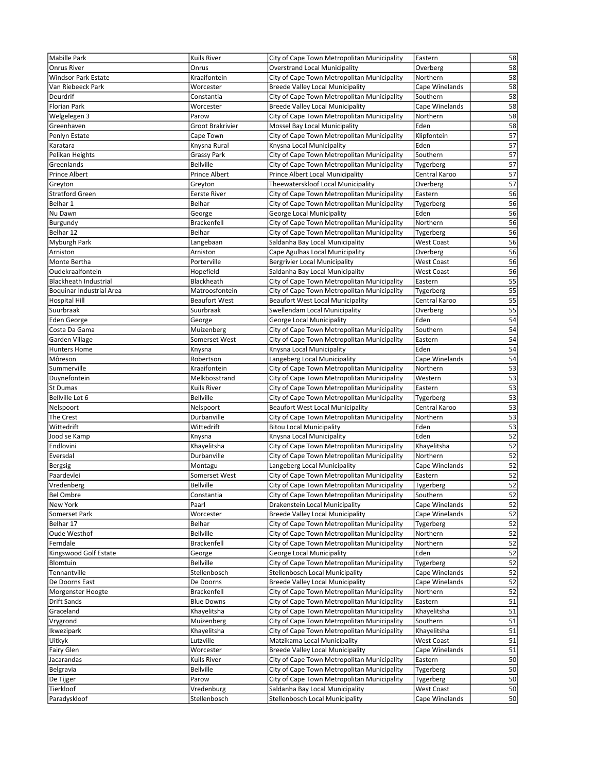| | | | | |
|---|---|---|---|---|
| Mabille Park | Kuils River | City of Cape Town Metropolitan Municipality | Eastern | 58 |
| Onrus River | Onrus | Overstrand Local Municipality | Overberg | 58 |
| Windsor Park Estate | Kraaifontein | City of Cape Town Metropolitan Municipality | Northern | 58 |
| Van Riebeeck Park | Worcester | Breede Valley Local Municipality | Cape Winelands | 58 |
| Deurdrif | Constantia | City of Cape Town Metropolitan Municipality | Southern | 58 |
| Florian Park | Worcester | Breede Valley Local Municipality | Cape Winelands | 58 |
| Welgelegen 3 | Parow | City of Cape Town Metropolitan Municipality | Northern | 58 |
| Greenhaven | Groot Brakrivier | Mossel Bay Local Municipality | Eden | 58 |
| Penlyn Estate | Cape Town | City of Cape Town Metropolitan Municipality | Klipfontein | 57 |
| Karatara | Knysna Rural | Knysna Local Municipality | Eden | 57 |
| Pelikan Heights | Grassy Park | City of Cape Town Metropolitan Municipality | Southern | 57 |
| Greenlands | Bellville | City of Cape Town Metropolitan Municipality | Tygerberg | 57 |
| Prince Albert | Prince Albert | Prince Albert Local Municipality | Central Karoo | 57 |
| Greyton | Greyton | Theewaterskloof Local Municipality | Overberg | 57 |
| Stratford Green | Eerste River | City of Cape Town Metropolitan Municipality | Eastern | 56 |
| Belhar 1 | Belhar | City of Cape Town Metropolitan Municipality | Tygerberg | 56 |
| Nu Dawn | George | George Local Municipality | Eden | 56 |
| Burgundy | Brackenfell | City of Cape Town Metropolitan Municipality | Northern | 56 |
| Belhar 12 | Belhar | City of Cape Town Metropolitan Municipality | Tygerberg | 56 |
| Myburgh Park | Langebaan | Saldanha Bay Local Municipality | West Coast | 56 |
| Arniston | Arniston | Cape Agulhas Local Municipality | Overberg | 56 |
| Monte Bertha | Porterville | Bergrivier Local Municipality | West Coast | 56 |
| Oudekraalfontein | Hopefield | Saldanha Bay Local Municipality | West Coast | 56 |
| Blackheath Industrial | Blackheath | City of Cape Town Metropolitan Municipality | Eastern | 55 |
| Boquinar Industrial Area | Matroosfontein | City of Cape Town Metropolitan Municipality | Tygerberg | 55 |
| Hospital Hill | Beaufort West | Beaufort West Local Municipality | Central Karoo | 55 |
| Suurbraak | Suurbraak | Swellendam Local Municipality | Overberg | 55 |
| Eden George | George | George Local Municipality | Eden | 54 |
| Costa Da Gama | Muizenberg | City of Cape Town Metropolitan Municipality | Southern | 54 |
| Garden Village | Somerset West | City of Cape Town Metropolitan Municipality | Eastern | 54 |
| Hunters Home | Knysna | Knysna Local Municipality | Eden | 54 |
| Môreson | Robertson | Langeberg Local Municipality | Cape Winelands | 54 |
| Summerville | Kraaifontein | City of Cape Town Metropolitan Municipality | Northern | 53 |
| Duynefontein | Melkbosstrand | City of Cape Town Metropolitan Municipality | Western | 53 |
| St Dumas | Kuils River | City of Cape Town Metropolitan Municipality | Eastern | 53 |
| Bellville Lot 6 | Bellville | City of Cape Town Metropolitan Municipality | Tygerberg | 53 |
| Nelspoort | Nelspoort | Beaufort West Local Municipality | Central Karoo | 53 |
| The Crest | Durbanville | City of Cape Town Metropolitan Municipality | Northern | 53 |
| Wittedrift | Wittedrift | Bitou Local Municipality | Eden | 53 |
| Jood se Kamp | Knysna | Knysna Local Municipality | Eden | 52 |
| Endlovini | Khayelitsha | City of Cape Town Metropolitan Municipality | Khayelitsha | 52 |
| Eversdal | Durbanville | City of Cape Town Metropolitan Municipality | Northern | 52 |
| Bergsig | Montagu | Langeberg Local Municipality | Cape Winelands | 52 |
| Paardevlei | Somerset West | City of Cape Town Metropolitan Municipality | Eastern | 52 |
| Vredenberg | Bellville | City of Cape Town Metropolitan Municipality | Tygerberg | 52 |
| Bel Ombre | Constantia | City of Cape Town Metropolitan Municipality | Southern | 52 |
| New York | Paarl | Drakenstein Local Municipality | Cape Winelands | 52 |
| Somerset Park | Worcester | Breede Valley Local Municipality | Cape Winelands | 52 |
| Belhar 17 | Belhar | City of Cape Town Metropolitan Municipality | Tygerberg | 52 |
| Oude Westhof | Bellville | City of Cape Town Metropolitan Municipality | Northern | 52 |
| Ferndale | Brackenfell | City of Cape Town Metropolitan Municipality | Northern | 52 |
| Kingswood Golf Estate | George | George Local Municipality | Eden | 52 |
| Blomtuin | Bellville | City of Cape Town Metropolitan Municipality | Tygerberg | 52 |
| Tennantville | Stellenbosch | Stellenbosch Local Municipality | Cape Winelands | 52 |
| De Doorns East | De Doorns | Breede Valley Local Municipality | Cape Winelands | 52 |
| Morgenster Hoogte | Brackenfell | City of Cape Town Metropolitan Municipality | Northern | 52 |
| Drift Sands | Blue Downs | City of Cape Town Metropolitan Municipality | Eastern | 51 |
| Graceland | Khayelitsha | City of Cape Town Metropolitan Municipality | Khayelitsha | 51 |
| Vrygrond | Muizenberg | City of Cape Town Metropolitan Municipality | Southern | 51 |
| Ikwezipark | Khayelitsha | City of Cape Town Metropolitan Municipality | Khayelitsha | 51 |
| Uitkyk | Lutzville | Matzikama Local Municipality | West Coast | 51 |
| Fairy Glen | Worcester | Breede Valley Local Municipality | Cape Winelands | 51 |
| Jacarandas | Kuils River | City of Cape Town Metropolitan Municipality | Eastern | 50 |
| Belgravia | Bellville | City of Cape Town Metropolitan Municipality | Tygerberg | 50 |
| De Tijger | Parow | City of Cape Town Metropolitan Municipality | Tygerberg | 50 |
| Tierkloof | Vredenburg | Saldanha Bay Local Municipality | West Coast | 50 |
| Paradyskloof | Stellenbosch | Stellenbosch Local Municipality | Cape Winelands | 50 |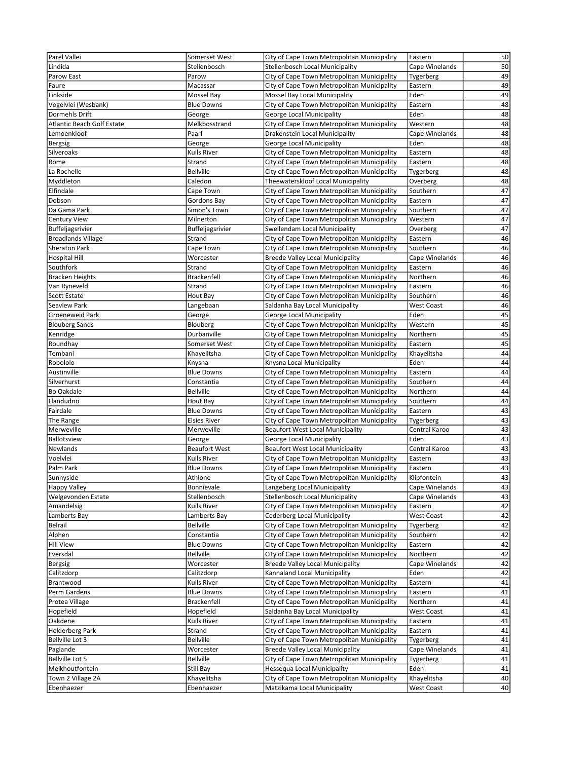| | | | | |
|---|---|---|---|---|
| Parel Vallei | Somerset West | City of Cape Town Metropolitan Municipality | Eastern | 50 |
| Lindida | Stellenbosch | Stellenbosch Local Municipality | Cape Winelands | 50 |
| Parow East | Parow | City of Cape Town Metropolitan Municipality | Tygerberg | 49 |
| Faure | Macassar | City of Cape Town Metropolitan Municipality | Eastern | 49 |
| Linkside | Mossel Bay | Mossel Bay Local Municipality | Eden | 49 |
| Vogelvlei (Wesbank) | Blue Downs | City of Cape Town Metropolitan Municipality | Eastern | 48 |
| Dormehls Drift | George | George Local Municipality | Eden | 48 |
| Atlantic Beach Golf Estate | Melkbosstrand | City of Cape Town Metropolitan Municipality | Western | 48 |
| Lemoenkloof | Paarl | Drakenstein Local Municipality | Cape Winelands | 48 |
| Bergsig | George | George Local Municipality | Eden | 48 |
| Silveroaks | Kuils River | City of Cape Town Metropolitan Municipality | Eastern | 48 |
| Rome | Strand | City of Cape Town Metropolitan Municipality | Eastern | 48 |
| La Rochelle | Bellville | City of Cape Town Metropolitan Municipality | Tygerberg | 48 |
| Myddleton | Caledon | Theewaterskloof Local Municipality | Overberg | 48 |
| Elfindale | Cape Town | City of Cape Town Metropolitan Municipality | Southern | 47 |
| Dobson | Gordons Bay | City of Cape Town Metropolitan Municipality | Eastern | 47 |
| Da Gama Park | Simon's Town | City of Cape Town Metropolitan Municipality | Southern | 47 |
| Century View | Milnerton | City of Cape Town Metropolitan Municipality | Western | 47 |
| Buffeljagsrivier | Buffeljagsrivier | Swellendam Local Municipality | Overberg | 47 |
| Broadlands Village | Strand | City of Cape Town Metropolitan Municipality | Eastern | 46 |
| Sheraton Park | Cape Town | City of Cape Town Metropolitan Municipality | Southern | 46 |
| Hospital Hill | Worcester | Breede Valley Local Municipality | Cape Winelands | 46 |
| Southfork | Strand | City of Cape Town Metropolitan Municipality | Eastern | 46 |
| Bracken Heights | Brackenfell | City of Cape Town Metropolitan Municipality | Northern | 46 |
| Van Ryneveld | Strand | City of Cape Town Metropolitan Municipality | Eastern | 46 |
| Scott Estate | Hout Bay | City of Cape Town Metropolitan Municipality | Southern | 46 |
| Seaview Park | Langebaan | Saldanha Bay Local Municipality | West Coast | 46 |
| Groeneweid Park | George | George Local Municipality | Eden | 45 |
| Blouberg Sands | Blouberg | City of Cape Town Metropolitan Municipality | Western | 45 |
| Kenridge | Durbanville | City of Cape Town Metropolitan Municipality | Northern | 45 |
| Roundhay | Somerset West | City of Cape Town Metropolitan Municipality | Eastern | 45 |
| Tembani | Khayelitsha | City of Cape Town Metropolitan Municipality | Khayelitsha | 44 |
| Robololo | Knysna | Knysna Local Municipality | Eden | 44 |
| Austinville | Blue Downs | City of Cape Town Metropolitan Municipality | Eastern | 44 |
| Silverhurst | Constantia | City of Cape Town Metropolitan Municipality | Southern | 44 |
| Bo Oakdale | Bellville | City of Cape Town Metropolitan Municipality | Northern | 44 |
| Llandudno | Hout Bay | City of Cape Town Metropolitan Municipality | Southern | 44 |
| Fairdale | Blue Downs | City of Cape Town Metropolitan Municipality | Eastern | 43 |
| The Range | Elsies River | City of Cape Town Metropolitan Municipality | Tygerberg | 43 |
| Merweville | Merweville | Beaufort West Local Municipality | Central Karoo | 43 |
| Ballotsview | George | George Local Municipality | Eden | 43 |
| Newlands | Beaufort West | Beaufort West Local Municipality | Central Karoo | 43 |
| Voelvlei | Kuils River | City of Cape Town Metropolitan Municipality | Eastern | 43 |
| Palm Park | Blue Downs | City of Cape Town Metropolitan Municipality | Eastern | 43 |
| Sunnyside | Athlone | City of Cape Town Metropolitan Municipality | Klipfontein | 43 |
| Happy Valley | Bonnievale | Langeberg Local Municipality | Cape Winelands | 43 |
| Welgevonden Estate | Stellenbosch | Stellenbosch Local Municipality | Cape Winelands | 43 |
| Amandelsig | Kuils River | City of Cape Town Metropolitan Municipality | Eastern | 42 |
| Lamberts Bay | Lamberts Bay | Cederberg Local Municipality | West Coast | 42 |
| Belrail | Bellville | City of Cape Town Metropolitan Municipality | Tygerberg | 42 |
| Alphen | Constantia | City of Cape Town Metropolitan Municipality | Southern | 42 |
| Hill View | Blue Downs | City of Cape Town Metropolitan Municipality | Eastern | 42 |
| Eversdal | Bellville | City of Cape Town Metropolitan Municipality | Northern | 42 |
| Bergsig | Worcester | Breede Valley Local Municipality | Cape Winelands | 42 |
| Calitzdorp | Calitzdorp | Kannaland Local Municipality | Eden | 42 |
| Brantwood | Kuils River | City of Cape Town Metropolitan Municipality | Eastern | 41 |
| Perm Gardens | Blue Downs | City of Cape Town Metropolitan Municipality | Eastern | 41 |
| Protea Village | Brackenfell | City of Cape Town Metropolitan Municipality | Northern | 41 |
| Hopefield | Hopefield | Saldanha Bay Local Municipality | West Coast | 41 |
| Oakdene | Kuils River | City of Cape Town Metropolitan Municipality | Eastern | 41 |
| Helderberg Park | Strand | City of Cape Town Metropolitan Municipality | Eastern | 41 |
| Bellville Lot 3 | Bellville | City of Cape Town Metropolitan Municipality | Tygerberg | 41 |
| Paglande | Worcester | Breede Valley Local Municipality | Cape Winelands | 41 |
| Bellville Lot 5 | Bellville | City of Cape Town Metropolitan Municipality | Tygerberg | 41 |
| Melkhoutfontein | Still Bay | Hessequa Local Municipality | Eden | 41 |
| Town 2 Village 2A | Khayelitsha | City of Cape Town Metropolitan Municipality | Khayelitsha | 40 |
| Ebenhaezer | Ebenhaezer | Matzikama Local Municipality | West Coast | 40 |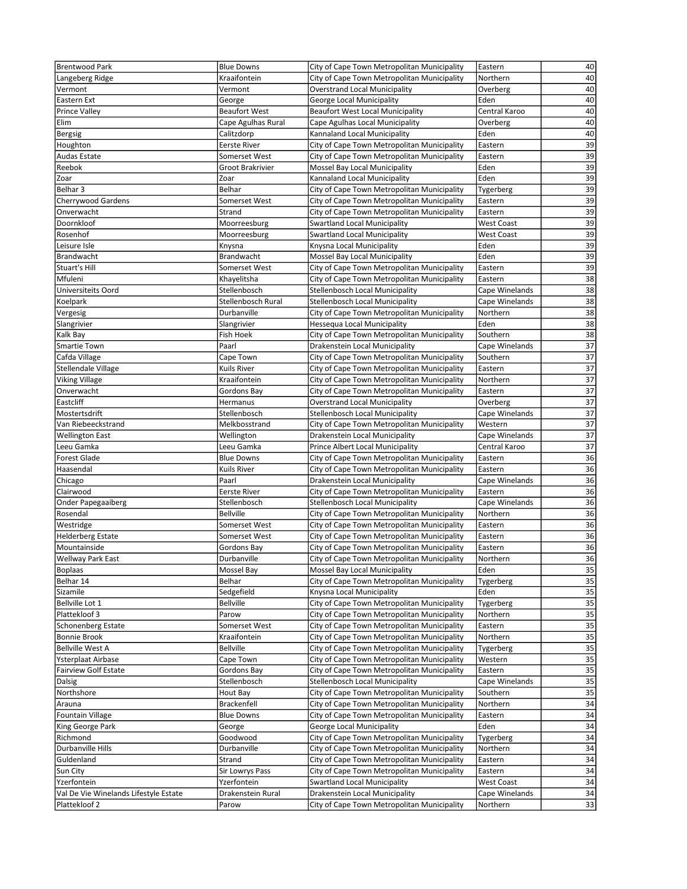| | | | | |
|---|---|---|---|---|
| Brentwood Park | Blue Downs | City of Cape Town Metropolitan Municipality | Eastern | 40 |
| Langeberg Ridge | Kraaifontein | City of Cape Town Metropolitan Municipality | Northern | 40 |
| Vermont | Vermont | Overstrand Local Municipality | Overberg | 40 |
| Eastern Ext | George | George Local Municipality | Eden | 40 |
| Prince Valley | Beaufort West | Beaufort West Local Municipality | Central Karoo | 40 |
| Elim | Cape Agulhas Rural | Cape Agulhas Local Municipality | Overberg | 40 |
| Bergsig | Calitzdorp | Kannaland Local Municipality | Eden | 40 |
| Houghton | Eerste River | City of Cape Town Metropolitan Municipality | Eastern | 39 |
| Audas Estate | Somerset West | City of Cape Town Metropolitan Municipality | Eastern | 39 |
| Reebok | Groot Brakrivier | Mossel Bay Local Municipality | Eden | 39 |
| Zoar | Zoar | Kannaland Local Municipality | Eden | 39 |
| Belhar 3 | Belhar | City of Cape Town Metropolitan Municipality | Tygerberg | 39 |
| Cherrywood Gardens | Somerset West | City of Cape Town Metropolitan Municipality | Eastern | 39 |
| Onverwacht | Strand | City of Cape Town Metropolitan Municipality | Eastern | 39 |
| Doornkloof | Moorreesburg | Swartland Local Municipality | West Coast | 39 |
| Rosenhof | Moorreesburg | Swartland Local Municipality | West Coast | 39 |
| Leisure Isle | Knysna | Knysna Local Municipality | Eden | 39 |
| Brandwacht | Brandwacht | Mossel Bay Local Municipality | Eden | 39 |
| Stuart's Hill | Somerset West | City of Cape Town Metropolitan Municipality | Eastern | 39 |
| Mfuleni | Khayelitsha | City of Cape Town Metropolitan Municipality | Eastern | 38 |
| Universiteits Oord | Stellenbosch | Stellenbosch Local Municipality | Cape Winelands | 38 |
| Koelpark | Stellenbosch Rural | Stellenbosch Local Municipality | Cape Winelands | 38 |
| Vergesig | Durbanville | City of Cape Town Metropolitan Municipality | Northern | 38 |
| Slangrivier | Slangrivier | Hessequa Local Municipality | Eden | 38 |
| Kalk Bay | Fish Hoek | City of Cape Town Metropolitan Municipality | Southern | 38 |
| Smartie Town | Paarl | Drakenstein Local Municipality | Cape Winelands | 37 |
| Cafda Village | Cape Town | City of Cape Town Metropolitan Municipality | Southern | 37 |
| Stellendale Village | Kuils River | City of Cape Town Metropolitan Municipality | Eastern | 37 |
| Viking Village | Kraaifontein | City of Cape Town Metropolitan Municipality | Northern | 37 |
| Onverwacht | Gordons Bay | City of Cape Town Metropolitan Municipality | Eastern | 37 |
| Eastcliff | Hermanus | Overstrand Local Municipality | Overberg | 37 |
| Mostertsdrift | Stellenbosch | Stellenbosch Local Municipality | Cape Winelands | 37 |
| Van Riebeeckstrand | Melkbosstrand | City of Cape Town Metropolitan Municipality | Western | 37 |
| Wellington East | Wellington | Drakenstein Local Municipality | Cape Winelands | 37 |
| Leeu Gamka | Leeu Gamka | Prince Albert Local Municipality | Central Karoo | 37 |
| Forest Glade | Blue Downs | City of Cape Town Metropolitan Municipality | Eastern | 36 |
| Haasendal | Kuils River | City of Cape Town Metropolitan Municipality | Eastern | 36 |
| Chicago | Paarl | Drakenstein Local Municipality | Cape Winelands | 36 |
| Clairwood | Eerste River | City of Cape Town Metropolitan Municipality | Eastern | 36 |
| Onder Papegaaiberg | Stellenbosch | Stellenbosch Local Municipality | Cape Winelands | 36 |
| Rosendal | Bellville | City of Cape Town Metropolitan Municipality | Northern | 36 |
| Westridge | Somerset West | City of Cape Town Metropolitan Municipality | Eastern | 36 |
| Helderberg Estate | Somerset West | City of Cape Town Metropolitan Municipality | Eastern | 36 |
| Mountainside | Gordons Bay | City of Cape Town Metropolitan Municipality | Eastern | 36 |
| Wellway Park East | Durbanville | City of Cape Town Metropolitan Municipality | Northern | 36 |
| Boplaas | Mossel Bay | Mossel Bay Local Municipality | Eden | 35 |
| Belhar 14 | Belhar | City of Cape Town Metropolitan Municipality | Tygerberg | 35 |
| Sizamile | Sedgefield | Knysna Local Municipality | Eden | 35 |
| Bellville Lot 1 | Bellville | City of Cape Town Metropolitan Municipality | Tygerberg | 35 |
| Plattekloof 3 | Parow | City of Cape Town Metropolitan Municipality | Northern | 35 |
| Schonenberg Estate | Somerset West | City of Cape Town Metropolitan Municipality | Eastern | 35 |
| Bonnie Brook | Kraaifontein | City of Cape Town Metropolitan Municipality | Northern | 35 |
| Bellville West A | Bellville | City of Cape Town Metropolitan Municipality | Tygerberg | 35 |
| Ysterplaat Airbase | Cape Town | City of Cape Town Metropolitan Municipality | Western | 35 |
| Fairview Golf Estate | Gordons Bay | City of Cape Town Metropolitan Municipality | Eastern | 35 |
| Dalsig | Stellenbosch | Stellenbosch Local Municipality | Cape Winelands | 35 |
| Northshore | Hout Bay | City of Cape Town Metropolitan Municipality | Southern | 35 |
| Arauna | Brackenfell | City of Cape Town Metropolitan Municipality | Northern | 34 |
| Fountain Village | Blue Downs | City of Cape Town Metropolitan Municipality | Eastern | 34 |
| King George Park | George | George Local Municipality | Eden | 34 |
| Richmond | Goodwood | City of Cape Town Metropolitan Municipality | Tygerberg | 34 |
| Durbanville Hills | Durbanville | City of Cape Town Metropolitan Municipality | Northern | 34 |
| Guldenland | Strand | City of Cape Town Metropolitan Municipality | Eastern | 34 |
| Sun City | Sir Lowrys Pass | City of Cape Town Metropolitan Municipality | Eastern | 34 |
| Yzerfontein | Yzerfontein | Swartland Local Municipality | West Coast | 34 |
| Val De Vie Winelands Lifestyle Estate | Drakenstein Rural | Drakenstein Local Municipality | Cape Winelands | 34 |
| Plattekloof 2 | Parow | City of Cape Town Metropolitan Municipality | Northern | 33 |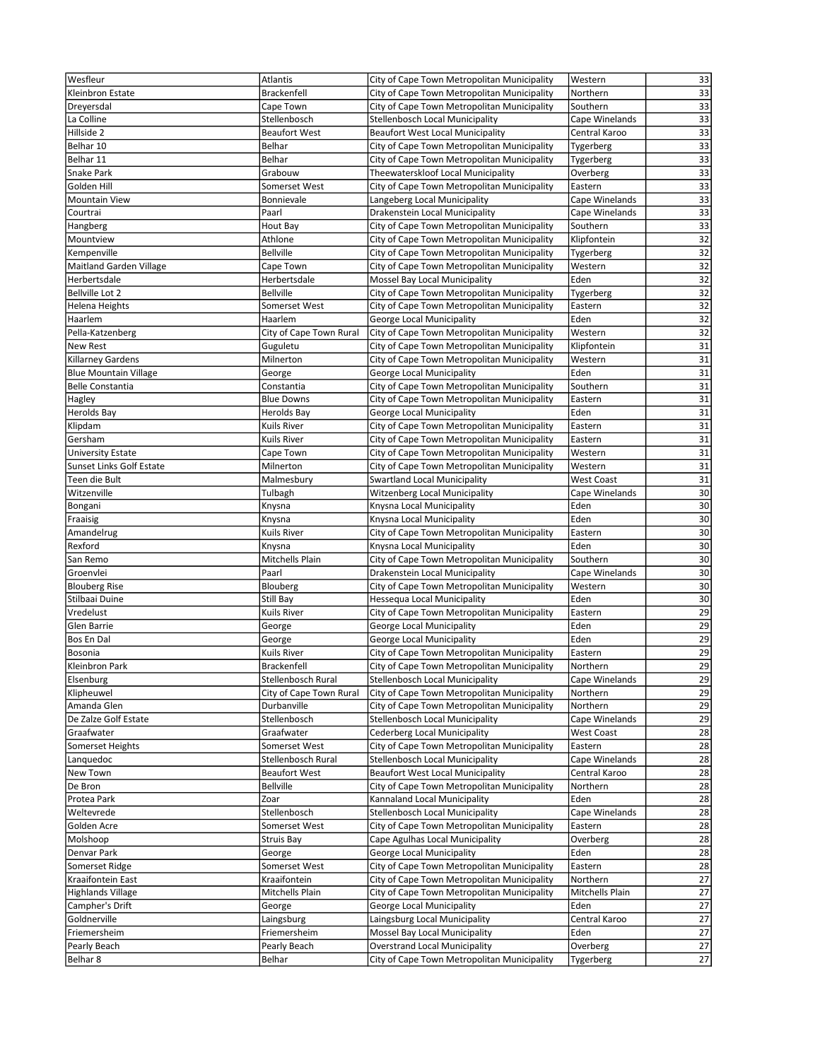| | | | | |
|---|---|---|---|---|
| Wesfleur | Atlantis | City of Cape Town Metropolitan Municipality | Western | 33 |
| Kleinbron Estate | Brackenfell | City of Cape Town Metropolitan Municipality | Northern | 33 |
| Dreyersdal | Cape Town | City of Cape Town Metropolitan Municipality | Southern | 33 |
| La Colline | Stellenbosch | Stellenbosch Local Municipality | Cape Winelands | 33 |
| Hillside 2 | Beaufort West | Beaufort West Local Municipality | Central Karoo | 33 |
| Belhar 10 | Belhar | City of Cape Town Metropolitan Municipality | Tygerberg | 33 |
| Belhar 11 | Belhar | City of Cape Town Metropolitan Municipality | Tygerberg | 33 |
| Snake Park | Grabouw | Theewaterskloof Local Municipality | Overberg | 33 |
| Golden Hill | Somerset West | City of Cape Town Metropolitan Municipality | Eastern | 33 |
| Mountain View | Bonnievale | Langeberg Local Municipality | Cape Winelands | 33 |
| Courtrai | Paarl | Drakenstein Local Municipality | Cape Winelands | 33 |
| Hangberg | Hout Bay | City of Cape Town Metropolitan Municipality | Southern | 33 |
| Mountview | Athlone | City of Cape Town Metropolitan Municipality | Klipfontein | 32 |
| Kempenville | Bellville | City of Cape Town Metropolitan Municipality | Tygerberg | 32 |
| Maitland Garden Village | Cape Town | City of Cape Town Metropolitan Municipality | Western | 32 |
| Herbertsdale | Herbertsdale | Mossel Bay Local Municipality | Eden | 32 |
| Bellville Lot 2 | Bellville | City of Cape Town Metropolitan Municipality | Tygerberg | 32 |
| Helena Heights | Somerset West | City of Cape Town Metropolitan Municipality | Eastern | 32 |
| Haarlem | Haarlem | George Local Municipality | Eden | 32 |
| Pella-Katzenberg | City of Cape Town Rural | City of Cape Town Metropolitan Municipality | Western | 32 |
| New Rest | Guguletu | City of Cape Town Metropolitan Municipality | Klipfontein | 31 |
| Killarney Gardens | Milnerton | City of Cape Town Metropolitan Municipality | Western | 31 |
| Blue Mountain Village | George | George Local Municipality | Eden | 31 |
| Belle Constantia | Constantia | City of Cape Town Metropolitan Municipality | Southern | 31 |
| Hagley | Blue Downs | City of Cape Town Metropolitan Municipality | Eastern | 31 |
| Herolds Bay | Herolds Bay | George Local Municipality | Eden | 31 |
| Klipdam | Kuils River | City of Cape Town Metropolitan Municipality | Eastern | 31 |
| Gersham | Kuils River | City of Cape Town Metropolitan Municipality | Eastern | 31 |
| University Estate | Cape Town | City of Cape Town Metropolitan Municipality | Western | 31 |
| Sunset Links Golf Estate | Milnerton | City of Cape Town Metropolitan Municipality | Western | 31 |
| Teen die Bult | Malmesbury | Swartland Local Municipality | West Coast | 31 |
| Witzenville | Tulbagh | Witzenberg Local Municipality | Cape Winelands | 30 |
| Bongani | Knysna | Knysna Local Municipality | Eden | 30 |
| Fraaisig | Knysna | Knysna Local Municipality | Eden | 30 |
| Amandelrug | Kuils River | City of Cape Town Metropolitan Municipality | Eastern | 30 |
| Rexford | Knysna | Knysna Local Municipality | Eden | 30 |
| San Remo | Mitchells Plain | City of Cape Town Metropolitan Municipality | Southern | 30 |
| Groenvlei | Paarl | Drakenstein Local Municipality | Cape Winelands | 30 |
| Blouberg Rise | Blouberg | City of Cape Town Metropolitan Municipality | Western | 30 |
| Stilbaai Duine | Still Bay | Hessequa Local Municipality | Eden | 30 |
| Vredelust | Kuils River | City of Cape Town Metropolitan Municipality | Eastern | 29 |
| Glen Barrie | George | George Local Municipality | Eden | 29 |
| Bos En Dal | George | George Local Municipality | Eden | 29 |
| Bosonia | Kuils River | City of Cape Town Metropolitan Municipality | Eastern | 29 |
| Kleinbron Park | Brackenfell | City of Cape Town Metropolitan Municipality | Northern | 29 |
| Elsenburg | Stellenbosch Rural | Stellenbosch Local Municipality | Cape Winelands | 29 |
| Klipheuwel | City of Cape Town Rural | City of Cape Town Metropolitan Municipality | Northern | 29 |
| Amanda Glen | Durbanville | City of Cape Town Metropolitan Municipality | Northern | 29 |
| De Zalze Golf Estate | Stellenbosch | Stellenbosch Local Municipality | Cape Winelands | 29 |
| Graafwater | Graafwater | Cederberg Local Municipality | West Coast | 28 |
| Somerset Heights | Somerset West | City of Cape Town Metropolitan Municipality | Eastern | 28 |
| Lanquedoc | Stellenbosch Rural | Stellenbosch Local Municipality | Cape Winelands | 28 |
| New Town | Beaufort West | Beaufort West Local Municipality | Central Karoo | 28 |
| De Bron | Bellville | City of Cape Town Metropolitan Municipality | Northern | 28 |
| Protea Park | Zoar | Kannaland Local Municipality | Eden | 28 |
| Weltevrede | Stellenbosch | Stellenbosch Local Municipality | Cape Winelands | 28 |
| Golden Acre | Somerset West | City of Cape Town Metropolitan Municipality | Eastern | 28 |
| Molshoop | Struis Bay | Cape Agulhas Local Municipality | Overberg | 28 |
| Denvar Park | George | George Local Municipality | Eden | 28 |
| Somerset Ridge | Somerset West | City of Cape Town Metropolitan Municipality | Eastern | 28 |
| Kraaifontein East | Kraaifontein | City of Cape Town Metropolitan Municipality | Northern | 27 |
| Highlands Village | Mitchells Plain | City of Cape Town Metropolitan Municipality | Mitchells Plain | 27 |
| Campher's Drift | George | George Local Municipality | Eden | 27 |
| Goldnerville | Laingsburg | Laingsburg Local Municipality | Central Karoo | 27 |
| Friemersheim | Friemersheim | Mossel Bay Local Municipality | Eden | 27 |
| Pearly Beach | Pearly Beach | Overstrand Local Municipality | Overberg | 27 |
| Belhar 8 | Belhar | City of Cape Town Metropolitan Municipality | Tygerberg | 27 |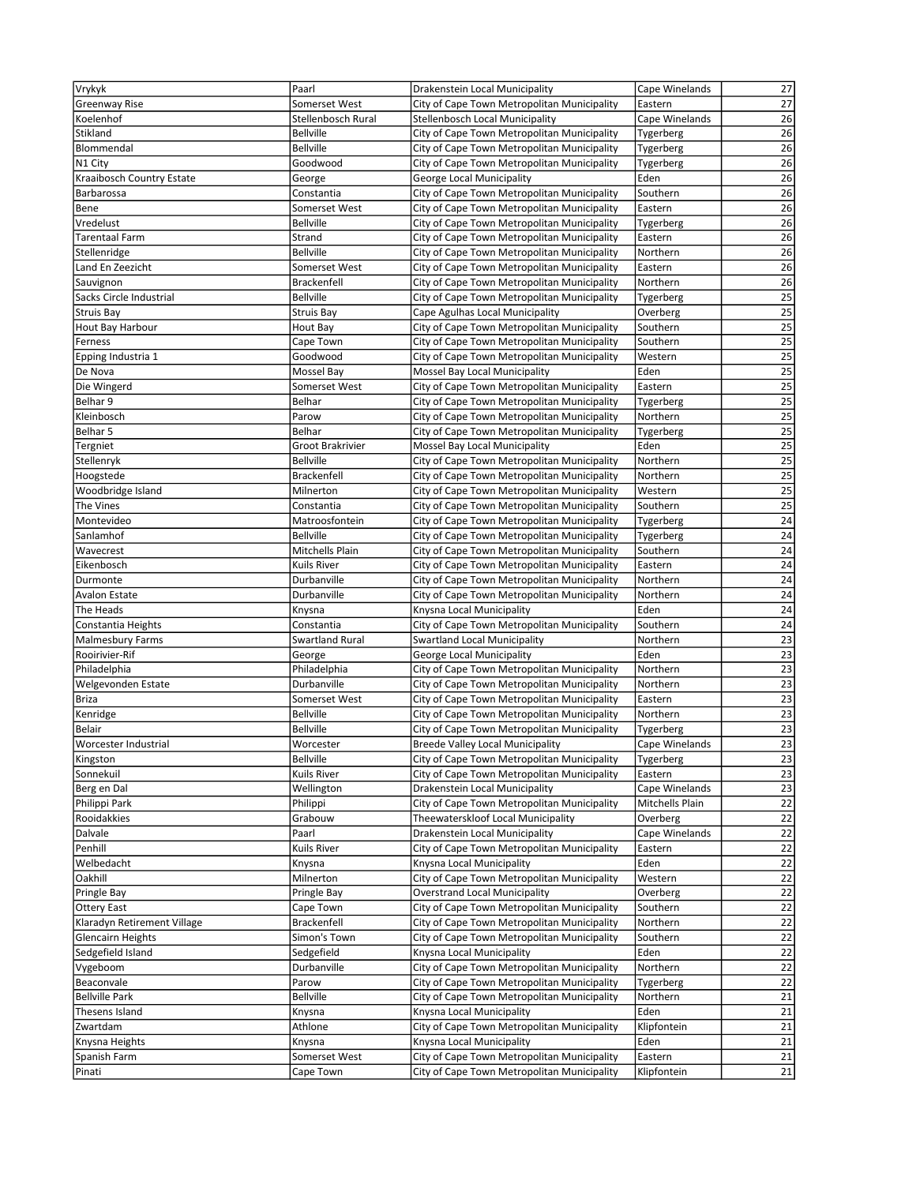| Vrykyk | Paarl | Drakenstein Local Municipality | Cape Winelands | 27 |
|---|---|---|---|---|
| Greenway Rise | Somerset West | City of Cape Town Metropolitan Municipality | Eastern | 27 |
| Koelenhof | Stellenbosch Rural | Stellenbosch Local Municipality | Cape Winelands | 26 |
| Stikland | Bellville | City of Cape Town Metropolitan Municipality | Tygerberg | 26 |
| Blommendal | Bellville | City of Cape Town Metropolitan Municipality | Tygerberg | 26 |
| N1 City | Goodwood | City of Cape Town Metropolitan Municipality | Tygerberg | 26 |
| Kraaibosch Country Estate | George | George Local Municipality | Eden | 26 |
| Barbarossa | Constantia | City of Cape Town Metropolitan Municipality | Southern | 26 |
| Bene | Somerset West | City of Cape Town Metropolitan Municipality | Eastern | 26 |
| Vredelust | Bellville | City of Cape Town Metropolitan Municipality | Tygerberg | 26 |
| Tarentaal Farm | Strand | City of Cape Town Metropolitan Municipality | Eastern | 26 |
| Stellenridge | Bellville | City of Cape Town Metropolitan Municipality | Northern | 26 |
| Land En Zeezicht | Somerset West | City of Cape Town Metropolitan Municipality | Eastern | 26 |
| Sauvignon | Brackenfell | City of Cape Town Metropolitan Municipality | Northern | 26 |
| Sacks Circle Industrial | Bellville | City of Cape Town Metropolitan Municipality | Tygerberg | 25 |
| Struis Bay | Struis Bay | Cape Agulhas Local Municipality | Overberg | 25 |
| Hout Bay Harbour | Hout Bay | City of Cape Town Metropolitan Municipality | Southern | 25 |
| Ferness | Cape Town | City of Cape Town Metropolitan Municipality | Southern | 25 |
| Epping Industria 1 | Goodwood | City of Cape Town Metropolitan Municipality | Western | 25 |
| De Nova | Mossel Bay | Mossel Bay Local Municipality | Eden | 25 |
| Die Wingerd | Somerset West | City of Cape Town Metropolitan Municipality | Eastern | 25 |
| Belhar 9 | Belhar | City of Cape Town Metropolitan Municipality | Tygerberg | 25 |
| Kleinbosch | Parow | City of Cape Town Metropolitan Municipality | Northern | 25 |
| Belhar 5 | Belhar | City of Cape Town Metropolitan Municipality | Tygerberg | 25 |
| Tergniet | Groot Brakrivier | Mossel Bay Local Municipality | Eden | 25 |
| Stellenryk | Bellville | City of Cape Town Metropolitan Municipality | Northern | 25 |
| Hoogstede | Brackenfell | City of Cape Town Metropolitan Municipality | Northern | 25 |
| Woodbridge Island | Milnerton | City of Cape Town Metropolitan Municipality | Western | 25 |
| The Vines | Constantia | City of Cape Town Metropolitan Municipality | Southern | 25 |
| Montevideo | Matroosfontein | City of Cape Town Metropolitan Municipality | Tygerberg | 24 |
| Sanlamhof | Bellville | City of Cape Town Metropolitan Municipality | Tygerberg | 24 |
| Wavecrest | Mitchells Plain | City of Cape Town Metropolitan Municipality | Southern | 24 |
| Eikenbosch | Kuils River | City of Cape Town Metropolitan Municipality | Eastern | 24 |
| Durmonte | Durbanville | City of Cape Town Metropolitan Municipality | Northern | 24 |
| Avalon Estate | Durbanville | City of Cape Town Metropolitan Municipality | Northern | 24 |
| The Heads | Knysna | Knysna Local Municipality | Eden | 24 |
| Constantia Heights | Constantia | City of Cape Town Metropolitan Municipality | Southern | 24 |
| Malmesbury Farms | Swartland Rural | Swartland Local Municipality | Northern | 23 |
| Rooirivier-Rif | George | George Local Municipality | Eden | 23 |
| Philadelphia | Philadelphia | City of Cape Town Metropolitan Municipality | Northern | 23 |
| Welgevonden Estate | Durbanville | City of Cape Town Metropolitan Municipality | Northern | 23 |
| Briza | Somerset West | City of Cape Town Metropolitan Municipality | Eastern | 23 |
| Kenridge | Bellville | City of Cape Town Metropolitan Municipality | Northern | 23 |
| Belair | Bellville | City of Cape Town Metropolitan Municipality | Tygerberg | 23 |
| Worcester Industrial | Worcester | Breede Valley Local Municipality | Cape Winelands | 23 |
| Kingston | Bellville | City of Cape Town Metropolitan Municipality | Tygerberg | 23 |
| Sonnekuil | Kuils River | City of Cape Town Metropolitan Municipality | Eastern | 23 |
| Berg en Dal | Wellington | Drakenstein Local Municipality | Cape Winelands | 23 |
| Philippi Park | Philippi | City of Cape Town Metropolitan Municipality | Mitchells Plain | 22 |
| Rooidakkies | Grabouw | Theewaterskloof Local Municipality | Overberg | 22 |
| Dalvale | Paarl | Drakenstein Local Municipality | Cape Winelands | 22 |
| Penhill | Kuils River | City of Cape Town Metropolitan Municipality | Eastern | 22 |
| Welbedacht | Knysna | Knysna Local Municipality | Eden | 22 |
| Oakhill | Milnerton | City of Cape Town Metropolitan Municipality | Western | 22 |
| Pringle Bay | Pringle Bay | Overstrand Local Municipality | Overberg | 22 |
| Ottery East | Cape Town | City of Cape Town Metropolitan Municipality | Southern | 22 |
| Klaradyn Retirement Village | Brackenfell | City of Cape Town Metropolitan Municipality | Northern | 22 |
| Glencairn Heights | Simon's Town | City of Cape Town Metropolitan Municipality | Southern | 22 |
| Sedgefield Island | Sedgefield | Knysna Local Municipality | Eden | 22 |
| Vygeboom | Durbanville | City of Cape Town Metropolitan Municipality | Northern | 22 |
| Beaconvale | Parow | City of Cape Town Metropolitan Municipality | Tygerberg | 22 |
| Bellville Park | Bellville | City of Cape Town Metropolitan Municipality | Northern | 21 |
| Thesens Island | Knysna | Knysna Local Municipality | Eden | 21 |
| Zwartdam | Athlone | City of Cape Town Metropolitan Municipality | Klipfontein | 21 |
| Knysna Heights | Knysna | Knysna Local Municipality | Eden | 21 |
| Spanish Farm | Somerset West | City of Cape Town Metropolitan Municipality | Eastern | 21 |
| Pinati | Cape Town | City of Cape Town Metropolitan Municipality | Klipfontein | 21 |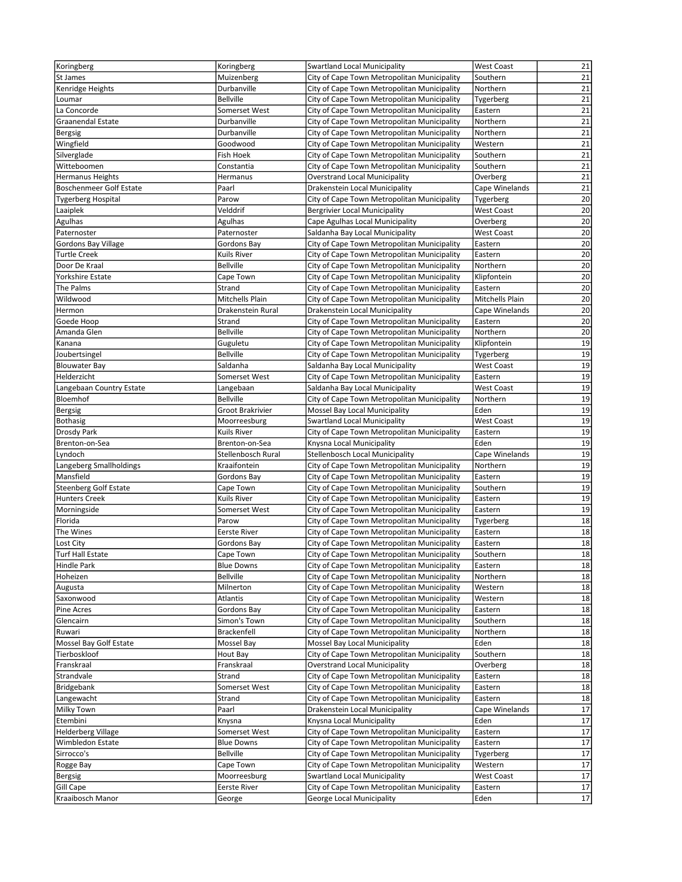| | | | | |
|---|---|---|---|---|
| Koringberg | Koringberg | Swartland Local Municipality | West Coast | 21 |
| St James | Muizenberg | City of Cape Town Metropolitan Municipality | Southern | 21 |
| Kenridge Heights | Durbanville | City of Cape Town Metropolitan Municipality | Northern | 21 |
| Loumar | Bellville | City of Cape Town Metropolitan Municipality | Tygerberg | 21 |
| La Concorde | Somerset West | City of Cape Town Metropolitan Municipality | Eastern | 21 |
| Graanendal Estate | Durbanville | City of Cape Town Metropolitan Municipality | Northern | 21 |
| Bergsig | Durbanville | City of Cape Town Metropolitan Municipality | Northern | 21 |
| Wingfield | Goodwood | City of Cape Town Metropolitan Municipality | Western | 21 |
| Silverglade | Fish Hoek | City of Cape Town Metropolitan Municipality | Southern | 21 |
| Witteboomen | Constantia | City of Cape Town Metropolitan Municipality | Southern | 21 |
| Hermanus Heights | Hermanus | Overstrand Local Municipality | Overberg | 21 |
| Boschenmeer Golf Estate | Paarl | Drakenstein Local Municipality | Cape Winelands | 21 |
| Tygerberg Hospital | Parow | City of Cape Town Metropolitan Municipality | Tygerberg | 20 |
| Laaiplek | Velddrif | Bergrivier Local Municipality | West Coast | 20 |
| Agulhas | Agulhas | Cape Agulhas Local Municipality | Overberg | 20 |
| Paternoster | Paternoster | Saldanha Bay Local Municipality | West Coast | 20 |
| Gordons Bay Village | Gordons Bay | City of Cape Town Metropolitan Municipality | Eastern | 20 |
| Turtle Creek | Kuils River | City of Cape Town Metropolitan Municipality | Eastern | 20 |
| Door De Kraal | Bellville | City of Cape Town Metropolitan Municipality | Northern | 20 |
| Yorkshire Estate | Cape Town | City of Cape Town Metropolitan Municipality | Klipfontein | 20 |
| The Palms | Strand | City of Cape Town Metropolitan Municipality | Eastern | 20 |
| Wildwood | Mitchells Plain | City of Cape Town Metropolitan Municipality | Mitchells Plain | 20 |
| Hermon | Drakenstein Rural | Drakenstein Local Municipality | Cape Winelands | 20 |
| Goede Hoop | Strand | City of Cape Town Metropolitan Municipality | Eastern | 20 |
| Amanda Glen | Bellville | City of Cape Town Metropolitan Municipality | Northern | 20 |
| Kanana | Guguletu | City of Cape Town Metropolitan Municipality | Klipfontein | 19 |
| Joubertsingel | Bellville | City of Cape Town Metropolitan Municipality | Tygerberg | 19 |
| Blouwater Bay | Saldanha | Saldanha Bay Local Municipality | West Coast | 19 |
| Helderzicht | Somerset West | City of Cape Town Metropolitan Municipality | Eastern | 19 |
| Langebaan Country Estate | Langebaan | Saldanha Bay Local Municipality | West Coast | 19 |
| Bloemhof | Bellville | City of Cape Town Metropolitan Municipality | Northern | 19 |
| Bergsig | Groot Brakrivier | Mossel Bay Local Municipality | Eden | 19 |
| Bothasig | Moorreesburg | Swartland Local Municipality | West Coast | 19 |
| Drosdy Park | Kuils River | City of Cape Town Metropolitan Municipality | Eastern | 19 |
| Brenton-on-Sea | Brenton-on-Sea | Knysna Local Municipality | Eden | 19 |
| Lyndoch | Stellenbosch Rural | Stellenbosch Local Municipality | Cape Winelands | 19 |
| Langeberg Smallholdings | Kraaifontein | City of Cape Town Metropolitan Municipality | Northern | 19 |
| Mansfield | Gordons Bay | City of Cape Town Metropolitan Municipality | Eastern | 19 |
| Steenberg Golf Estate | Cape Town | City of Cape Town Metropolitan Municipality | Southern | 19 |
| Hunters Creek | Kuils River | City of Cape Town Metropolitan Municipality | Eastern | 19 |
| Morningside | Somerset West | City of Cape Town Metropolitan Municipality | Eastern | 19 |
| Florida | Parow | City of Cape Town Metropolitan Municipality | Tygerberg | 18 |
| The Wines | Eerste River | City of Cape Town Metropolitan Municipality | Eastern | 18 |
| Lost City | Gordons Bay | City of Cape Town Metropolitan Municipality | Eastern | 18 |
| Turf Hall Estate | Cape Town | City of Cape Town Metropolitan Municipality | Southern | 18 |
| Hindle Park | Blue Downs | City of Cape Town Metropolitan Municipality | Eastern | 18 |
| Hoheizen | Bellville | City of Cape Town Metropolitan Municipality | Northern | 18 |
| Augusta | Milnerton | City of Cape Town Metropolitan Municipality | Western | 18 |
| Saxonwood | Atlantis | City of Cape Town Metropolitan Municipality | Western | 18 |
| Pine Acres | Gordons Bay | City of Cape Town Metropolitan Municipality | Eastern | 18 |
| Glencairn | Simon's Town | City of Cape Town Metropolitan Municipality | Southern | 18 |
| Ruwari | Brackenfell | City of Cape Town Metropolitan Municipality | Northern | 18 |
| Mossel Bay Golf Estate | Mossel Bay | Mossel Bay Local Municipality | Eden | 18 |
| Tierboskloof | Hout Bay | City of Cape Town Metropolitan Municipality | Southern | 18 |
| Franskraal | Franskraal | Overstrand Local Municipality | Overberg | 18 |
| Strandvale | Strand | City of Cape Town Metropolitan Municipality | Eastern | 18 |
| Bridgebank | Somerset West | City of Cape Town Metropolitan Municipality | Eastern | 18 |
| Langewacht | Strand | City of Cape Town Metropolitan Municipality | Eastern | 18 |
| Milky Town | Paarl | Drakenstein Local Municipality | Cape Winelands | 17 |
| Etembini | Knysna | Knysna Local Municipality | Eden | 17 |
| Helderberg Village | Somerset West | City of Cape Town Metropolitan Municipality | Eastern | 17 |
| Wimbledon Estate | Blue Downs | City of Cape Town Metropolitan Municipality | Eastern | 17 |
| Sirrocco's | Bellville | City of Cape Town Metropolitan Municipality | Tygerberg | 17 |
| Rogge Bay | Cape Town | City of Cape Town Metropolitan Municipality | Western | 17 |
| Bergsig | Moorreesburg | Swartland Local Municipality | West Coast | 17 |
| Gill Cape | Eerste River | City of Cape Town Metropolitan Municipality | Eastern | 17 |
| Kraaibosch Manor | George | George Local Municipality | Eden | 17 |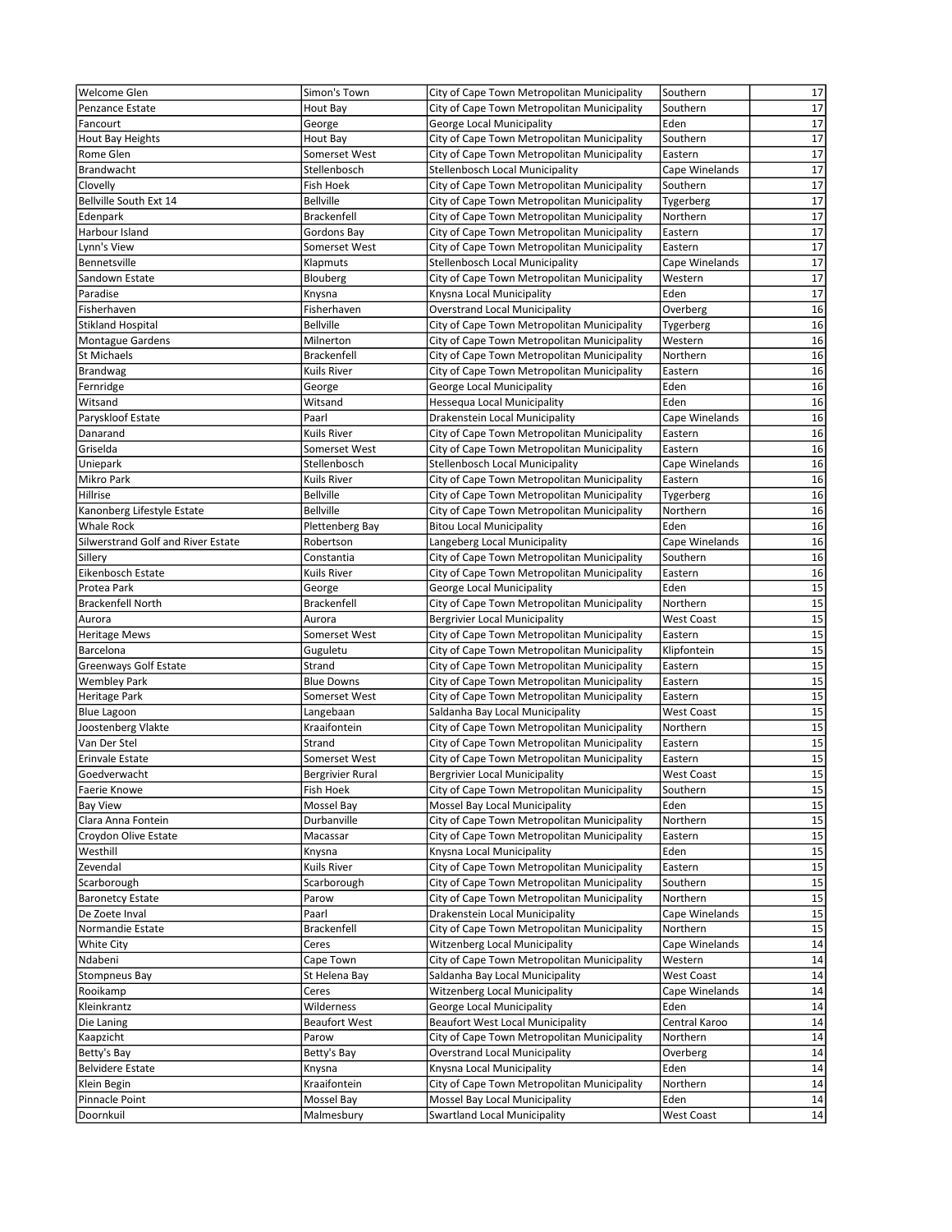| | | | | |
|---|---|---|---|---|
| Welcome Glen | Simon's Town | City of Cape Town Metropolitan Municipality | Southern | 17 |
| Penzance Estate | Hout Bay | City of Cape Town Metropolitan Municipality | Southern | 17 |
| Fancourt | George | George Local Municipality | Eden | 17 |
| Hout Bay Heights | Hout Bay | City of Cape Town Metropolitan Municipality | Southern | 17 |
| Rome Glen | Somerset West | City of Cape Town Metropolitan Municipality | Eastern | 17 |
| Brandwacht | Stellenbosch | Stellenbosch Local Municipality | Cape Winelands | 17 |
| Clovelly | Fish Hoek | City of Cape Town Metropolitan Municipality | Southern | 17 |
| Bellville South Ext 14 | Bellville | City of Cape Town Metropolitan Municipality | Tygerberg | 17 |
| Edenpark | Brackenfell | City of Cape Town Metropolitan Municipality | Northern | 17 |
| Harbour Island | Gordons Bay | City of Cape Town Metropolitan Municipality | Eastern | 17 |
| Lynn's View | Somerset West | City of Cape Town Metropolitan Municipality | Eastern | 17 |
| Bennetsville | Klapmuts | Stellenbosch Local Municipality | Cape Winelands | 17 |
| Sandown Estate | Blouberg | City of Cape Town Metropolitan Municipality | Western | 17 |
| Paradise | Knysna | Knysna Local Municipality | Eden | 17 |
| Fisherhaven | Fisherhaven | Overstrand Local Municipality | Overberg | 16 |
| Stikland Hospital | Bellville | City of Cape Town Metropolitan Municipality | Tygerberg | 16 |
| Montague Gardens | Milnerton | City of Cape Town Metropolitan Municipality | Western | 16 |
| St Michaels | Brackenfell | City of Cape Town Metropolitan Municipality | Northern | 16 |
| Brandwag | Kuils River | City of Cape Town Metropolitan Municipality | Eastern | 16 |
| Fernridge | George | George Local Municipality | Eden | 16 |
| Witsand | Witsand | Hessequa Local Municipality | Eden | 16 |
| Paryskloof Estate | Paarl | Drakenstein Local Municipality | Cape Winelands | 16 |
| Danarand | Kuils River | City of Cape Town Metropolitan Municipality | Eastern | 16 |
| Griselda | Somerset West | City of Cape Town Metropolitan Municipality | Eastern | 16 |
| Uniepark | Stellenbosch | Stellenbosch Local Municipality | Cape Winelands | 16 |
| Mikro Park | Kuils River | City of Cape Town Metropolitan Municipality | Eastern | 16 |
| Hillrise | Bellville | City of Cape Town Metropolitan Municipality | Tygerberg | 16 |
| Kanonberg Lifestyle Estate | Bellville | City of Cape Town Metropolitan Municipality | Northern | 16 |
| Whale Rock | Plettenberg Bay | Bitou Local Municipality | Eden | 16 |
| Silwerstrand Golf and River Estate | Robertson | Langeberg Local Municipality | Cape Winelands | 16 |
| Sillery | Constantia | City of Cape Town Metropolitan Municipality | Southern | 16 |
| Eikenbosch Estate | Kuils River | City of Cape Town Metropolitan Municipality | Eastern | 16 |
| Protea Park | George | George Local Municipality | Eden | 15 |
| Brackenfell North | Brackenfell | City of Cape Town Metropolitan Municipality | Northern | 15 |
| Aurora | Aurora | Bergrivier Local Municipality | West Coast | 15 |
| Heritage Mews | Somerset West | City of Cape Town Metropolitan Municipality | Eastern | 15 |
| Barcelona | Guguletu | City of Cape Town Metropolitan Municipality | Klipfontein | 15 |
| Greenways Golf Estate | Strand | City of Cape Town Metropolitan Municipality | Eastern | 15 |
| Wembley Park | Blue Downs | City of Cape Town Metropolitan Municipality | Eastern | 15 |
| Heritage Park | Somerset West | City of Cape Town Metropolitan Municipality | Eastern | 15 |
| Blue Lagoon | Langebaan | Saldanha Bay Local Municipality | West Coast | 15 |
| Joostenberg Vlakte | Kraaifontein | City of Cape Town Metropolitan Municipality | Northern | 15 |
| Van Der Stel | Strand | City of Cape Town Metropolitan Municipality | Eastern | 15 |
| Erinvale Estate | Somerset West | City of Cape Town Metropolitan Municipality | Eastern | 15 |
| Goedverwacht | Bergrivier Rural | Bergrivier Local Municipality | West Coast | 15 |
| Faerie Knowe | Fish Hoek | City of Cape Town Metropolitan Municipality | Southern | 15 |
| Bay View | Mossel Bay | Mossel Bay Local Municipality | Eden | 15 |
| Clara Anna Fontein | Durbanville | City of Cape Town Metropolitan Municipality | Northern | 15 |
| Croydon Olive Estate | Macassar | City of Cape Town Metropolitan Municipality | Eastern | 15 |
| Westhill | Knysna | Knysna Local Municipality | Eden | 15 |
| Zevendal | Kuils River | City of Cape Town Metropolitan Municipality | Eastern | 15 |
| Scarborough | Scarborough | City of Cape Town Metropolitan Municipality | Southern | 15 |
| Baronetcy Estate | Parow | City of Cape Town Metropolitan Municipality | Northern | 15 |
| De Zoete Inval | Paarl | Drakenstein Local Municipality | Cape Winelands | 15 |
| Normandie Estate | Brackenfell | City of Cape Town Metropolitan Municipality | Northern | 15 |
| White City | Ceres | Witzenberg Local Municipality | Cape Winelands | 14 |
| Ndabeni | Cape Town | City of Cape Town Metropolitan Municipality | Western | 14 |
| Stompneus Bay | St Helena Bay | Saldanha Bay Local Municipality | West Coast | 14 |
| Rooikamp | Ceres | Witzenberg Local Municipality | Cape Winelands | 14 |
| Kleinkrantz | Wilderness | George Local Municipality | Eden | 14 |
| Die Laning | Beaufort West | Beaufort West Local Municipality | Central Karoo | 14 |
| Kaapzicht | Parow | City of Cape Town Metropolitan Municipality | Northern | 14 |
| Betty's Bay | Betty's Bay | Overstrand Local Municipality | Overberg | 14 |
| Belvidere Estate | Knysna | Knysna Local Municipality | Eden | 14 |
| Klein Begin | Kraaifontein | City of Cape Town Metropolitan Municipality | Northern | 14 |
| Pinnacle Point | Mossel Bay | Mossel Bay Local Municipality | Eden | 14 |
| Doornkuil | Malmesbury | Swartland Local Municipality | West Coast | 14 |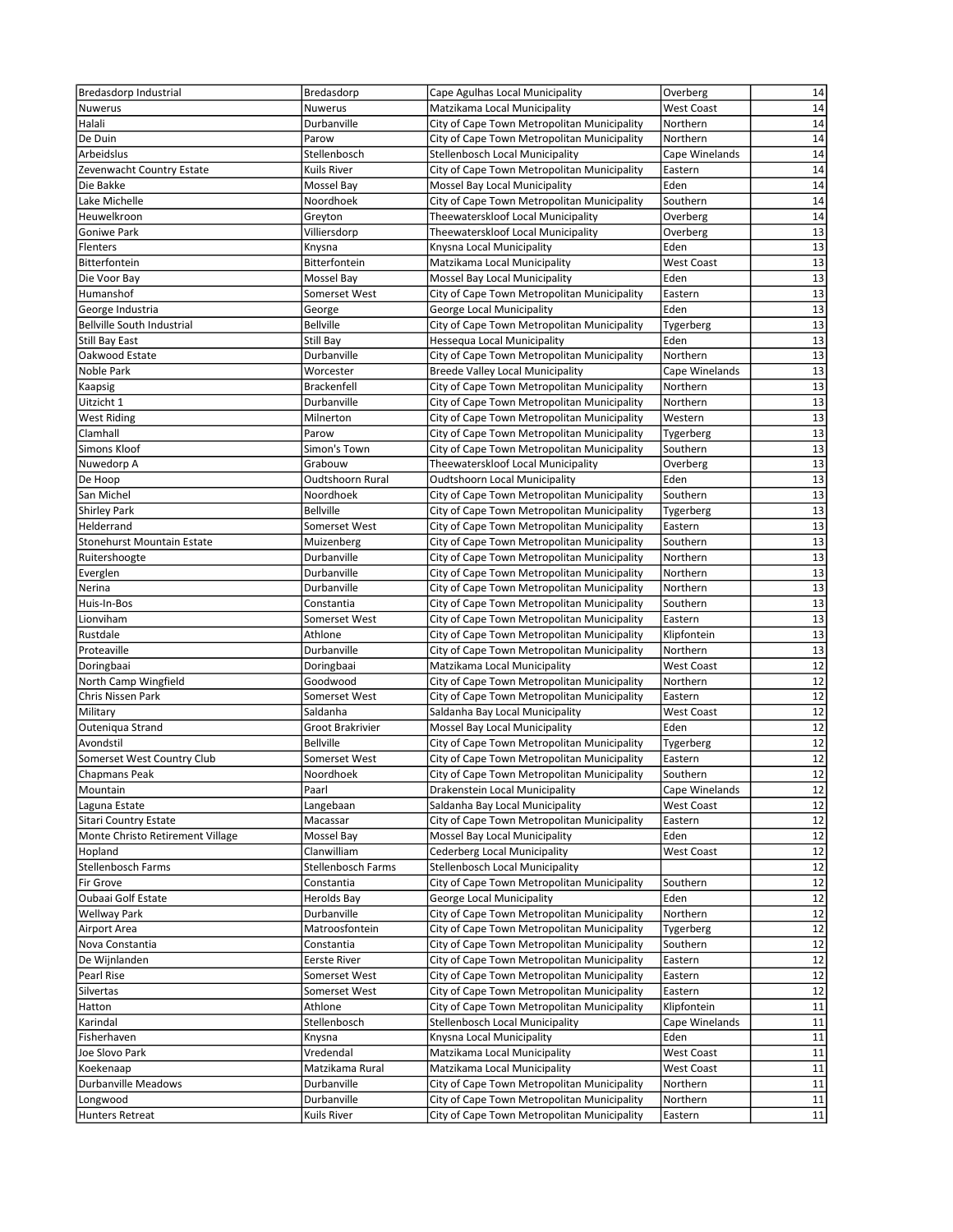| | | | | |
|---|---|---|---|---|
| Bredasdorp Industrial | Bredasdorp | Cape Agulhas Local Municipality | Overberg | 14 |
| Nuwerus | Nuwerus | Matzikama Local Municipality | West Coast | 14 |
| Halali | Durbanville | City of Cape Town Metropolitan Municipality | Northern | 14 |
| De Duin | Parow | City of Cape Town Metropolitan Municipality | Northern | 14 |
| Arbeidslus | Stellenbosch | Stellenbosch Local Municipality | Cape Winelands | 14 |
| Zevenwacht Country Estate | Kuils River | City of Cape Town Metropolitan Municipality | Eastern | 14 |
| Die Bakke | Mossel Bay | Mossel Bay Local Municipality | Eden | 14 |
| Lake Michelle | Noordhoek | City of Cape Town Metropolitan Municipality | Southern | 14 |
| Heuwelkroon | Greyton | Theewaterskloof Local Municipality | Overberg | 14 |
| Goniwe Park | Villiersdorp | Theewaterskloof Local Municipality | Overberg | 13 |
| Flenters | Knysna | Knysna Local Municipality | Eden | 13 |
| Bitterfontein | Bitterfontein | Matzikama Local Municipality | West Coast | 13 |
| Die Voor Bay | Mossel Bay | Mossel Bay Local Municipality | Eden | 13 |
| Humanshof | Somerset West | City of Cape Town Metropolitan Municipality | Eastern | 13 |
| George Industria | George | George Local Municipality | Eden | 13 |
| Bellville South Industrial | Bellville | City of Cape Town Metropolitan Municipality | Tygerberg | 13 |
| Still Bay East | Still Bay | Hessequa Local Municipality | Eden | 13 |
| Oakwood Estate | Durbanville | City of Cape Town Metropolitan Municipality | Northern | 13 |
| Noble Park | Worcester | Breede Valley Local Municipality | Cape Winelands | 13 |
| Kaapsig | Brackenfell | City of Cape Town Metropolitan Municipality | Northern | 13 |
| Uitzicht 1 | Durbanville | City of Cape Town Metropolitan Municipality | Northern | 13 |
| West Riding | Milnerton | City of Cape Town Metropolitan Municipality | Western | 13 |
| Clamhall | Parow | City of Cape Town Metropolitan Municipality | Tygerberg | 13 |
| Simons Kloof | Simon's Town | City of Cape Town Metropolitan Municipality | Southern | 13 |
| Nuwedorp A | Grabouw | Theewaterskloof Local Municipality | Overberg | 13 |
| De Hoop | Oudtshoorn Rural | Oudtshoorn Local Municipality | Eden | 13 |
| San Michel | Noordhoek | City of Cape Town Metropolitan Municipality | Southern | 13 |
| Shirley Park | Bellville | City of Cape Town Metropolitan Municipality | Tygerberg | 13 |
| Helderrand | Somerset West | City of Cape Town Metropolitan Municipality | Eastern | 13 |
| Stonehurst Mountain Estate | Muizenberg | City of Cape Town Metropolitan Municipality | Southern | 13 |
| Ruitershoogte | Durbanville | City of Cape Town Metropolitan Municipality | Northern | 13 |
| Everglen | Durbanville | City of Cape Town Metropolitan Municipality | Northern | 13 |
| Nerina | Durbanville | City of Cape Town Metropolitan Municipality | Northern | 13 |
| Huis-In-Bos | Constantia | City of Cape Town Metropolitan Municipality | Southern | 13 |
| Lionviham | Somerset West | City of Cape Town Metropolitan Municipality | Eastern | 13 |
| Rustdale | Athlone | City of Cape Town Metropolitan Municipality | Klipfontein | 13 |
| Proteaville | Durbanville | City of Cape Town Metropolitan Municipality | Northern | 13 |
| Doringbaai | Doringbaai | Matzikama Local Municipality | West Coast | 12 |
| North Camp Wingfield | Goodwood | City of Cape Town Metropolitan Municipality | Northern | 12 |
| Chris Nissen Park | Somerset West | City of Cape Town Metropolitan Municipality | Eastern | 12 |
| Military | Saldanha | Saldanha Bay Local Municipality | West Coast | 12 |
| Outeniqua Strand | Groot Brakrivier | Mossel Bay Local Municipality | Eden | 12 |
| Avondstil | Bellville | City of Cape Town Metropolitan Municipality | Tygerberg | 12 |
| Somerset West Country Club | Somerset West | City of Cape Town Metropolitan Municipality | Eastern | 12 |
| Chapmans Peak | Noordhoek | City of Cape Town Metropolitan Municipality | Southern | 12 |
| Mountain | Paarl | Drakenstein Local Municipality | Cape Winelands | 12 |
| Laguna Estate | Langebaan | Saldanha Bay Local Municipality | West Coast | 12 |
| Sitari Country Estate | Macassar | City of Cape Town Metropolitan Municipality | Eastern | 12 |
| Monte Christo Retirement Village | Mossel Bay | Mossel Bay Local Municipality | Eden | 12 |
| Hopland | Clanwilliam | Cederberg Local Municipality | West Coast | 12 |
| Stellenbosch Farms | Stellenbosch Farms | Stellenbosch Local Municipality | | 12 |
| Fir Grove | Constantia | City of Cape Town Metropolitan Municipality | Southern | 12 |
| Oubaai Golf Estate | Herolds Bay | George Local Municipality | Eden | 12 |
| Wellway Park | Durbanville | City of Cape Town Metropolitan Municipality | Northern | 12 |
| Airport Area | Matroosfontein | City of Cape Town Metropolitan Municipality | Tygerberg | 12 |
| Nova Constantia | Constantia | City of Cape Town Metropolitan Municipality | Southern | 12 |
| De Wijnlanden | Eerste River | City of Cape Town Metropolitan Municipality | Eastern | 12 |
| Pearl Rise | Somerset West | City of Cape Town Metropolitan Municipality | Eastern | 12 |
| Silvertas | Somerset West | City of Cape Town Metropolitan Municipality | Eastern | 12 |
| Hatton | Athlone | City of Cape Town Metropolitan Municipality | Klipfontein | 11 |
| Karindal | Stellenbosch | Stellenbosch Local Municipality | Cape Winelands | 11 |
| Fisherhaven | Knysna | Knysna Local Municipality | Eden | 11 |
| Joe Slovo Park | Vredendal | Matzikama Local Municipality | West Coast | 11 |
| Koekenaap | Matzikama Rural | Matzikama Local Municipality | West Coast | 11 |
| Durbanville Meadows | Durbanville | City of Cape Town Metropolitan Municipality | Northern | 11 |
| Longwood | Durbanville | City of Cape Town Metropolitan Municipality | Northern | 11 |
| Hunters Retreat | Kuils River | City of Cape Town Metropolitan Municipality | Eastern | 11 |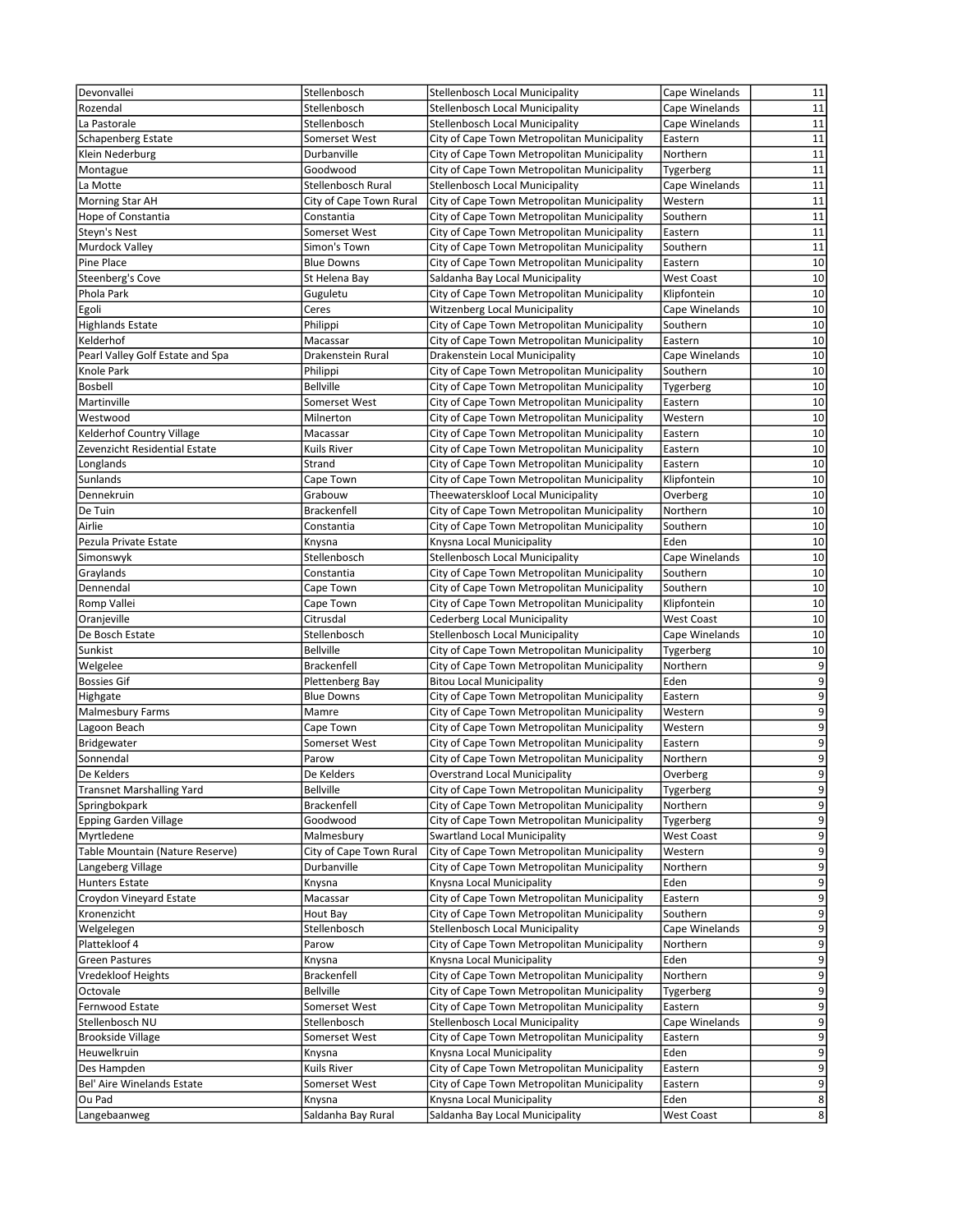| | | | | |
|---|---|---|---|---|
| Devonvallei | Stellenbosch | Stellenbosch Local Municipality | Cape Winelands | 11 |
| Rozendal | Stellenbosch | Stellenbosch Local Municipality | Cape Winelands | 11 |
| La Pastorale | Stellenbosch | Stellenbosch Local Municipality | Cape Winelands | 11 |
| Schapenberg Estate | Somerset West | City of Cape Town Metropolitan Municipality | Eastern | 11 |
| Klein Nederburg | Durbanville | City of Cape Town Metropolitan Municipality | Northern | 11 |
| Montague | Goodwood | City of Cape Town Metropolitan Municipality | Tygerberg | 11 |
| La Motte | Stellenbosch Rural | Stellenbosch Local Municipality | Cape Winelands | 11 |
| Morning Star AH | City of Cape Town Rural | City of Cape Town Metropolitan Municipality | Western | 11 |
| Hope of Constantia | Constantia | City of Cape Town Metropolitan Municipality | Southern | 11 |
| Steyn's Nest | Somerset West | City of Cape Town Metropolitan Municipality | Eastern | 11 |
| Murdock Valley | Simon's Town | City of Cape Town Metropolitan Municipality | Southern | 11 |
| Pine Place | Blue Downs | City of Cape Town Metropolitan Municipality | Eastern | 10 |
| Steenberg's Cove | St Helena Bay | Saldanha Bay Local Municipality | West Coast | 10 |
| Phola Park | Guguletu | City of Cape Town Metropolitan Municipality | Klipfontein | 10 |
| Egoli | Ceres | Witzenberg Local Municipality | Cape Winelands | 10 |
| Highlands Estate | Philippi | City of Cape Town Metropolitan Municipality | Southern | 10 |
| Kelderhof | Macassar | City of Cape Town Metropolitan Municipality | Eastern | 10 |
| Pearl Valley Golf Estate and Spa | Drakenstein Rural | Drakenstein Local Municipality | Cape Winelands | 10 |
| Knole Park | Philippi | City of Cape Town Metropolitan Municipality | Southern | 10 |
| Bosbell | Bellville | City of Cape Town Metropolitan Municipality | Tygerberg | 10 |
| Martinville | Somerset West | City of Cape Town Metropolitan Municipality | Eastern | 10 |
| Westwood | Milnerton | City of Cape Town Metropolitan Municipality | Western | 10 |
| Kelderhof Country Village | Macassar | City of Cape Town Metropolitan Municipality | Eastern | 10 |
| Zevenzicht Residential Estate | Kuils River | City of Cape Town Metropolitan Municipality | Eastern | 10 |
| Longlands | Strand | City of Cape Town Metropolitan Municipality | Eastern | 10 |
| Sunlands | Cape Town | City of Cape Town Metropolitan Municipality | Klipfontein | 10 |
| Dennekruin | Grabouw | Theewaterskloof Local Municipality | Overberg | 10 |
| De Tuin | Brackenfell | City of Cape Town Metropolitan Municipality | Northern | 10 |
| Airlie | Constantia | City of Cape Town Metropolitan Municipality | Southern | 10 |
| Pezula Private Estate | Knysna | Knysna Local Municipality | Eden | 10 |
| Simonswyk | Stellenbosch | Stellenbosch Local Municipality | Cape Winelands | 10 |
| Graylands | Constantia | City of Cape Town Metropolitan Municipality | Southern | 10 |
| Dennendal | Cape Town | City of Cape Town Metropolitan Municipality | Southern | 10 |
| Romp Vallei | Cape Town | City of Cape Town Metropolitan Municipality | Klipfontein | 10 |
| Oranjeville | Citrusdal | Cederberg Local Municipality | West Coast | 10 |
| De Bosch Estate | Stellenbosch | Stellenbosch Local Municipality | Cape Winelands | 10 |
| Sunkist | Bellville | City of Cape Town Metropolitan Municipality | Tygerberg | 10 |
| Welgelee | Brackenfell | City of Cape Town Metropolitan Municipality | Northern | 9 |
| Bossies Gif | Plettenberg Bay | Bitou Local Municipality | Eden | 9 |
| Highgate | Blue Downs | City of Cape Town Metropolitan Municipality | Eastern | 9 |
| Malmesbury Farms | Mamre | City of Cape Town Metropolitan Municipality | Western | 9 |
| Lagoon Beach | Cape Town | City of Cape Town Metropolitan Municipality | Western | 9 |
| Bridgewater | Somerset West | City of Cape Town Metropolitan Municipality | Eastern | 9 |
| Sonnendal | Parow | City of Cape Town Metropolitan Municipality | Northern | 9 |
| De Kelders | De Kelders | Overstrand Local Municipality | Overberg | 9 |
| Transnet Marshalling Yard | Bellville | City of Cape Town Metropolitan Municipality | Tygerberg | 9 |
| Springbokpark | Brackenfell | City of Cape Town Metropolitan Municipality | Northern | 9 |
| Epping Garden Village | Goodwood | City of Cape Town Metropolitan Municipality | Tygerberg | 9 |
| Myrtledene | Malmesbury | Swartland Local Municipality | West Coast | 9 |
| Table Mountain (Nature Reserve) | City of Cape Town Rural | City of Cape Town Metropolitan Municipality | Western | 9 |
| Langeberg Village | Durbanville | City of Cape Town Metropolitan Municipality | Northern | 9 |
| Hunters Estate | Knysna | Knysna Local Municipality | Eden | 9 |
| Croydon Vineyard Estate | Macassar | City of Cape Town Metropolitan Municipality | Eastern | 9 |
| Kronenzicht | Hout Bay | City of Cape Town Metropolitan Municipality | Southern | 9 |
| Welgelegen | Stellenbosch | Stellenbosch Local Municipality | Cape Winelands | 9 |
| Plattekloof 4 | Parow | City of Cape Town Metropolitan Municipality | Northern | 9 |
| Green Pastures | Knysna | Knysna Local Municipality | Eden | 9 |
| Vredekloof Heights | Brackenfell | City of Cape Town Metropolitan Municipality | Northern | 9 |
| Octovale | Bellville | City of Cape Town Metropolitan Municipality | Tygerberg | 9 |
| Fernwood Estate | Somerset West | City of Cape Town Metropolitan Municipality | Eastern | 9 |
| Stellenbosch NU | Stellenbosch | Stellenbosch Local Municipality | Cape Winelands | 9 |
| Brookside Village | Somerset West | City of Cape Town Metropolitan Municipality | Eastern | 9 |
| Heuwelkruin | Knysna | Knysna Local Municipality | Eden | 9 |
| Des Hampden | Kuils River | City of Cape Town Metropolitan Municipality | Eastern | 9 |
| Bel' Aire Winelands Estate | Somerset West | City of Cape Town Metropolitan Municipality | Eastern | 9 |
| Ou Pad | Knysna | Knysna Local Municipality | Eden | 8 |
| Langebaanweg | Saldanha Bay Rural | Saldanha Bay Local Municipality | West Coast | 8 |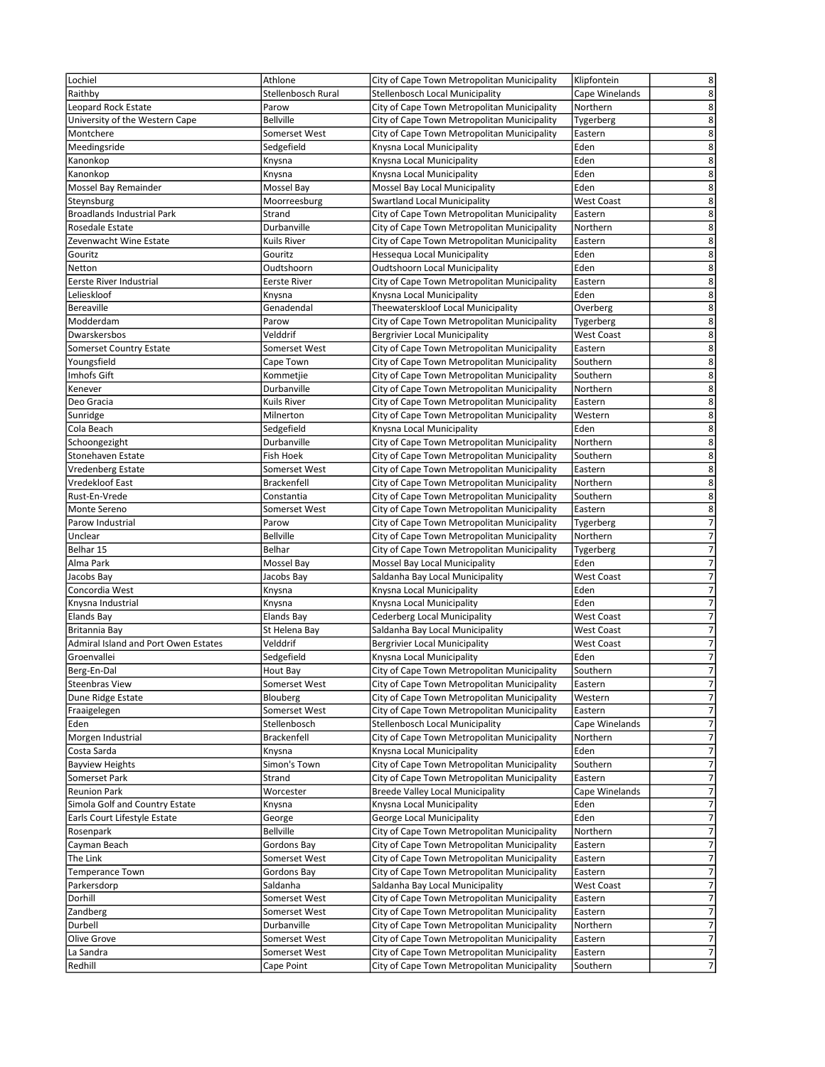| | | | | |
|---|---|---|---|---|
| Lochiel | Athlone | City of Cape Town Metropolitan Municipality | Klipfontein | 8 |
| Raithby | Stellenbosch Rural | Stellenbosch Local Municipality | Cape Winelands | 8 |
| Leopard Rock Estate | Parow | City of Cape Town Metropolitan Municipality | Northern | 8 |
| University of the Western Cape | Bellville | City of Cape Town Metropolitan Municipality | Tygerberg | 8 |
| Montchere | Somerset West | City of Cape Town Metropolitan Municipality | Eastern | 8 |
| Meedingsride | Sedgefield | Knysna Local Municipality | Eden | 8 |
| Kanonkop | Knysna | Knysna Local Municipality | Eden | 8 |
| Kanonkop | Knysna | Knysna Local Municipality | Eden | 8 |
| Mossel Bay Remainder | Mossel Bay | Mossel Bay Local Municipality | Eden | 8 |
| Steynsburg | Moorreesburg | Swartland Local Municipality | West Coast | 8 |
| Broadlands Industrial Park | Strand | City of Cape Town Metropolitan Municipality | Eastern | 8 |
| Rosedale Estate | Durbanville | City of Cape Town Metropolitan Municipality | Northern | 8 |
| Zevenwacht Wine Estate | Kuils River | City of Cape Town Metropolitan Municipality | Eastern | 8 |
| Gouritz | Gouritz | Hessequa Local Municipality | Eden | 8 |
| Netton | Oudtshoorn | Oudtshoorn Local Municipality | Eden | 8 |
| Eerste River Industrial | Eerste River | City of Cape Town Metropolitan Municipality | Eastern | 8 |
| Lelieskloof | Knysna | Knysna Local Municipality | Eden | 8 |
| Bereaville | Genadendal | Theewaterskloof Local Municipality | Overberg | 8 |
| Modderdam | Parow | City of Cape Town Metropolitan Municipality | Tygerberg | 8 |
| Dwarskersbos | Velddrif | Bergrivier Local Municipality | West Coast | 8 |
| Somerset Country Estate | Somerset West | City of Cape Town Metropolitan Municipality | Eastern | 8 |
| Youngsfield | Cape Town | City of Cape Town Metropolitan Municipality | Southern | 8 |
| Imhofs Gift | Kommetjie | City of Cape Town Metropolitan Municipality | Southern | 8 |
| Kenever | Durbanville | City of Cape Town Metropolitan Municipality | Northern | 8 |
| Deo Gracia | Kuils River | City of Cape Town Metropolitan Municipality | Eastern | 8 |
| Sunridge | Milnerton | City of Cape Town Metropolitan Municipality | Western | 8 |
| Cola Beach | Sedgefield | Knysna Local Municipality | Eden | 8 |
| Schoongezight | Durbanville | City of Cape Town Metropolitan Municipality | Northern | 8 |
| Stonehaven Estate | Fish Hoek | City of Cape Town Metropolitan Municipality | Southern | 8 |
| Vredenberg Estate | Somerset West | City of Cape Town Metropolitan Municipality | Eastern | 8 |
| Vredekloof East | Brackenfell | City of Cape Town Metropolitan Municipality | Northern | 8 |
| Rust-En-Vrede | Constantia | City of Cape Town Metropolitan Municipality | Southern | 8 |
| Monte Sereno | Somerset West | City of Cape Town Metropolitan Municipality | Eastern | 8 |
| Parow Industrial | Parow | City of Cape Town Metropolitan Municipality | Tygerberg | 7 |
| Unclear | Bellville | City of Cape Town Metropolitan Municipality | Northern | 7 |
| Belhar 15 | Belhar | City of Cape Town Metropolitan Municipality | Tygerberg | 7 |
| Alma Park | Mossel Bay | Mossel Bay Local Municipality | Eden | 7 |
| Jacobs Bay | Jacobs Bay | Saldanha Bay Local Municipality | West Coast | 7 |
| Concordia West | Knysna | Knysna Local Municipality | Eden | 7 |
| Knysna Industrial | Knysna | Knysna Local Municipality | Eden | 7 |
| Elands Bay | Elands Bay | Cederberg Local Municipality | West Coast | 7 |
| Britannia Bay | St Helena Bay | Saldanha Bay Local Municipality | West Coast | 7 |
| Admiral Island and Port Owen Estates | Velddrif | Bergrivier Local Municipality | West Coast | 7 |
| Groenvallei | Sedgefield | Knysna Local Municipality | Eden | 7 |
| Berg-En-Dal | Hout Bay | City of Cape Town Metropolitan Municipality | Southern | 7 |
| Steenbras View | Somerset West | City of Cape Town Metropolitan Municipality | Eastern | 7 |
| Dune Ridge Estate | Blouberg | City of Cape Town Metropolitan Municipality | Western | 7 |
| Fraaigelegen | Somerset West | City of Cape Town Metropolitan Municipality | Eastern | 7 |
| Eden | Stellenbosch | Stellenbosch Local Municipality | Cape Winelands | 7 |
| Morgen Industrial | Brackenfell | City of Cape Town Metropolitan Municipality | Northern | 7 |
| Costa Sarda | Knysna | Knysna Local Municipality | Eden | 7 |
| Bayview Heights | Simon's Town | City of Cape Town Metropolitan Municipality | Southern | 7 |
| Somerset Park | Strand | City of Cape Town Metropolitan Municipality | Eastern | 7 |
| Reunion Park | Worcester | Breede Valley Local Municipality | Cape Winelands | 7 |
| Simola Golf and Country Estate | Knysna | Knysna Local Municipality | Eden | 7 |
| Earls Court Lifestyle Estate | George | George Local Municipality | Eden | 7 |
| Rosenpark | Bellville | City of Cape Town Metropolitan Municipality | Northern | 7 |
| Cayman Beach | Gordons Bay | City of Cape Town Metropolitan Municipality | Eastern | 7 |
| The Link | Somerset West | City of Cape Town Metropolitan Municipality | Eastern | 7 |
| Temperance Town | Gordons Bay | City of Cape Town Metropolitan Municipality | Eastern | 7 |
| Parkersdorp | Saldanha | Saldanha Bay Local Municipality | West Coast | 7 |
| Dorhill | Somerset West | City of Cape Town Metropolitan Municipality | Eastern | 7 |
| Zandberg | Somerset West | City of Cape Town Metropolitan Municipality | Eastern | 7 |
| Durbell | Durbanville | City of Cape Town Metropolitan Municipality | Northern | 7 |
| Olive Grove | Somerset West | City of Cape Town Metropolitan Municipality | Eastern | 7 |
| La Sandra | Somerset West | City of Cape Town Metropolitan Municipality | Eastern | 7 |
| Redhill | Cape Point | City of Cape Town Metropolitan Municipality | Southern | 7 |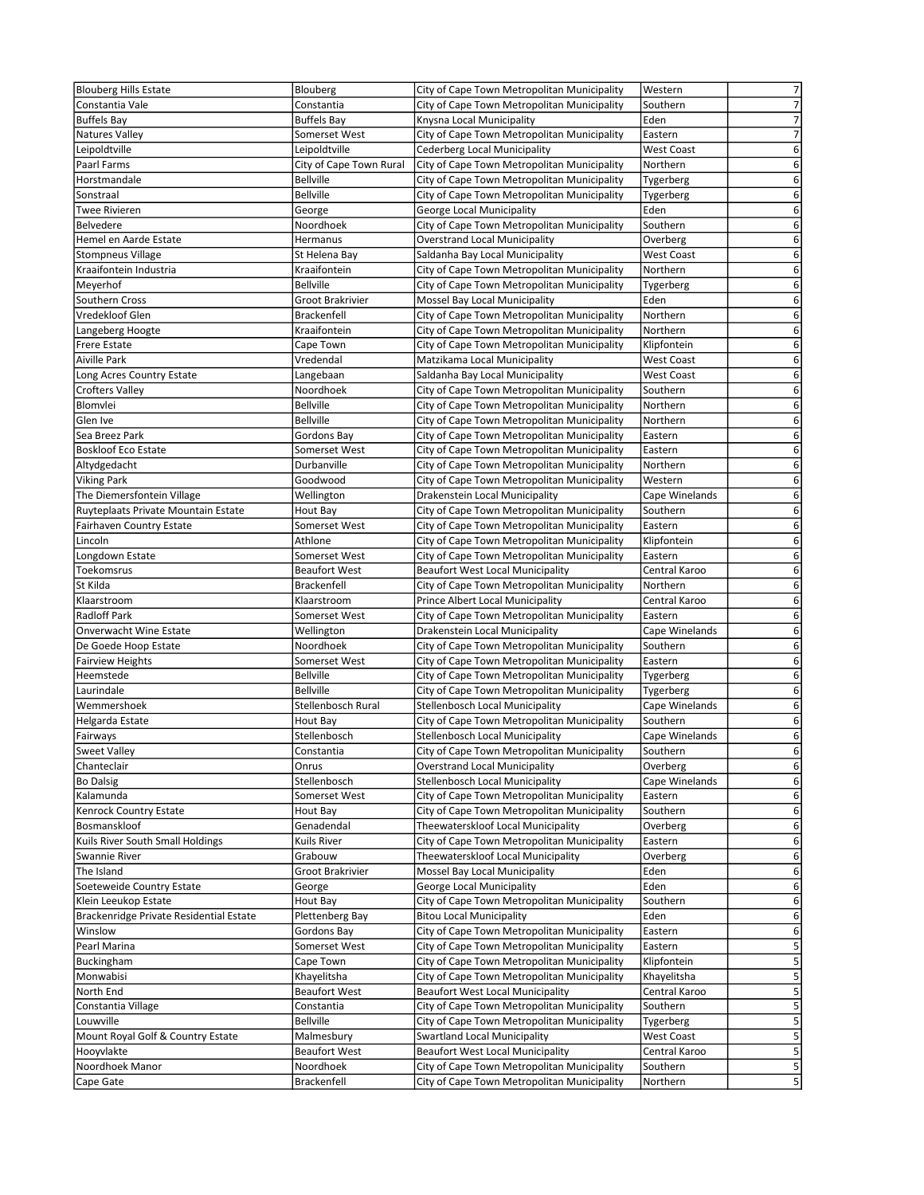| | | | | |
|---|---|---|---|---|
| Blouberg Hills Estate | Blouberg | City of Cape Town Metropolitan Municipality | Western | 7 |
| Constantia Vale | Constantia | City of Cape Town Metropolitan Municipality | Southern | 7 |
| Buffels Bay | Buffels Bay | Knysna Local Municipality | Eden | 7 |
| Natures Valley | Somerset West | City of Cape Town Metropolitan Municipality | Eastern | 7 |
| Leipoldtville | Leipoldtville | Cederberg Local Municipality | West Coast | 6 |
| Paarl Farms | City of Cape Town Rural | City of Cape Town Metropolitan Municipality | Northern | 6 |
| Horstmandale | Bellville | City of Cape Town Metropolitan Municipality | Tygerberg | 6 |
| Sonstraal | Bellville | City of Cape Town Metropolitan Municipality | Tygerberg | 6 |
| Twee Rivieren | George | George Local Municipality | Eden | 6 |
| Belvedere | Noordhoek | City of Cape Town Metropolitan Municipality | Southern | 6 |
| Hemel en Aarde Estate | Hermanus | Overstrand Local Municipality | Overberg | 6 |
| Stompneus Village | St Helena Bay | Saldanha Bay Local Municipality | West Coast | 6 |
| Kraaifontein Industria | Kraaifontein | City of Cape Town Metropolitan Municipality | Northern | 6 |
| Meyerhof | Bellville | City of Cape Town Metropolitan Municipality | Tygerberg | 6 |
| Southern Cross | Groot Brakrivier | Mossel Bay Local Municipality | Eden | 6 |
| Vredekloof Glen | Brackenfell | City of Cape Town Metropolitan Municipality | Northern | 6 |
| Langeberg Hoogte | Kraaifontein | City of Cape Town Metropolitan Municipality | Northern | 6 |
| Frere Estate | Cape Town | City of Cape Town Metropolitan Municipality | Klipfontein | 6 |
| Aiville Park | Vredendal | Matzikama Local Municipality | West Coast | 6 |
| Long Acres Country Estate | Langebaan | Saldanha Bay Local Municipality | West Coast | 6 |
| Crofters Valley | Noordhoek | City of Cape Town Metropolitan Municipality | Southern | 6 |
| Blomvlei | Bellville | City of Cape Town Metropolitan Municipality | Northern | 6 |
| Glen Ive | Bellville | City of Cape Town Metropolitan Municipality | Northern | 6 |
| Sea Breez Park | Gordons Bay | City of Cape Town Metropolitan Municipality | Eastern | 6 |
| Boskloof Eco Estate | Somerset West | City of Cape Town Metropolitan Municipality | Eastern | 6 |
| Altydgedacht | Durbanville | City of Cape Town Metropolitan Municipality | Northern | 6 |
| Viking Park | Goodwood | City of Cape Town Metropolitan Municipality | Western | 6 |
| The Diemersfontein Village | Wellington | Drakenstein Local Municipality | Cape Winelands | 6 |
| Ruyteplaats Private Mountain Estate | Hout Bay | City of Cape Town Metropolitan Municipality | Southern | 6 |
| Fairhaven Country Estate | Somerset West | City of Cape Town Metropolitan Municipality | Eastern | 6 |
| Lincoln | Athlone | City of Cape Town Metropolitan Municipality | Klipfontein | 6 |
| Longdown Estate | Somerset West | City of Cape Town Metropolitan Municipality | Eastern | 6 |
| Toekomsrus | Beaufort West | Beaufort West Local Municipality | Central Karoo | 6 |
| St Kilda | Brackenfell | City of Cape Town Metropolitan Municipality | Northern | 6 |
| Klaarstroom | Klaarstroom | Prince Albert Local Municipality | Central Karoo | 6 |
| Radloff Park | Somerset West | City of Cape Town Metropolitan Municipality | Eastern | 6 |
| Onverwacht Wine Estate | Wellington | Drakenstein Local Municipality | Cape Winelands | 6 |
| De Goede Hoop Estate | Noordhoek | City of Cape Town Metropolitan Municipality | Southern | 6 |
| Fairview Heights | Somerset West | City of Cape Town Metropolitan Municipality | Eastern | 6 |
| Heemstede | Bellville | City of Cape Town Metropolitan Municipality | Tygerberg | 6 |
| Laurindale | Bellville | City of Cape Town Metropolitan Municipality | Tygerberg | 6 |
| Wemmershoek | Stellenbosch Rural | Stellenbosch Local Municipality | Cape Winelands | 6 |
| Helgarda Estate | Hout Bay | City of Cape Town Metropolitan Municipality | Southern | 6 |
| Fairways | Stellenbosch | Stellenbosch Local Municipality | Cape Winelands | 6 |
| Sweet Valley | Constantia | City of Cape Town Metropolitan Municipality | Southern | 6 |
| Chanteclair | Onrus | Overstrand Local Municipality | Overberg | 6 |
| Bo Dalsig | Stellenbosch | Stellenbosch Local Municipality | Cape Winelands | 6 |
| Kalamunda | Somerset West | City of Cape Town Metropolitan Municipality | Eastern | 6 |
| Kenrock Country Estate | Hout Bay | City of Cape Town Metropolitan Municipality | Southern | 6 |
| Bosmanskloof | Genadendal | Theewaterskloof Local Municipality | Overberg | 6 |
| Kuils River South Small Holdings | Kuils River | City of Cape Town Metropolitan Municipality | Eastern | 6 |
| Swannie River | Grabouw | Theewaterskloof Local Municipality | Overberg | 6 |
| The Island | Groot Brakrivier | Mossel Bay Local Municipality | Eden | 6 |
| Soeteweide Country Estate | George | George Local Municipality | Eden | 6 |
| Klein Leeukop Estate | Hout Bay | City of Cape Town Metropolitan Municipality | Southern | 6 |
| Brackenridge Private Residential Estate | Plettenberg Bay | Bitou Local Municipality | Eden | 6 |
| Winslow | Gordons Bay | City of Cape Town Metropolitan Municipality | Eastern | 6 |
| Pearl Marina | Somerset West | City of Cape Town Metropolitan Municipality | Eastern | 5 |
| Buckingham | Cape Town | City of Cape Town Metropolitan Municipality | Klipfontein | 5 |
| Monwabisi | Khayelitsha | City of Cape Town Metropolitan Municipality | Khayelitsha | 5 |
| North End | Beaufort West | Beaufort West Local Municipality | Central Karoo | 5 |
| Constantia Village | Constantia | City of Cape Town Metropolitan Municipality | Southern | 5 |
| Louwville | Bellville | City of Cape Town Metropolitan Municipality | Tygerberg | 5 |
| Mount Royal Golf & Country Estate | Malmesbury | Swartland Local Municipality | West Coast | 5 |
| Hooyvlakte | Beaufort West | Beaufort West Local Municipality | Central Karoo | 5 |
| Noordhoek Manor | Noordhoek | City of Cape Town Metropolitan Municipality | Southern | 5 |
| Cape Gate | Brackenfell | City of Cape Town Metropolitan Municipality | Northern | 5 |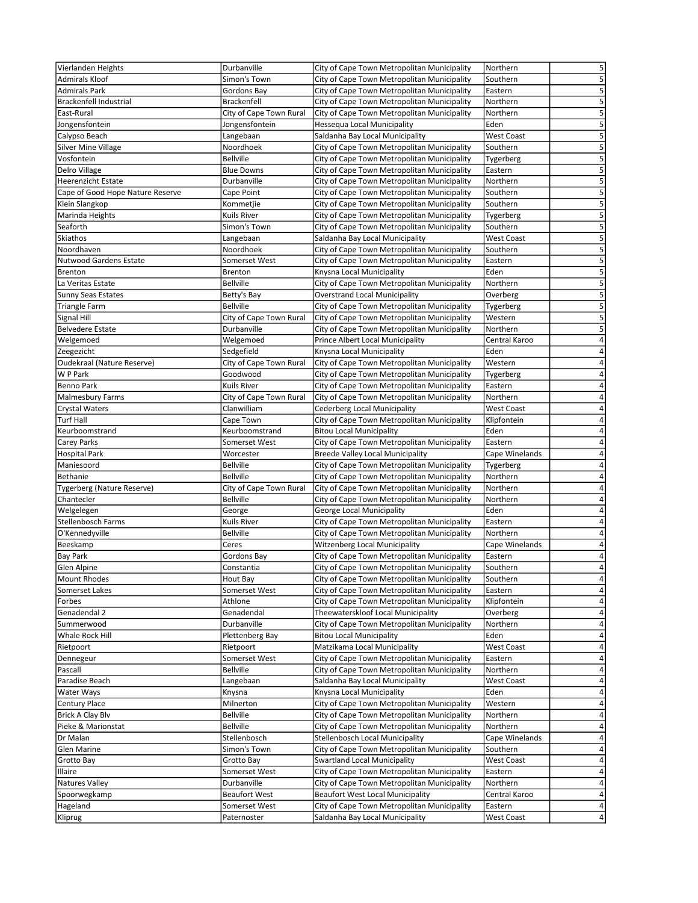| | | | | |
|---|---|---|---|---|
| Vierlanden Heights | Durbanville | City of Cape Town Metropolitan Municipality | Northern | 5 |
| Admirals Kloof | Simon's Town | City of Cape Town Metropolitan Municipality | Southern | 5 |
| Admirals Park | Gordons Bay | City of Cape Town Metropolitan Municipality | Eastern | 5 |
| Brackenfell Industrial | Brackenfell | City of Cape Town Metropolitan Municipality | Northern | 5 |
| East-Rural | City of Cape Town Rural | City of Cape Town Metropolitan Municipality | Northern | 5 |
| Jongensfontein | Jongensfontein | Hessequa Local Municipality | Eden | 5 |
| Calypso Beach | Langebaan | Saldanha Bay Local Municipality | West Coast | 5 |
| Silver Mine Village | Noordhoek | City of Cape Town Metropolitan Municipality | Southern | 5 |
| Vosfontein | Bellville | City of Cape Town Metropolitan Municipality | Tygerberg | 5 |
| Delro Village | Blue Downs | City of Cape Town Metropolitan Municipality | Eastern | 5 |
| Heerenzicht Estate | Durbanville | City of Cape Town Metropolitan Municipality | Northern | 5 |
| Cape of Good Hope Nature Reserve | Cape Point | City of Cape Town Metropolitan Municipality | Southern | 5 |
| Klein Slangkop | Kommetjie | City of Cape Town Metropolitan Municipality | Southern | 5 |
| Marinda Heights | Kuils River | City of Cape Town Metropolitan Municipality | Tygerberg | 5 |
| Seaforth | Simon's Town | City of Cape Town Metropolitan Municipality | Southern | 5 |
| Skiathos | Langebaan | Saldanha Bay Local Municipality | West Coast | 5 |
| Noordhaven | Noordhoek | City of Cape Town Metropolitan Municipality | Southern | 5 |
| Nutwood Gardens Estate | Somerset West | City of Cape Town Metropolitan Municipality | Eastern | 5 |
| Brenton | Brenton | Knysna Local Municipality | Eden | 5 |
| La Veritas Estate | Bellville | City of Cape Town Metropolitan Municipality | Northern | 5 |
| Sunny Seas Estates | Betty's Bay | Overstrand Local Municipality | Overberg | 5 |
| Triangle Farm | Bellville | City of Cape Town Metropolitan Municipality | Tygerberg | 5 |
| Signal Hill | City of Cape Town Rural | City of Cape Town Metropolitan Municipality | Western | 5 |
| Belvedere Estate | Durbanville | City of Cape Town Metropolitan Municipality | Northern | 5 |
| Welgemoed | Welgemoed | Prince Albert Local Municipality | Central Karoo | 4 |
| Zeegezicht | Sedgefield | Knysna Local Municipality | Eden | 4 |
| Oudekraal (Nature Reserve) | City of Cape Town Rural | City of Cape Town Metropolitan Municipality | Western | 4 |
| W P Park | Goodwood | City of Cape Town Metropolitan Municipality | Tygerberg | 4 |
| Benno Park | Kuils River | City of Cape Town Metropolitan Municipality | Eastern | 4 |
| Malmesbury Farms | City of Cape Town Rural | City of Cape Town Metropolitan Municipality | Northern | 4 |
| Crystal Waters | Clanwilliam | Cederberg Local Municipality | West Coast | 4 |
| Turf Hall | Cape Town | City of Cape Town Metropolitan Municipality | Klipfontein | 4 |
| Keurboomstrand | Keurboomstrand | Bitou Local Municipality | Eden | 4 |
| Carey Parks | Somerset West | City of Cape Town Metropolitan Municipality | Eastern | 4 |
| Hospital Park | Worcester | Breede Valley Local Municipality | Cape Winelands | 4 |
| Maniesoord | Bellville | City of Cape Town Metropolitan Municipality | Tygerberg | 4 |
| Bethanie | Bellville | City of Cape Town Metropolitan Municipality | Northern | 4 |
| Tygerberg (Nature Reserve) | City of Cape Town Rural | City of Cape Town Metropolitan Municipality | Northern | 4 |
| Chantecler | Bellville | City of Cape Town Metropolitan Municipality | Northern | 4 |
| Welgelegen | George | George Local Municipality | Eden | 4 |
| Stellenbosch Farms | Kuils River | City of Cape Town Metropolitan Municipality | Eastern | 4 |
| O'Kennedyville | Bellville | City of Cape Town Metropolitan Municipality | Northern | 4 |
| Beeskamp | Ceres | Witzenberg Local Municipality | Cape Winelands | 4 |
| Bay Park | Gordons Bay | City of Cape Town Metropolitan Municipality | Eastern | 4 |
| Glen Alpine | Constantia | City of Cape Town Metropolitan Municipality | Southern | 4 |
| Mount Rhodes | Hout Bay | City of Cape Town Metropolitan Municipality | Southern | 4 |
| Somerset Lakes | Somerset West | City of Cape Town Metropolitan Municipality | Eastern | 4 |
| Forbes | Athlone | City of Cape Town Metropolitan Municipality | Klipfontein | 4 |
| Genadendal 2 | Genadendal | Theewaterskloof Local Municipality | Overberg | 4 |
| Summerwood | Durbanville | City of Cape Town Metropolitan Municipality | Northern | 4 |
| Whale Rock Hill | Plettenberg Bay | Bitou Local Municipality | Eden | 4 |
| Rietpoort | Rietpoort | Matzikama Local Municipality | West Coast | 4 |
| Dennegeur | Somerset West | City of Cape Town Metropolitan Municipality | Eastern | 4 |
| Pascall | Bellville | City of Cape Town Metropolitan Municipality | Northern | 4 |
| Paradise Beach | Langebaan | Saldanha Bay Local Municipality | West Coast | 4 |
| Water Ways | Knysna | Knysna Local Municipality | Eden | 4 |
| Century Place | Milnerton | City of Cape Town Metropolitan Municipality | Western | 4 |
| Brick A Clay Blv | Bellville | City of Cape Town Metropolitan Municipality | Northern | 4 |
| Pieke & Marionstat | Bellville | City of Cape Town Metropolitan Municipality | Northern | 4 |
| Dr Malan | Stellenbosch | Stellenbosch Local Municipality | Cape Winelands | 4 |
| Glen Marine | Simon's Town | City of Cape Town Metropolitan Municipality | Southern | 4 |
| Grotto Bay | Grotto Bay | Swartland Local Municipality | West Coast | 4 |
| Illaire | Somerset West | City of Cape Town Metropolitan Municipality | Eastern | 4 |
| Natures Valley | Durbanville | City of Cape Town Metropolitan Municipality | Northern | 4 |
| Spoorwegkamp | Beaufort West | Beaufort West Local Municipality | Central Karoo | 4 |
| Hageland | Somerset West | City of Cape Town Metropolitan Municipality | Eastern | 4 |
| Kliprug | Paternoster | Saldanha Bay Local Municipality | West Coast | 4 |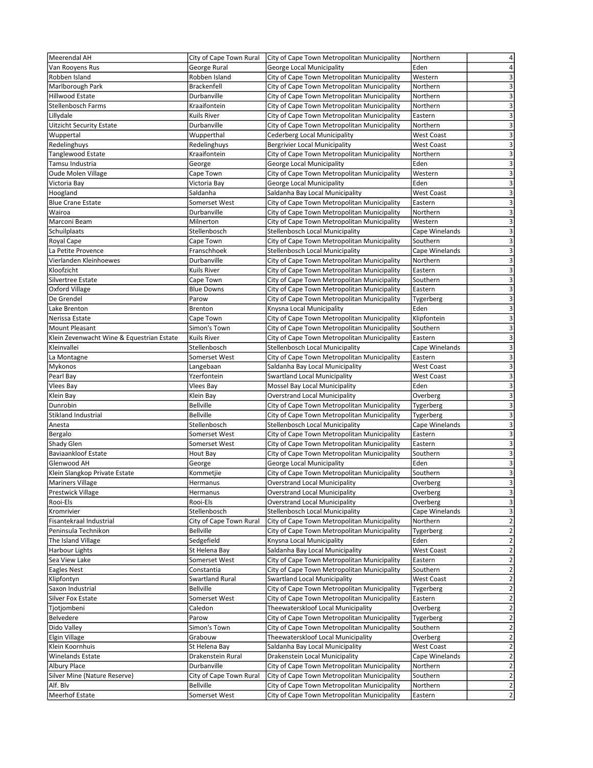| | | | | |
|---|---|---|---|---|
| Meerendal AH | City of Cape Town Rural | City of Cape Town Metropolitan Municipality | Northern | 4 |
| Van Rooyens Rus | George Rural | George Local Municipality | Eden | 4 |
| Robben Island | Robben Island | City of Cape Town Metropolitan Municipality | Western | 3 |
| Marlborough Park | Brackenfell | City of Cape Town Metropolitan Municipality | Northern | 3 |
| Hillwood Estate | Durbanville | City of Cape Town Metropolitan Municipality | Northern | 3 |
| Stellenbosch Farms | Kraaifontein | City of Cape Town Metropolitan Municipality | Northern | 3 |
| Lillydale | Kuils River | City of Cape Town Metropolitan Municipality | Eastern | 3 |
| Uitzicht Security Estate | Durbanville | City of Cape Town Metropolitan Municipality | Northern | 3 |
| Wuppertal | Wupperthal | Cederberg Local Municipality | West Coast | 3 |
| Redelinghuys | Redelinghuys | Bergrivier Local Municipality | West Coast | 3 |
| Tanglewood Estate | Kraaifontein | City of Cape Town Metropolitan Municipality | Northern | 3 |
| Tamsu Industria | George | George Local Municipality | Eden | 3 |
| Oude Molen Village | Cape Town | City of Cape Town Metropolitan Municipality | Western | 3 |
| Victoria Bay | Victoria Bay | George Local Municipality | Eden | 3 |
| Hoogland | Saldanha | Saldanha Bay Local Municipality | West Coast | 3 |
| Blue Crane Estate | Somerset West | City of Cape Town Metropolitan Municipality | Eastern | 3 |
| Wairoa | Durbanville | City of Cape Town Metropolitan Municipality | Northern | 3 |
| Marconi Beam | Milnerton | City of Cape Town Metropolitan Municipality | Western | 3 |
| Schuilplaats | Stellenbosch | Stellenbosch Local Municipality | Cape Winelands | 3 |
| Royal Cape | Cape Town | City of Cape Town Metropolitan Municipality | Southern | 3 |
| La Petite Provence | Franschhoek | Stellenbosch Local Municipality | Cape Winelands | 3 |
| Vierlanden Kleinhoewes | Durbanville | City of Cape Town Metropolitan Municipality | Northern | 3 |
| Kloofzicht | Kuils River | City of Cape Town Metropolitan Municipality | Eastern | 3 |
| Silvertree Estate | Cape Town | City of Cape Town Metropolitan Municipality | Southern | 3 |
| Oxford Village | Blue Downs | City of Cape Town Metropolitan Municipality | Eastern | 3 |
| De Grendel | Parow | City of Cape Town Metropolitan Municipality | Tygerberg | 3 |
| Lake Brenton | Brenton | Knysna Local Municipality | Eden | 3 |
| Nerissa Estate | Cape Town | City of Cape Town Metropolitan Municipality | Klipfontein | 3 |
| Mount Pleasant | Simon's Town | City of Cape Town Metropolitan Municipality | Southern | 3 |
| Klein Zevenwacht Wine & Equestrian Estate | Kuils River | City of Cape Town Metropolitan Municipality | Eastern | 3 |
| Kleinvallei | Stellenbosch | Stellenbosch Local Municipality | Cape Winelands | 3 |
| La Montagne | Somerset West | City of Cape Town Metropolitan Municipality | Eastern | 3 |
| Mykonos | Langebaan | Saldanha Bay Local Municipality | West Coast | 3 |
| Pearl Bay | Yzerfontein | Swartland Local Municipality | West Coast | 3 |
| Vlees Bay | Vlees Bay | Mossel Bay Local Municipality | Eden | 3 |
| Klein Bay | Klein Bay | Overstrand Local Municipality | Overberg | 3 |
| Dunrobin | Bellville | City of Cape Town Metropolitan Municipality | Tygerberg | 3 |
| Stikland Industrial | Bellville | City of Cape Town Metropolitan Municipality | Tygerberg | 3 |
| Anesta | Stellenbosch | Stellenbosch Local Municipality | Cape Winelands | 3 |
| Bergalo | Somerset West | City of Cape Town Metropolitan Municipality | Eastern | 3 |
| Shady Glen | Somerset West | City of Cape Town Metropolitan Municipality | Eastern | 3 |
| Baviaanskloof Estate | Hout Bay | City of Cape Town Metropolitan Municipality | Southern | 3 |
| Glenwood AH | George | George Local Municipality | Eden | 3 |
| Klein Slangkop Private Estate | Kommetjie | City of Cape Town Metropolitan Municipality | Southern | 3 |
| Mariners Village | Hermanus | Overstrand Local Municipality | Overberg | 3 |
| Prestwick Village | Hermanus | Overstrand Local Municipality | Overberg | 3 |
| Rooi-Els | Rooi-Els | Overstrand Local Municipality | Overberg | 3 |
| Kromrivier | Stellenbosch | Stellenbosch Local Municipality | Cape Winelands | 3 |
| Fisantekraal Industrial | City of Cape Town Rural | City of Cape Town Metropolitan Municipality | Northern | 2 |
| Peninsula Technikon | Bellville | City of Cape Town Metropolitan Municipality | Tygerberg | 2 |
| The Island Village | Sedgefield | Knysna Local Municipality | Eden | 2 |
| Harbour Lights | St Helena Bay | Saldanha Bay Local Municipality | West Coast | 2 |
| Sea View Lake | Somerset West | City of Cape Town Metropolitan Municipality | Eastern | 2 |
| Eagles Nest | Constantia | City of Cape Town Metropolitan Municipality | Southern | 2 |
| Klipfontyn | Swartland Rural | Swartland Local Municipality | West Coast | 2 |
| Saxon Industrial | Bellville | City of Cape Town Metropolitan Municipality | Tygerberg | 2 |
| Silver Fox Estate | Somerset West | City of Cape Town Metropolitan Municipality | Eastern | 2 |
| Tjotjombeni | Caledon | Theewaterskloof Local Municipality | Overberg | 2 |
| Belvedere | Parow | City of Cape Town Metropolitan Municipality | Tygerberg | 2 |
| Dido Valley | Simon's Town | City of Cape Town Metropolitan Municipality | Southern | 2 |
| Elgin Village | Grabouw | Theewaterskloof Local Municipality | Overberg | 2 |
| Klein Koornhuis | St Helena Bay | Saldanha Bay Local Municipality | West Coast | 2 |
| Winelands Estate | Drakenstein Rural | Drakenstein Local Municipality | Cape Winelands | 2 |
| Albury Place | Durbanville | City of Cape Town Metropolitan Municipality | Northern | 2 |
| Silver Mine (Nature Reserve) | City of Cape Town Rural | City of Cape Town Metropolitan Municipality | Southern | 2 |
| Alf. Blv | Bellville | City of Cape Town Metropolitan Municipality | Northern | 2 |
| Meerhof Estate | Somerset West | City of Cape Town Metropolitan Municipality | Eastern | 2 |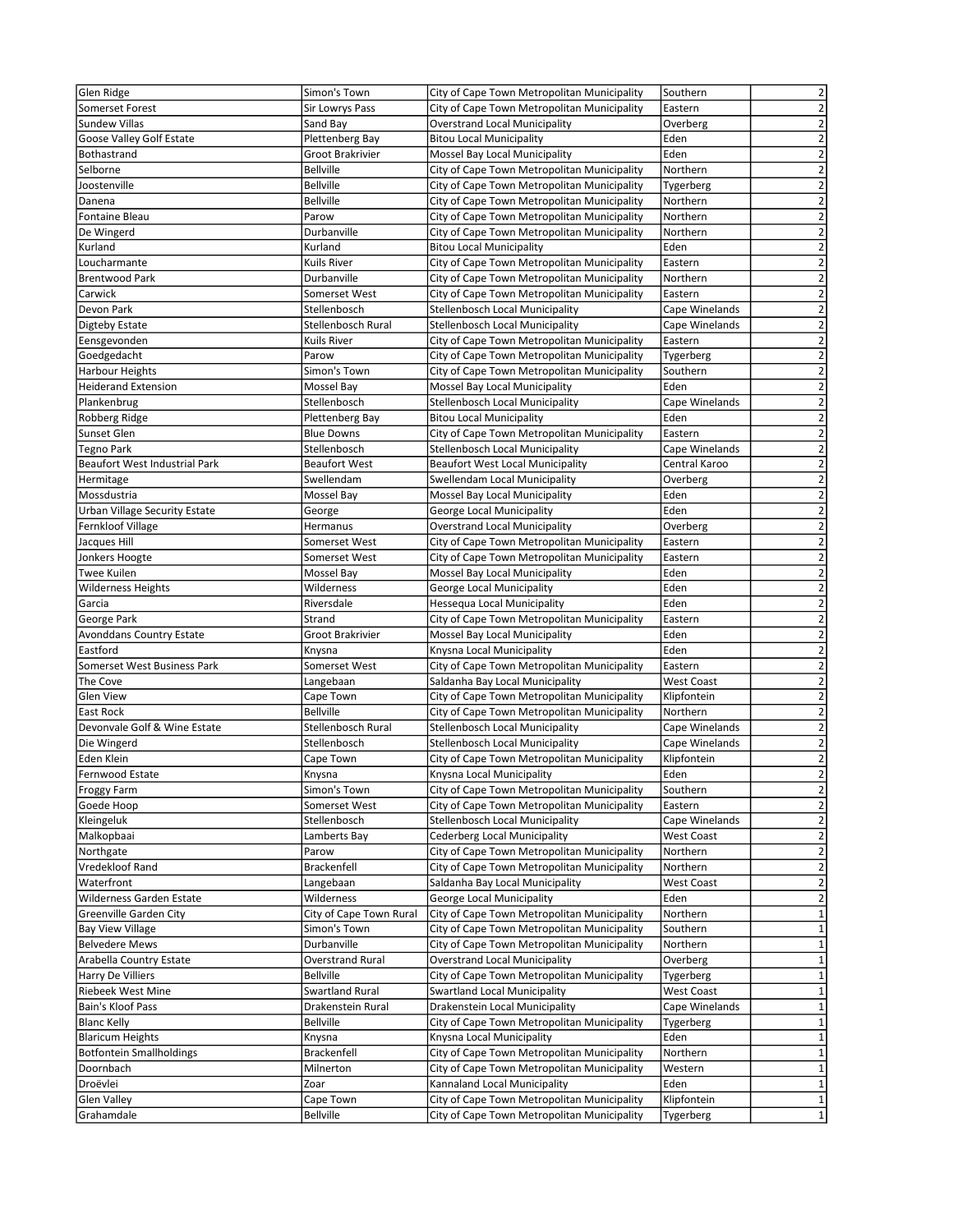| | | | | |
|---|---|---|---|---|
| Glen Ridge | Simon's Town | City of Cape Town Metropolitan Municipality | Southern | 2 |
| Somerset Forest | Sir Lowrys Pass | City of Cape Town Metropolitan Municipality | Eastern | 2 |
| Sundew Villas | Sand Bay | Overstrand Local Municipality | Overberg | 2 |
| Goose Valley Golf Estate | Plettenberg Bay | Bitou Local Municipality | Eden | 2 |
| Bothastrand | Groot Brakrivier | Mossel Bay Local Municipality | Eden | 2 |
| Selborne | Bellville | City of Cape Town Metropolitan Municipality | Northern | 2 |
| Joostenville | Bellville | City of Cape Town Metropolitan Municipality | Tygerberg | 2 |
| Danena | Bellville | City of Cape Town Metropolitan Municipality | Northern | 2 |
| Fontaine Bleau | Parow | City of Cape Town Metropolitan Municipality | Northern | 2 |
| De Wingerd | Durbanville | City of Cape Town Metropolitan Municipality | Northern | 2 |
| Kurland | Kurland | Bitou Local Municipality | Eden | 2 |
| Loucharmante | Kuils River | City of Cape Town Metropolitan Municipality | Eastern | 2 |
| Brentwood Park | Durbanville | City of Cape Town Metropolitan Municipality | Northern | 2 |
| Carwick | Somerset West | City of Cape Town Metropolitan Municipality | Eastern | 2 |
| Devon Park | Stellenbosch | Stellenbosch Local Municipality | Cape Winelands | 2 |
| Digteby Estate | Stellenbosch Rural | Stellenbosch Local Municipality | Cape Winelands | 2 |
| Eensgevonden | Kuils River | City of Cape Town Metropolitan Municipality | Eastern | 2 |
| Goedgedacht | Parow | City of Cape Town Metropolitan Municipality | Tygerberg | 2 |
| Harbour Heights | Simon's Town | City of Cape Town Metropolitan Municipality | Southern | 2 |
| Heiderand Extension | Mossel Bay | Mossel Bay Local Municipality | Eden | 2 |
| Plankenbrug | Stellenbosch | Stellenbosch Local Municipality | Cape Winelands | 2 |
| Robberg Ridge | Plettenberg Bay | Bitou Local Municipality | Eden | 2 |
| Sunset Glen | Blue Downs | City of Cape Town Metropolitan Municipality | Eastern | 2 |
| Tegno Park | Stellenbosch | Stellenbosch Local Municipality | Cape Winelands | 2 |
| Beaufort West Industrial Park | Beaufort West | Beaufort West Local Municipality | Central Karoo | 2 |
| Hermitage | Swellendam | Swellendam Local Municipality | Overberg | 2 |
| Mossdustria | Mossel Bay | Mossel Bay Local Municipality | Eden | 2 |
| Urban Village Security Estate | George | George Local Municipality | Eden | 2 |
| Fernkloof Village | Hermanus | Overstrand Local Municipality | Overberg | 2 |
| Jacques Hill | Somerset West | City of Cape Town Metropolitan Municipality | Eastern | 2 |
| Jonkers Hoogte | Somerset West | City of Cape Town Metropolitan Municipality | Eastern | 2 |
| Twee Kuilen | Mossel Bay | Mossel Bay Local Municipality | Eden | 2 |
| Wilderness Heights | Wilderness | George Local Municipality | Eden | 2 |
| Garcia | Riversdale | Hessequa Local Municipality | Eden | 2 |
| George Park | Strand | City of Cape Town Metropolitan Municipality | Eastern | 2 |
| Avonddans Country Estate | Groot Brakrivier | Mossel Bay Local Municipality | Eden | 2 |
| Eastford | Knysna | Knysna Local Municipality | Eden | 2 |
| Somerset West Business Park | Somerset West | City of Cape Town Metropolitan Municipality | Eastern | 2 |
| The Cove | Langebaan | Saldanha Bay Local Municipality | West Coast | 2 |
| Glen View | Cape Town | City of Cape Town Metropolitan Municipality | Klipfontein | 2 |
| East Rock | Bellville | City of Cape Town Metropolitan Municipality | Northern | 2 |
| Devonvale Golf & Wine Estate | Stellenbosch Rural | Stellenbosch Local Municipality | Cape Winelands | 2 |
| Die Wingerd | Stellenbosch | Stellenbosch Local Municipality | Cape Winelands | 2 |
| Eden Klein | Cape Town | City of Cape Town Metropolitan Municipality | Klipfontein | 2 |
| Fernwood Estate | Knysna | Knysna Local Municipality | Eden | 2 |
| Froggy Farm | Simon's Town | City of Cape Town Metropolitan Municipality | Southern | 2 |
| Goede Hoop | Somerset West | City of Cape Town Metropolitan Municipality | Eastern | 2 |
| Kleingeluk | Stellenbosch | Stellenbosch Local Municipality | Cape Winelands | 2 |
| Malkopbaai | Lamberts Bay | Cederberg Local Municipality | West Coast | 2 |
| Northgate | Parow | City of Cape Town Metropolitan Municipality | Northern | 2 |
| Vredekloof Rand | Brackenfell | City of Cape Town Metropolitan Municipality | Northern | 2 |
| Waterfront | Langebaan | Saldanha Bay Local Municipality | West Coast | 2 |
| Wilderness Garden Estate | Wilderness | George Local Municipality | Eden | 2 |
| Greenville Garden City | City of Cape Town Rural | City of Cape Town Metropolitan Municipality | Northern | 1 |
| Bay View Village | Simon's Town | City of Cape Town Metropolitan Municipality | Southern | 1 |
| Belvedere Mews | Durbanville | City of Cape Town Metropolitan Municipality | Northern | 1 |
| Arabella Country Estate | Overstrand Rural | Overstrand Local Municipality | Overberg | 1 |
| Harry De Villiers | Bellville | City of Cape Town Metropolitan Municipality | Tygerberg | 1 |
| Riebeek West Mine | Swartland Rural | Swartland Local Municipality | West Coast | 1 |
| Bain's Kloof Pass | Drakenstein Rural | Drakenstein Local Municipality | Cape Winelands | 1 |
| Blanc Kelly | Bellville | City of Cape Town Metropolitan Municipality | Tygerberg | 1 |
| Blaricum Heights | Knysna | Knysna Local Municipality | Eden | 1 |
| Botfontein Smallholdings | Brackenfell | City of Cape Town Metropolitan Municipality | Northern | 1 |
| Doornbach | Milnerton | City of Cape Town Metropolitan Municipality | Western | 1 |
| Droëvlei | Zoar | Kannaland Local Municipality | Eden | 1 |
| Glen Valley | Cape Town | City of Cape Town Metropolitan Municipality | Klipfontein | 1 |
| Grahamdale | Bellville | City of Cape Town Metropolitan Municipality | Tygerberg | 1 |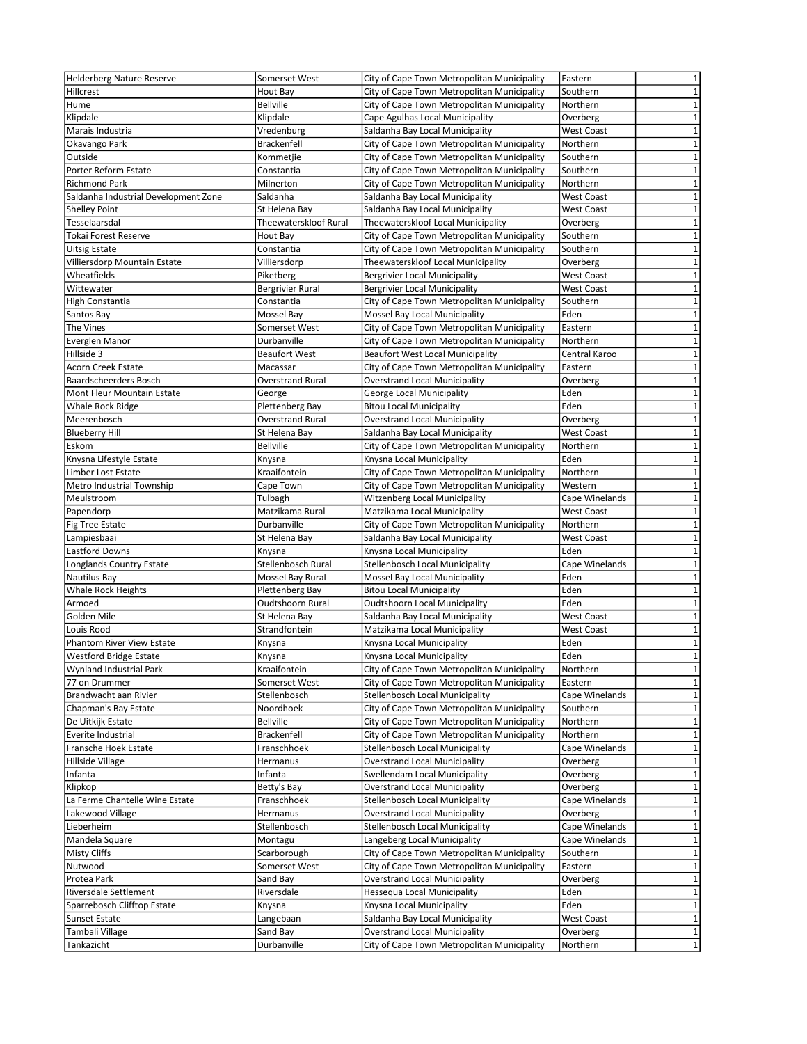| | | | | |
|---|---|---|---|---|
| Helderberg Nature Reserve | Somerset West | City of Cape Town Metropolitan Municipality | Eastern | 1 |
| Hillcrest | Hout Bay | City of Cape Town Metropolitan Municipality | Southern | 1 |
| Hume | Bellville | City of Cape Town Metropolitan Municipality | Northern | 1 |
| Klipdale | Klipdale | Cape Agulhas Local Municipality | Overberg | 1 |
| Marais Industria | Vredenburg | Saldanha Bay Local Municipality | West Coast | 1 |
| Okavango Park | Brackenfell | City of Cape Town Metropolitan Municipality | Northern | 1 |
| Outside | Kommetjie | City of Cape Town Metropolitan Municipality | Southern | 1 |
| Porter Reform Estate | Constantia | City of Cape Town Metropolitan Municipality | Southern | 1 |
| Richmond Park | Milnerton | City of Cape Town Metropolitan Municipality | Northern | 1 |
| Saldanha Industrial Development Zone | Saldanha | Saldanha Bay Local Municipality | West Coast | 1 |
| Shelley Point | St Helena Bay | Saldanha Bay Local Municipality | West Coast | 1 |
| Tesselaarsdal | Theewaterskloof Rural | Theewaterskloof Local Municipality | Overberg | 1 |
| Tokai Forest Reserve | Hout Bay | City of Cape Town Metropolitan Municipality | Southern | 1 |
| Uitsig Estate | Constantia | City of Cape Town Metropolitan Municipality | Southern | 1 |
| Villiersdorp Mountain Estate | Villiersdorp | Theewaterskloof Local Municipality | Overberg | 1 |
| Wheatfields | Piketberg | Bergrivier Local Municipality | West Coast | 1 |
| Wittewater | Bergrivier Rural | Bergrivier Local Municipality | West Coast | 1 |
| High Constantia | Constantia | City of Cape Town Metropolitan Municipality | Southern | 1 |
| Santos Bay | Mossel Bay | Mossel Bay Local Municipality | Eden | 1 |
| The Vines | Somerset West | City of Cape Town Metropolitan Municipality | Eastern | 1 |
| Everglen Manor | Durbanville | City of Cape Town Metropolitan Municipality | Northern | 1 |
| Hillside 3 | Beaufort West | Beaufort West Local Municipality | Central Karoo | 1 |
| Acorn Creek Estate | Macassar | City of Cape Town Metropolitan Municipality | Eastern | 1 |
| Baardscheerders Bosch | Overstrand Rural | Overstrand Local Municipality | Overberg | 1 |
| Mont Fleur Mountain Estate | George | George Local Municipality | Eden | 1 |
| Whale Rock Ridge | Plettenberg Bay | Bitou Local Municipality | Eden | 1 |
| Meerenbosch | Overstrand Rural | Overstrand Local Municipality | Overberg | 1 |
| Blueberry Hill | St Helena Bay | Saldanha Bay Local Municipality | West Coast | 1 |
| Eskom | Bellville | City of Cape Town Metropolitan Municipality | Northern | 1 |
| Knysna Lifestyle Estate | Knysna | Knysna Local Municipality | Eden | 1 |
| Limber Lost Estate | Kraaifontein | City of Cape Town Metropolitan Municipality | Northern | 1 |
| Metro Industrial Township | Cape Town | City of Cape Town Metropolitan Municipality | Western | 1 |
| Meulstroom | Tulbagh | Witzenberg Local Municipality | Cape Winelands | 1 |
| Papendorp | Matzikama Rural | Matzikama Local Municipality | West Coast | 1 |
| Fig Tree Estate | Durbanville | City of Cape Town Metropolitan Municipality | Northern | 1 |
| Lampiesbaai | St Helena Bay | Saldanha Bay Local Municipality | West Coast | 1 |
| Eastford Downs | Knysna | Knysna Local Municipality | Eden | 1 |
| Longlands Country Estate | Stellenbosch Rural | Stellenbosch Local Municipality | Cape Winelands | 1 |
| Nautilus Bay | Mossel Bay Rural | Mossel Bay Local Municipality | Eden | 1 |
| Whale Rock Heights | Plettenberg Bay | Bitou Local Municipality | Eden | 1 |
| Armoed | Oudtshoorn Rural | Oudtshoorn Local Municipality | Eden | 1 |
| Golden Mile | St Helena Bay | Saldanha Bay Local Municipality | West Coast | 1 |
| Louis Rood | Strandfontein | Matzikama Local Municipality | West Coast | 1 |
| Phantom River View Estate | Knysna | Knysna Local Municipality | Eden | 1 |
| Westford Bridge Estate | Knysna | Knysna Local Municipality | Eden | 1 |
| Wynland Industrial Park | Kraaifontein | City of Cape Town Metropolitan Municipality | Northern | 1 |
| 77 on Drummer | Somerset West | City of Cape Town Metropolitan Municipality | Eastern | 1 |
| Brandwacht aan Rivier | Stellenbosch | Stellenbosch Local Municipality | Cape Winelands | 1 |
| Chapman's Bay Estate | Noordhoek | City of Cape Town Metropolitan Municipality | Southern | 1 |
| De Uitkijk Estate | Bellville | City of Cape Town Metropolitan Municipality | Northern | 1 |
| Everite Industrial | Brackenfell | City of Cape Town Metropolitan Municipality | Northern | 1 |
| Fransche Hoek Estate | Franschhoek | Stellenbosch Local Municipality | Cape Winelands | 1 |
| Hillside Village | Hermanus | Overstrand Local Municipality | Overberg | 1 |
| Infanta | Infanta | Swellendam Local Municipality | Overberg | 1 |
| Klipkop | Betty's Bay | Overstrand Local Municipality | Overberg | 1 |
| La Ferme Chantelle Wine Estate | Franschhoek | Stellenbosch Local Municipality | Cape Winelands | 1 |
| Lakewood Village | Hermanus | Overstrand Local Municipality | Overberg | 1 |
| Lieberheim | Stellenbosch | Stellenbosch Local Municipality | Cape Winelands | 1 |
| Mandela Square | Montagu | Langeberg Local Municipality | Cape Winelands | 1 |
| Misty Cliffs | Scarborough | City of Cape Town Metropolitan Municipality | Southern | 1 |
| Nutwood | Somerset West | City of Cape Town Metropolitan Municipality | Eastern | 1 |
| Protea Park | Sand Bay | Overstrand Local Municipality | Overberg | 1 |
| Riversdale Settlement | Riversdale | Hessequa Local Municipality | Eden | 1 |
| Sparrebosch Clifftop Estate | Knysna | Knysna Local Municipality | Eden | 1 |
| Sunset Estate | Langebaan | Saldanha Bay Local Municipality | West Coast | 1 |
| Tambali Village | Sand Bay | Overstrand Local Municipality | Overberg | 1 |
| Tankazicht | Durbanville | City of Cape Town Metropolitan Municipality | Northern | 1 |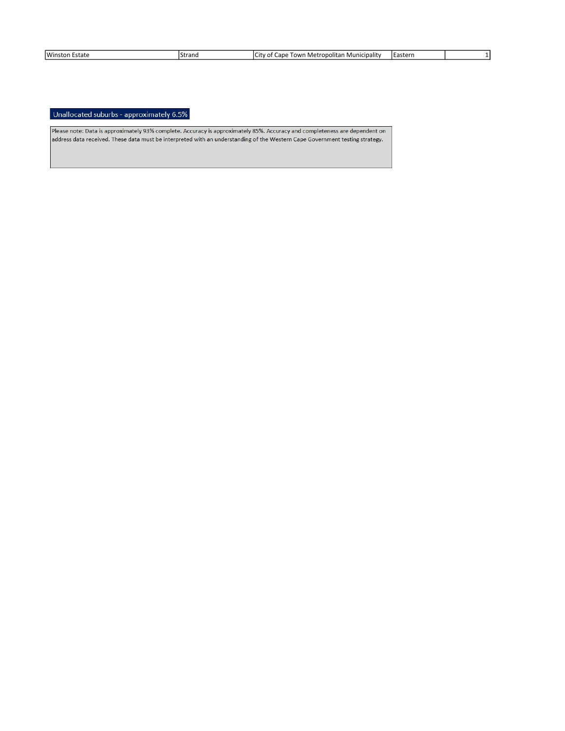| | | | | |
|---|---|---|---|---|
| Winston Estate | Strand | City of Cape Town Metropolitan Municipality | Eastern | 1 |

**Unallocated suburbs - approximately 6.5%**

Please note: Data is approximately 93% complete. Accuracy is approximately 85%. Accuracy and completeness are dependent on address data received. These data must be interpreted with an understanding of the Western Cape Government testing strategy.